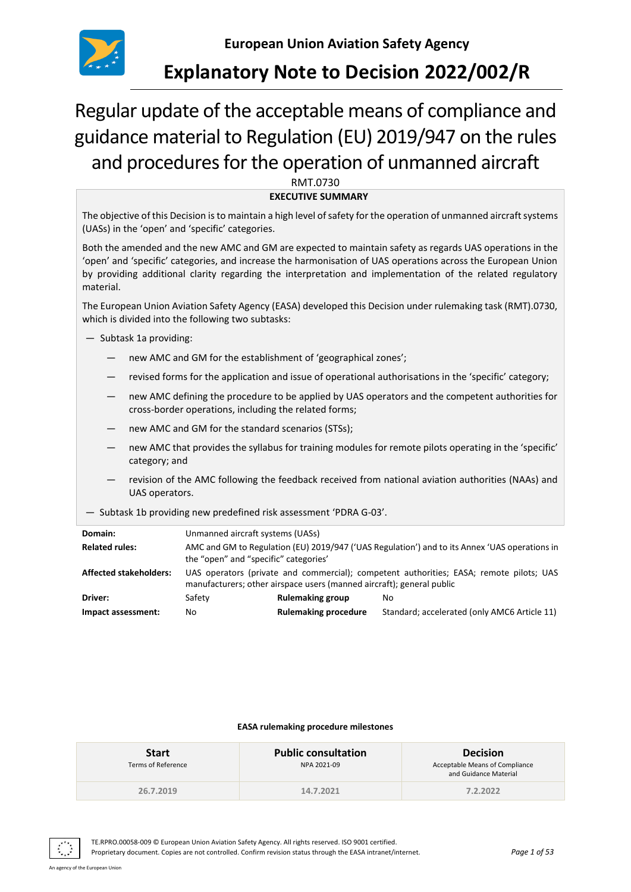European Union Aviation Safety Agency

# Explanatory Note to Decision 2022/002/R

## Regular update of the acceptable means of compliance and guidance material to Regulation (EU) 2019/947 on the rules and procedures for the operation of unmanned aircraft

RMT.0730

**EXECUTIVE SUMMARY**

The objective of this Decision is to maintain a high level of safety for the operation of unmanned aircraft systems (UASs) in the 'open' and 'specific' categories.

Both the amended and the new AMC and GM are expected to maintain safety as regards UAS operations in the 'open' and 'specific' categories, and increase the harmonisation of UAS operations across the European Union by providing additional clarity regarding the interpretation and implementation of the related regulatory material.

The European Union Aviation Safety Agency (EASA) developed this Decision under rulemaking task (RMT).0730, which is divided into the following two subtasks:

— Subtask 1a providing:

  — new AMC and GM for the establishment of 'geographical zones';

  — revised forms for the application and issue of operational authorisations in the 'specific' category;

  — new AMC defining the procedure to be applied by UAS operators and the competent authorities for cross-border operations, including the related forms;

  — new AMC and GM for the standard scenarios (STSs);

  — new AMC that provides the syllabus for training modules for remote pilots operating in the 'specific' category; and

  — revision of the AMC following the feedback received from national aviation authorities (NAAs) and UAS operators.

— Subtask 1b providing new predefined risk assessment 'PDRA G-03'.

| | | | |
|---|---|---|---|
| **Domain:** | Unmanned aircraft systems (UASs) | | |
| **Related rules:** | AMC and GM to Regulation (EU) 2019/947 ('UAS Regulation') and to its Annex 'UAS operations in the "open" and "specific" categories' | | |
| **Affected stakeholders:** | UAS operators (private and commercial); competent authorities; EASA; remote pilots; UAS manufacturers; other airspace users (manned aircraft); general public | | |
| **Driver:** | Safety | **Rulemaking group** | No |
| **Impact assessment:** | No | **Rulemaking procedure** | Standard; accelerated (only AMC6 Article 11) |

**EASA rulemaking procedure milestones**

| Start<br>Terms of Reference | Public consultation<br>NPA 2021-09 | Decision<br>Acceptable Means of Compliance and Guidance Material |
|---|---|---|
| 26.7.2019 | 14.7.2021 | 7.2.2022 |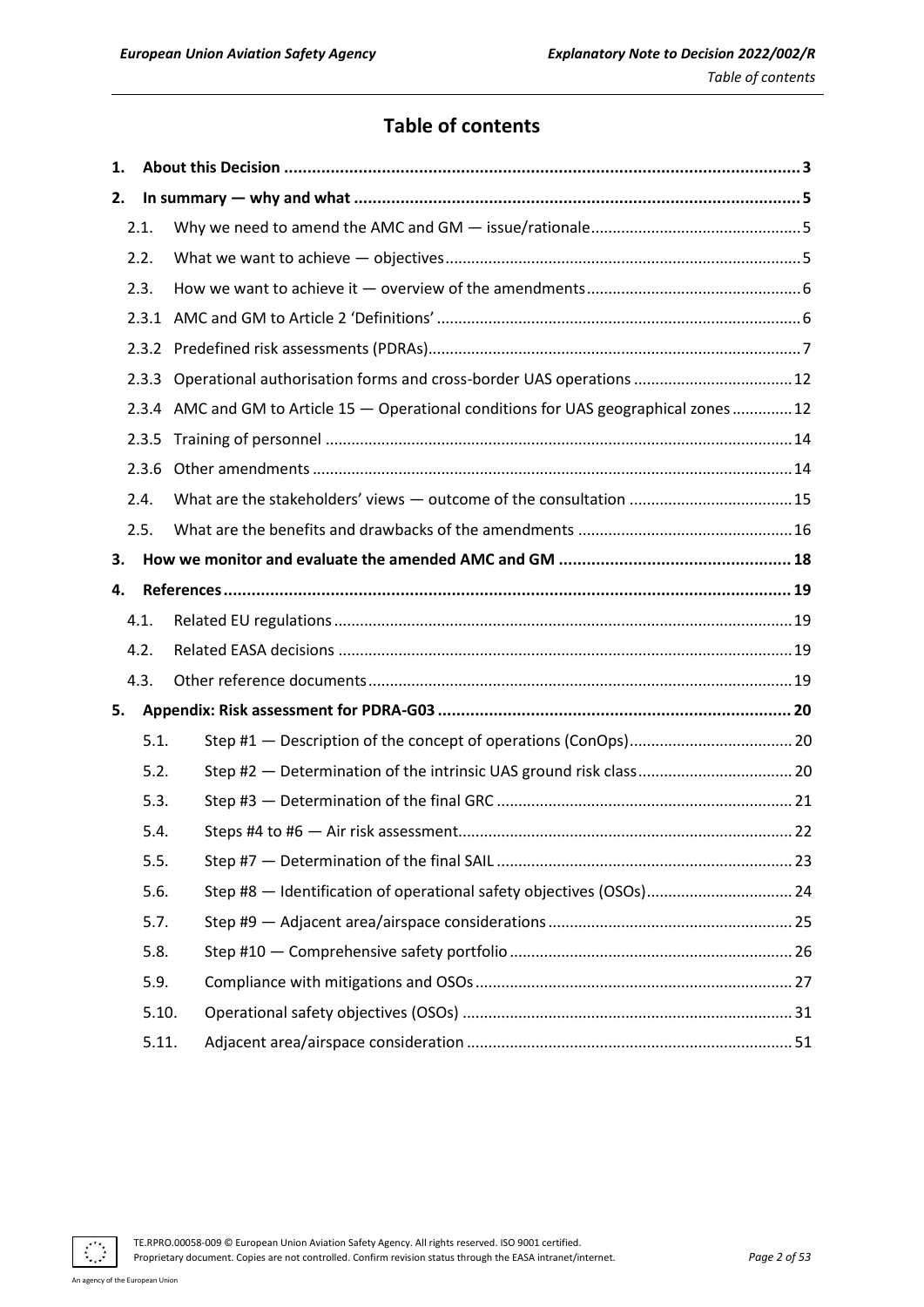# Table of contents

1. **About this Decision** ..... 3
2. **In summary — why and what** ..... 5
   - 2.1. Why we need to amend the AMC and GM — issue/rationale ..... 5
   - 2.2. What we want to achieve — objectives ..... 5
   - 2.3. How we want to achieve it — overview of the amendments ..... 6
   - 2.3.1 AMC and GM to Article 2 'Definitions' ..... 6
   - 2.3.2 Predefined risk assessments (PDRAs) ..... 7
   - 2.3.3 Operational authorisation forms and cross-border UAS operations ..... 12
   - 2.3.4 AMC and GM to Article 15 — Operational conditions for UAS geographical zones ..... 12
   - 2.3.5 Training of personnel ..... 14
   - 2.3.6 Other amendments ..... 14
   - 2.4. What are the stakeholders' views — outcome of the consultation ..... 15
   - 2.5. What are the benefits and drawbacks of the amendments ..... 16
3. **How we monitor and evaluate the amended AMC and GM** ..... 18
4. **References** ..... 19
   - 4.1. Related EU regulations ..... 19
   - 4.2. Related EASA decisions ..... 19
   - 4.3. Other reference documents ..... 19
5. **Appendix: Risk assessment for PDRA-G03** ..... 20
   - 5.1. Step #1 — Description of the concept of operations (ConOps) ..... 20
   - 5.2. Step #2 — Determination of the intrinsic UAS ground risk class ..... 20
   - 5.3. Step #3 — Determination of the final GRC ..... 21
   - 5.4. Steps #4 to #6 — Air risk assessment ..... 22
   - 5.5. Step #7 — Determination of the final SAIL ..... 23
   - 5.6. Step #8 — Identification of operational safety objectives (OSOs) ..... 24
   - 5.7. Step #9 — Adjacent area/airspace considerations ..... 25
   - 5.8. Step #10 — Comprehensive safety portfolio ..... 26
   - 5.9. Compliance with mitigations and OSOs ..... 27
   - 5.10. Operational safety objectives (OSOs) ..... 31
   - 5.11. Adjacent area/airspace consideration ..... 51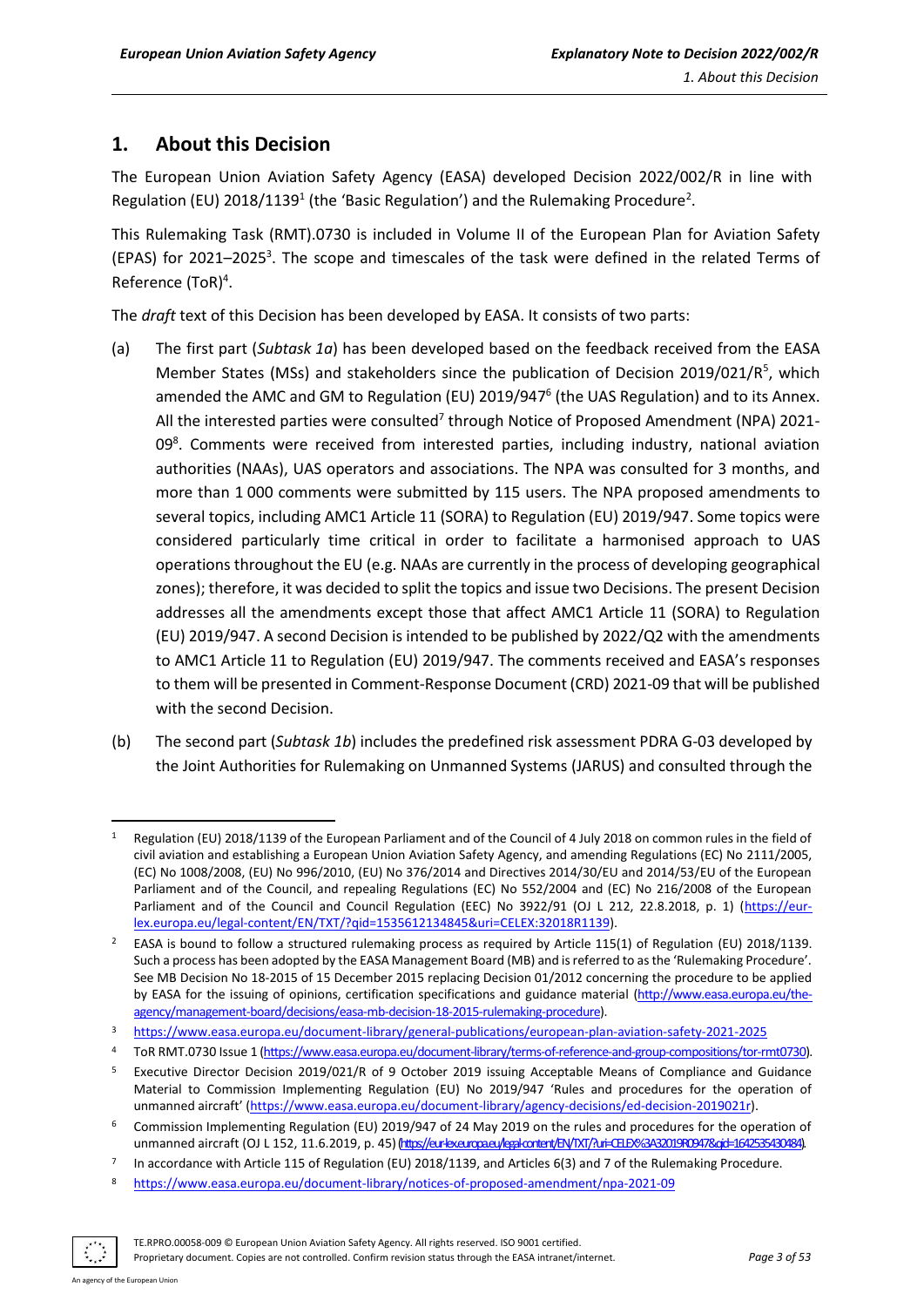## 1. About this Decision

The European Union Aviation Safety Agency (EASA) developed Decision 2022/002/R in line with Regulation (EU) 2018/1139[1] (the 'Basic Regulation') and the Rulemaking Procedure[2].

This Rulemaking Task (RMT).0730 is included in Volume II of the European Plan for Aviation Safety (EPAS) for 2021–2025[3]. The scope and timescales of the task were defined in the related Terms of Reference (ToR)[4].

The *draft* text of this Decision has been developed by EASA. It consists of two parts:

(a) The first part (*Subtask 1a*) has been developed based on the feedback received from the EASA Member States (MSs) and stakeholders since the publication of Decision 2019/021/R[5], which amended the AMC and GM to Regulation (EU) 2019/947[6] (the UAS Regulation) and to its Annex. All the interested parties were consulted[7] through Notice of Proposed Amendment (NPA) 2021-09[8]. Comments were received from interested parties, including industry, national aviation authorities (NAAs), UAS operators and associations. The NPA was consulted for 3 months, and more than 1 000 comments were submitted by 115 users. The NPA proposed amendments to several topics, including AMC1 Article 11 (SORA) to Regulation (EU) 2019/947. Some topics were considered particularly time critical in order to facilitate a harmonised approach to UAS operations throughout the EU (e.g. NAAs are currently in the process of developing geographical zones); therefore, it was decided to split the topics and issue two Decisions. The present Decision addresses all the amendments except those that affect AMC1 Article 11 (SORA) to Regulation (EU) 2019/947. A second Decision is intended to be published by 2022/Q2 with the amendments to AMC1 Article 11 to Regulation (EU) 2019/947. The comments received and EASA's responses to them will be presented in Comment-Response Document (CRD) 2021-09 that will be published with the second Decision.

(b) The second part (*Subtask 1b*) includes the predefined risk assessment PDRA G-03 developed by the Joint Authorities for Rulemaking on Unmanned Systems (JARUS) and consulted through the

---

[1] Regulation (EU) 2018/1139 of the European Parliament and of the Council of 4 July 2018 on common rules in the field of civil aviation and establishing a European Union Aviation Safety Agency, and amending Regulations (EC) No 2111/2005, (EC) No 1008/2008, (EU) No 996/2010, (EU) No 376/2014 and Directives 2014/30/EU and 2014/53/EU of the European Parliament and of the Council, and repealing Regulations (EC) No 552/2004 and (EC) No 216/2008 of the European Parliament and of the Council and Council Regulation (EEC) No 3922/91 (OJ L 212, 22.8.2018, p. 1) (https://eur-lex.europa.eu/legal-content/EN/TXT/?qid=1535612134845&uri=CELEX:32018R1139).

[2] EASA is bound to follow a structured rulemaking process as required by Article 115(1) of Regulation (EU) 2018/1139. Such a process has been adopted by the EASA Management Board (MB) and is referred to as the 'Rulemaking Procedure'. See MB Decision No 18-2015 of 15 December 2015 replacing Decision 01/2012 concerning the procedure to be applied by EASA for the issuing of opinions, certification specifications and guidance material (http://www.easa.europa.eu/the-agency/management-board/decisions/easa-mb-decision-18-2015-rulemaking-procedure).

[3] https://www.easa.europa.eu/document-library/general-publications/european-plan-aviation-safety-2021-2025

[4] ToR RMT.0730 Issue 1 (https://www.easa.europa.eu/document-library/terms-of-reference-and-group-compositions/tor-rmt0730).

[5] Executive Director Decision 2019/021/R of 9 October 2019 issuing Acceptable Means of Compliance and Guidance Material to Commission Implementing Regulation (EU) No 2019/947 'Rules and procedures for the operation of unmanned aircraft' (https://www.easa.europa.eu/document-library/agency-decisions/ed-decision-2019021r).

[6] Commission Implementing Regulation (EU) 2019/947 of 24 May 2019 on the rules and procedures for the operation of unmanned aircraft (OJ L 152, 11.6.2019, p. 45) (https://eur-lex.europa.eu/legal-content/EN/TXT/?uri=CELEX%3A32019R0947&qid=1642535430484).

[7] In accordance with Article 115 of Regulation (EU) 2018/1139, and Articles 6(3) and 7 of the Rulemaking Procedure.

[8] https://www.easa.europa.eu/document-library/notices-of-proposed-amendment/npa-2021-09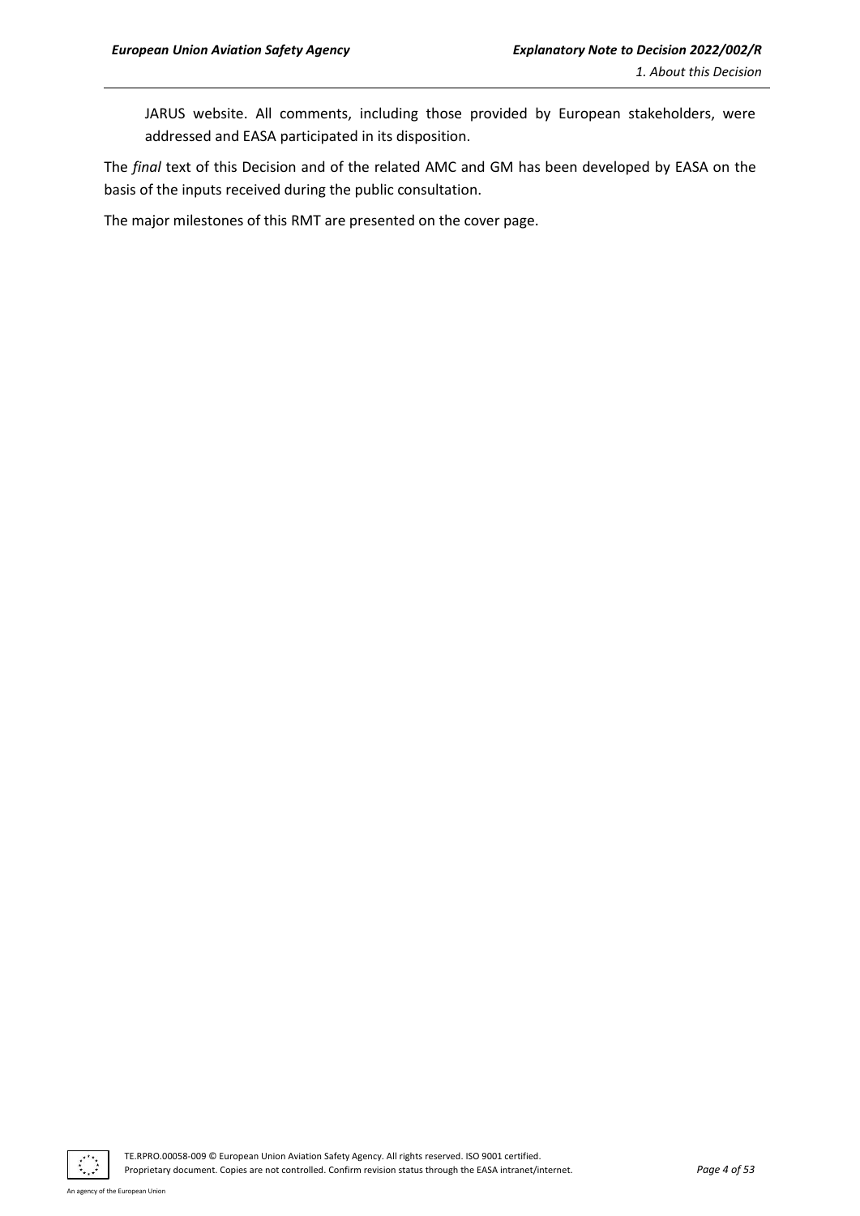JARUS website. All comments, including those provided by European stakeholders, were addressed and EASA participated in its disposition.

The *final* text of this Decision and of the related AMC and GM has been developed by EASA on the basis of the inputs received during the public consultation.

The major milestones of this RMT are presented on the cover page.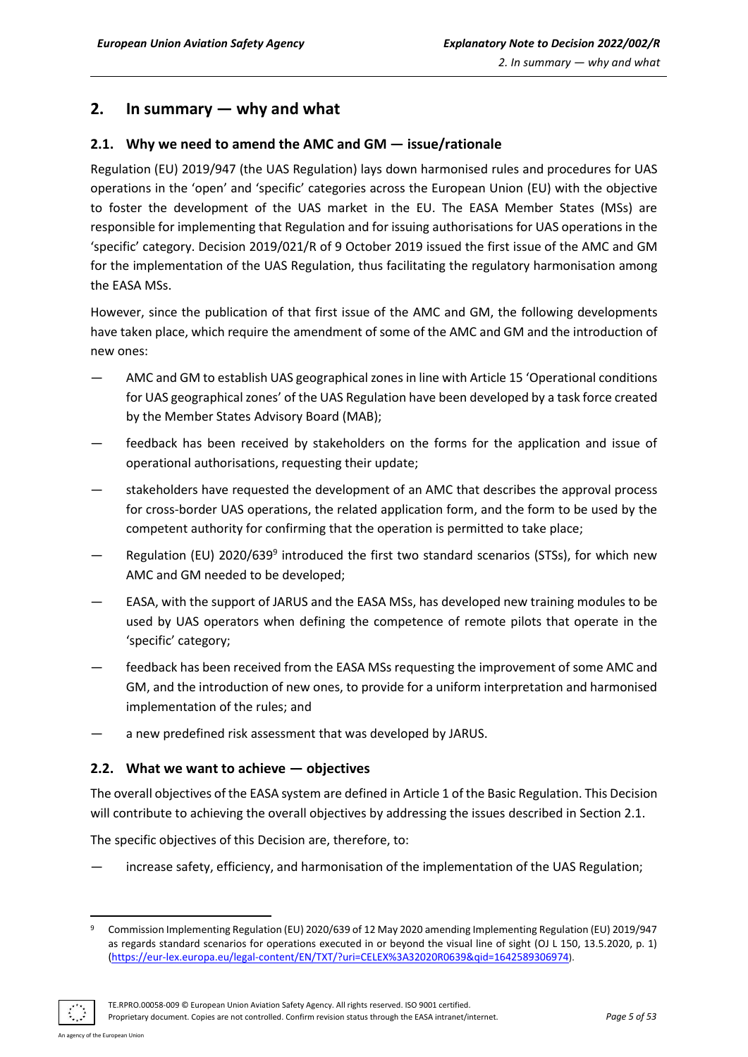## 2. In summary — why and what

### 2.1. Why we need to amend the AMC and GM — issue/rationale

Regulation (EU) 2019/947 (the UAS Regulation) lays down harmonised rules and procedures for UAS operations in the 'open' and 'specific' categories across the European Union (EU) with the objective to foster the development of the UAS market in the EU. The EASA Member States (MSs) are responsible for implementing that Regulation and for issuing authorisations for UAS operations in the 'specific' category. Decision 2019/021/R of 9 October 2019 issued the first issue of the AMC and GM for the implementation of the UAS Regulation, thus facilitating the regulatory harmonisation among the EASA MSs.

However, since the publication of that first issue of the AMC and GM, the following developments have taken place, which require the amendment of some of the AMC and GM and the introduction of new ones:

— AMC and GM to establish UAS geographical zones in line with Article 15 'Operational conditions for UAS geographical zones' of the UAS Regulation have been developed by a task force created by the Member States Advisory Board (MAB);

— feedback has been received by stakeholders on the forms for the application and issue of operational authorisations, requesting their update;

— stakeholders have requested the development of an AMC that describes the approval process for cross-border UAS operations, the related application form, and the form to be used by the competent authority for confirming that the operation is permitted to take place;

— Regulation (EU) 2020/639[9] introduced the first two standard scenarios (STSs), for which new AMC and GM needed to be developed;

— EASA, with the support of JARUS and the EASA MSs, has developed new training modules to be used by UAS operators when defining the competence of remote pilots that operate in the 'specific' category;

— feedback has been received from the EASA MSs requesting the improvement of some AMC and GM, and the introduction of new ones, to provide for a uniform interpretation and harmonised implementation of the rules; and

— a new predefined risk assessment that was developed by JARUS.

### 2.2. What we want to achieve — objectives

The overall objectives of the EASA system are defined in Article 1 of the Basic Regulation. This Decision will contribute to achieving the overall objectives by addressing the issues described in Section 2.1.

The specific objectives of this Decision are, therefore, to:

— increase safety, efficiency, and harmonisation of the implementation of the UAS Regulation;

---

[9] Commission Implementing Regulation (EU) 2020/639 of 12 May 2020 amending Implementing Regulation (EU) 2019/947 as regards standard scenarios for operations executed in or beyond the visual line of sight (OJ L 150, 13.5.2020, p. 1) (https://eur-lex.europa.eu/legal-content/EN/TXT/?uri=CELEX%3A32020R0639&qid=1642589306974).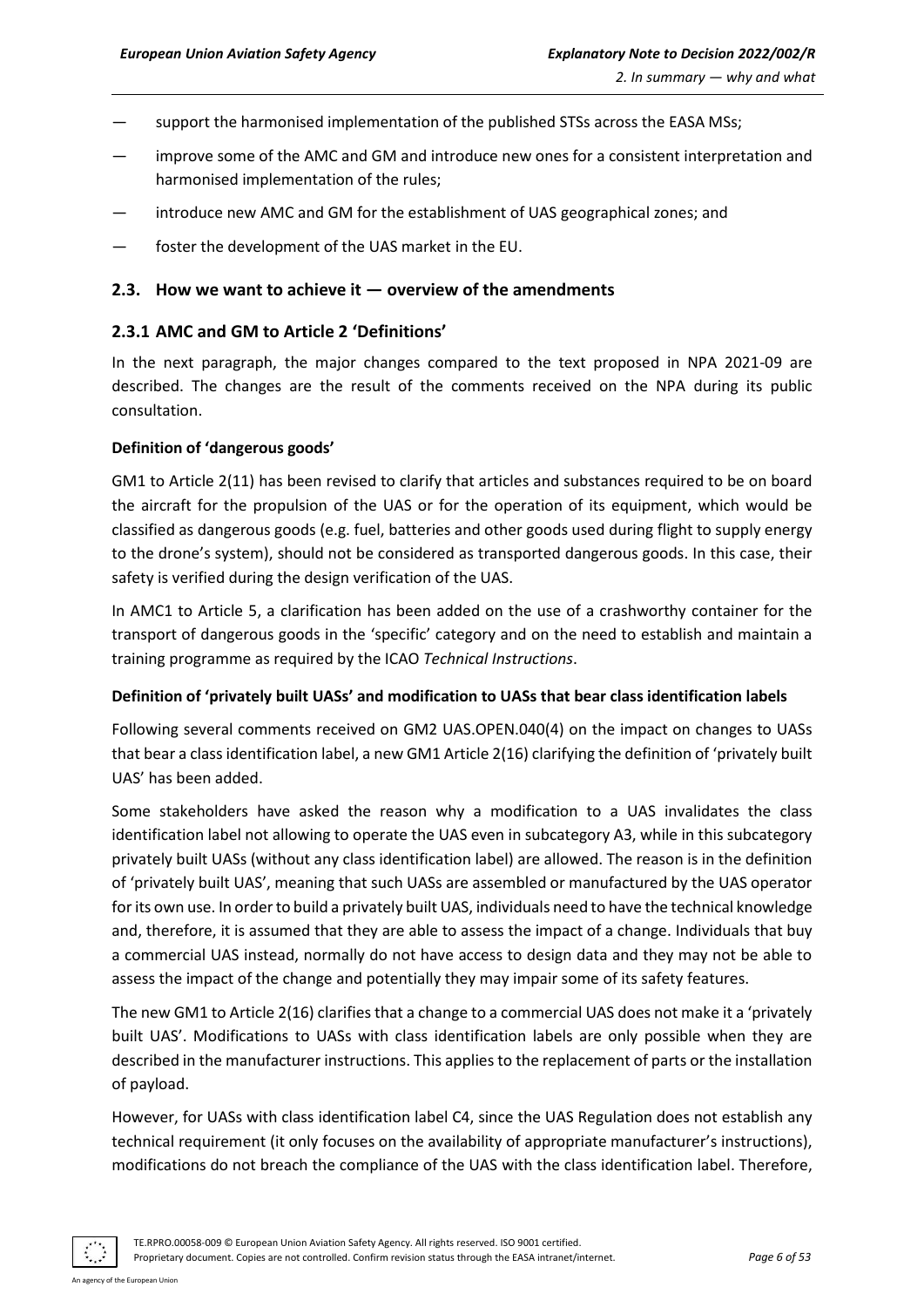- support the harmonised implementation of the published STSs across the EASA MSs;
- improve some of the AMC and GM and introduce new ones for a consistent interpretation and harmonised implementation of the rules;
- introduce new AMC and GM for the establishment of UAS geographical zones; and
- foster the development of the UAS market in the EU.

## 2.3. How we want to achieve it — overview of the amendments

### 2.3.1 AMC and GM to Article 2 'Definitions'

In the next paragraph, the major changes compared to the text proposed in NPA 2021-09 are described. The changes are the result of the comments received on the NPA during its public consultation.

**Definition of 'dangerous goods'**

GM1 to Article 2(11) has been revised to clarify that articles and substances required to be on board the aircraft for the propulsion of the UAS or for the operation of its equipment, which would be classified as dangerous goods (e.g. fuel, batteries and other goods used during flight to supply energy to the drone's system), should not be considered as transported dangerous goods. In this case, their safety is verified during the design verification of the UAS.

In AMC1 to Article 5, a clarification has been added on the use of a crashworthy container for the transport of dangerous goods in the 'specific' category and on the need to establish and maintain a training programme as required by the ICAO *Technical Instructions*.

**Definition of 'privately built UASs' and modification to UASs that bear class identification labels**

Following several comments received on GM2 UAS.OPEN.040(4) on the impact on changes to UASs that bear a class identification label, a new GM1 Article 2(16) clarifying the definition of 'privately built UAS' has been added.

Some stakeholders have asked the reason why a modification to a UAS invalidates the class identification label not allowing to operate the UAS even in subcategory A3, while in this subcategory privately built UASs (without any class identification label) are allowed. The reason is in the definition of 'privately built UAS', meaning that such UASs are assembled or manufactured by the UAS operator for its own use. In order to build a privately built UAS, individuals need to have the technical knowledge and, therefore, it is assumed that they are able to assess the impact of a change. Individuals that buy a commercial UAS instead, normally do not have access to design data and they may not be able to assess the impact of the change and potentially they may impair some of its safety features.

The new GM1 to Article 2(16) clarifies that a change to a commercial UAS does not make it a 'privately built UAS'. Modifications to UASs with class identification labels are only possible when they are described in the manufacturer instructions. This applies to the replacement of parts or the installation of payload.

However, for UASs with class identification label C4, since the UAS Regulation does not establish any technical requirement (it only focuses on the availability of appropriate manufacturer's instructions), modifications do not breach the compliance of the UAS with the class identification label. Therefore,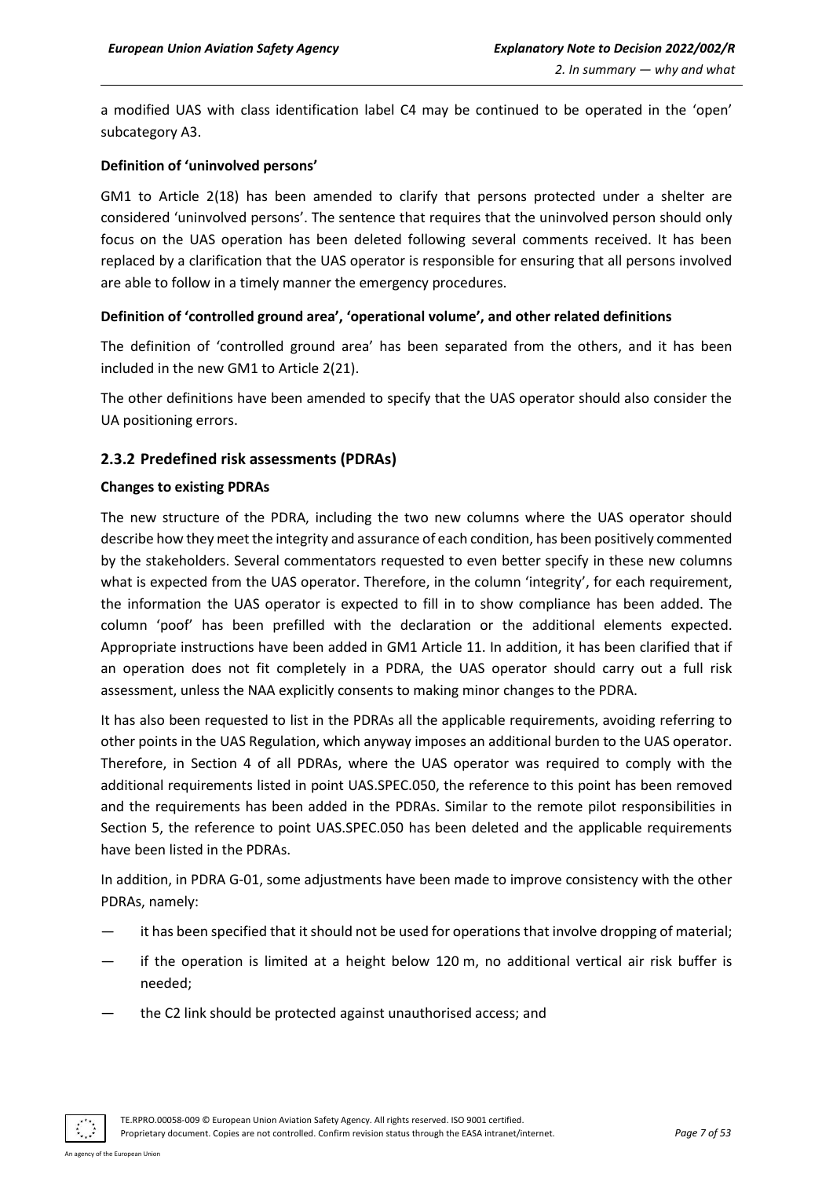a modified UAS with class identification label C4 may be continued to be operated in the 'open' subcategory A3.

**Definition of 'uninvolved persons'**

GM1 to Article 2(18) has been amended to clarify that persons protected under a shelter are considered 'uninvolved persons'. The sentence that requires that the uninvolved person should only focus on the UAS operation has been deleted following several comments received. It has been replaced by a clarification that the UAS operator is responsible for ensuring that all persons involved are able to follow in a timely manner the emergency procedures.

**Definition of 'controlled ground area', 'operational volume', and other related definitions**

The definition of 'controlled ground area' has been separated from the others, and it has been included in the new GM1 to Article 2(21).

The other definitions have been amended to specify that the UAS operator should also consider the UA positioning errors.

### 2.3.2 Predefined risk assessments (PDRAs)

**Changes to existing PDRAs**

The new structure of the PDRA, including the two new columns where the UAS operator should describe how they meet the integrity and assurance of each condition, has been positively commented by the stakeholders. Several commentators requested to even better specify in these new columns what is expected from the UAS operator. Therefore, in the column 'integrity', for each requirement, the information the UAS operator is expected to fill in to show compliance has been added. The column 'poof' has been prefilled with the declaration or the additional elements expected. Appropriate instructions have been added in GM1 Article 11. In addition, it has been clarified that if an operation does not fit completely in a PDRA, the UAS operator should carry out a full risk assessment, unless the NAA explicitly consents to making minor changes to the PDRA.

It has also been requested to list in the PDRAs all the applicable requirements, avoiding referring to other points in the UAS Regulation, which anyway imposes an additional burden to the UAS operator. Therefore, in Section 4 of all PDRAs, where the UAS operator was required to comply with the additional requirements listed in point UAS.SPEC.050, the reference to this point has been removed and the requirements has been added in the PDRAs. Similar to the remote pilot responsibilities in Section 5, the reference to point UAS.SPEC.050 has been deleted and the applicable requirements have been listed in the PDRAs.

In addition, in PDRA G-01, some adjustments have been made to improve consistency with the other PDRAs, namely:

— it has been specified that it should not be used for operations that involve dropping of material;

— if the operation is limited at a height below 120 m, no additional vertical air risk buffer is needed;

— the C2 link should be protected against unauthorised access; and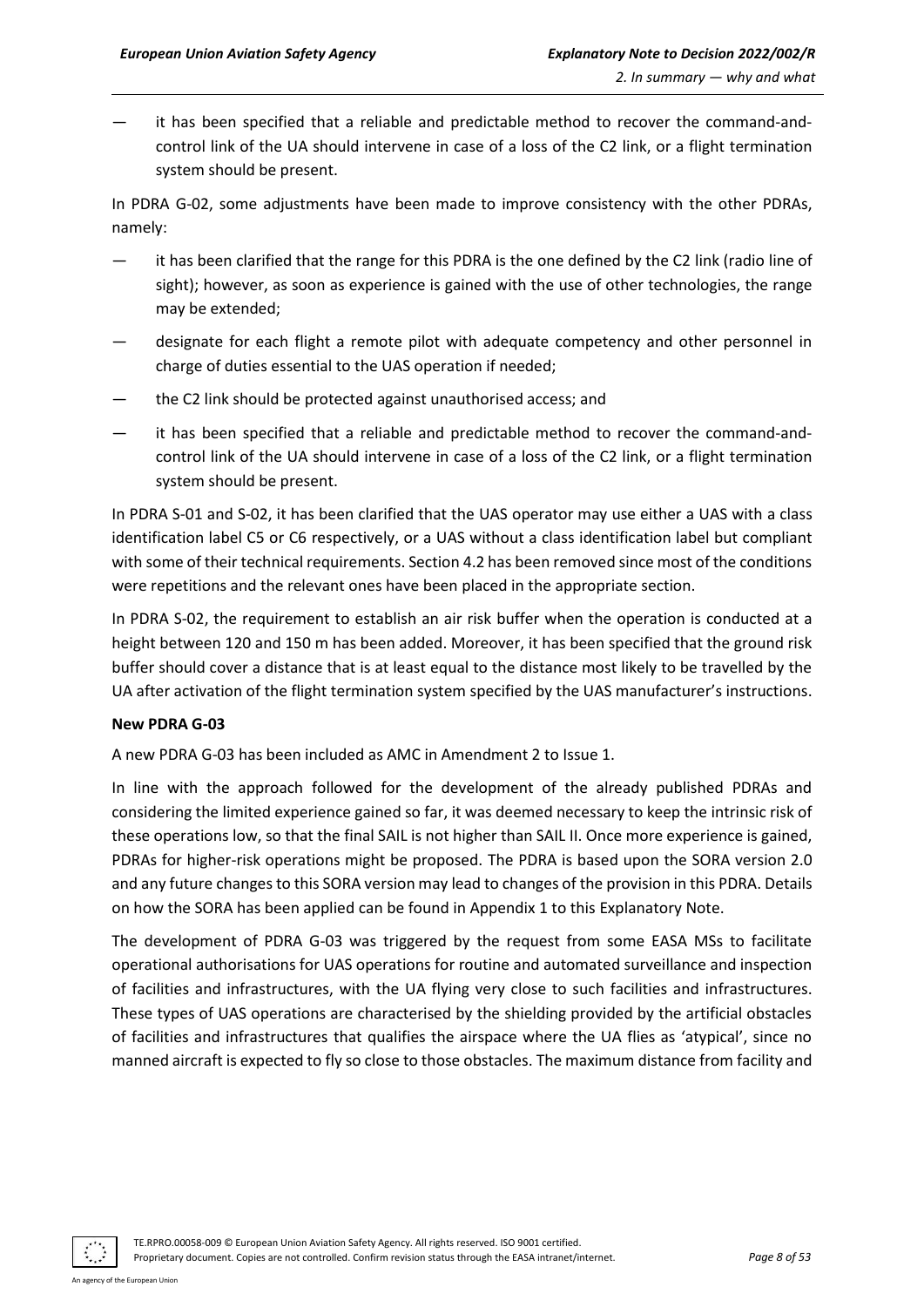— it has been specified that a reliable and predictable method to recover the command-and-control link of the UA should intervene in case of a loss of the C2 link, or a flight termination system should be present.

In PDRA G-02, some adjustments have been made to improve consistency with the other PDRAs, namely:

— it has been clarified that the range for this PDRA is the one defined by the C2 link (radio line of sight); however, as soon as experience is gained with the use of other technologies, the range may be extended;

— designate for each flight a remote pilot with adequate competency and other personnel in charge of duties essential to the UAS operation if needed;

— the C2 link should be protected against unauthorised access; and

— it has been specified that a reliable and predictable method to recover the command-and-control link of the UA should intervene in case of a loss of the C2 link, or a flight termination system should be present.

In PDRA S-01 and S-02, it has been clarified that the UAS operator may use either a UAS with a class identification label C5 or C6 respectively, or a UAS without a class identification label but compliant with some of their technical requirements. Section 4.2 has been removed since most of the conditions were repetitions and the relevant ones have been placed in the appropriate section.

In PDRA S-02, the requirement to establish an air risk buffer when the operation is conducted at a height between 120 and 150 m has been added. Moreover, it has been specified that the ground risk buffer should cover a distance that is at least equal to the distance most likely to be travelled by the UA after activation of the flight termination system specified by the UAS manufacturer's instructions.

**New PDRA G-03**

A new PDRA G-03 has been included as AMC in Amendment 2 to Issue 1.

In line with the approach followed for the development of the already published PDRAs and considering the limited experience gained so far, it was deemed necessary to keep the intrinsic risk of these operations low, so that the final SAIL is not higher than SAIL II. Once more experience is gained, PDRAs for higher-risk operations might be proposed. The PDRA is based upon the SORA version 2.0 and any future changes to this SORA version may lead to changes of the provision in this PDRA. Details on how the SORA has been applied can be found in Appendix 1 to this Explanatory Note.

The development of PDRA G-03 was triggered by the request from some EASA MSs to facilitate operational authorisations for UAS operations for routine and automated surveillance and inspection of facilities and infrastructures, with the UA flying very close to such facilities and infrastructures. These types of UAS operations are characterised by the shielding provided by the artificial obstacles of facilities and infrastructures that qualifies the airspace where the UA flies as 'atypical', since no manned aircraft is expected to fly so close to those obstacles. The maximum distance from facility and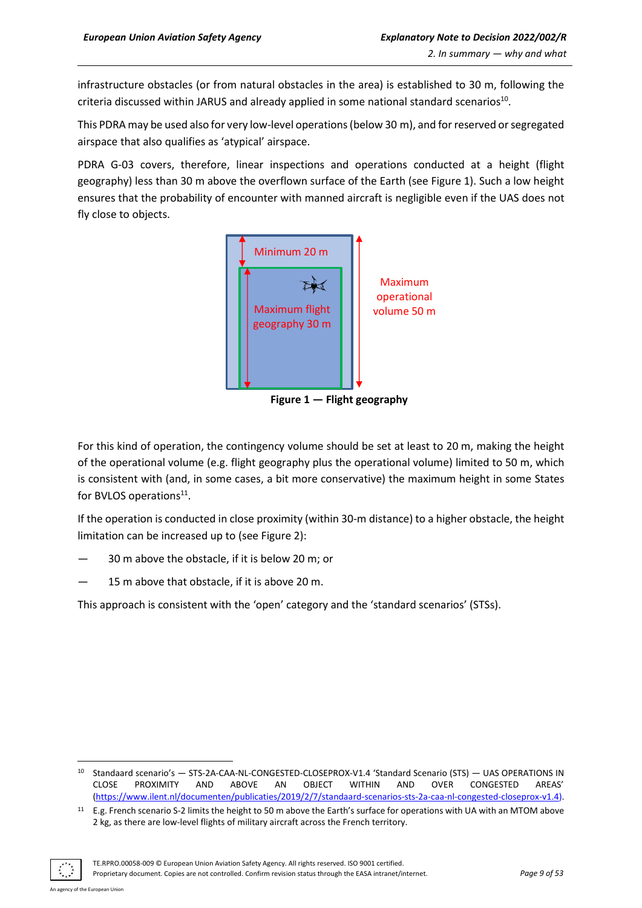infrastructure obstacles (or from natural obstacles in the area) is established to 30 m, following the criteria discussed within JARUS and already applied in some national standard scenarios[10].

This PDRA may be used also for very low-level operations (below 30 m), and for reserved or segregated airspace that also qualifies as 'atypical' airspace.

PDRA G-03 covers, therefore, linear inspections and operations conducted at a height (flight geography) less than 30 m above the overflown surface of the Earth (see Figure 1). Such a low height ensures that the probability of encounter with manned aircraft is negligible even if the UAS does not fly close to objects.

Minimum 20 m

Maximum flight geography 30 m

Maximum operational volume 50 m

**Figure 1 — Flight geography**

For this kind of operation, the contingency volume should be set at least to 20 m, making the height of the operational volume (e.g. flight geography plus the operational volume) limited to 50 m, which is consistent with (and, in some cases, a bit more conservative) the maximum height in some States for BVLOS operations[11].

If the operation is conducted in close proximity (within 30-m distance) to a higher obstacle, the height limitation can be increased up to (see Figure 2):

— 30 m above the obstacle, if it is below 20 m; or

— 15 m above that obstacle, if it is above 20 m.

This approach is consistent with the 'open' category and the 'standard scenarios' (STSs).

[10] Standaard scenario's — STS-2A-CAA-NL-CONGESTED-CLOSEPROX-V1.4 'Standard Scenario (STS) — UAS OPERATIONS IN CLOSE PROXIMITY AND ABOVE AN OBJECT WITHIN AND OVER CONGESTED AREAS' (https://www.ilent.nl/documenten/publicaties/2019/2/7/standaard-scenarios-sts-2a-caa-nl-congested-closeprox-v1.4).

[11] E.g. French scenario S-2 limits the height to 50 m above the Earth's surface for operations with UA with an MTOM above 2 kg, as there are low-level flights of military aircraft across the French territory.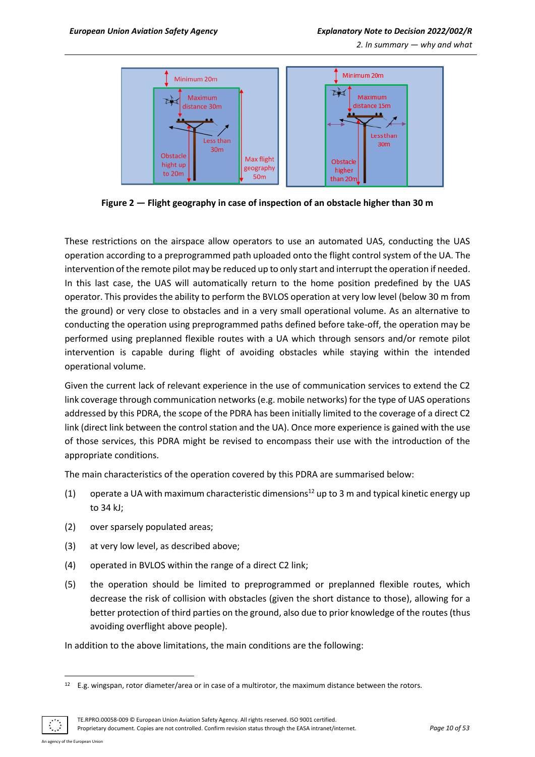**Figure 2 — Flight geography in case of inspection of an obstacle higher than 30 m**

These restrictions on the airspace allow operators to use an automated UAS, conducting the UAS operation according to a preprogrammed path uploaded onto the flight control system of the UA. The intervention of the remote pilot may be reduced up to only start and interrupt the operation if needed. In this last case, the UAS will automatically return to the home position predefined by the UAS operator. This provides the ability to perform the BVLOS operation at very low level (below 30 m from the ground) or very close to obstacles and in a very small operational volume. As an alternative to conducting the operation using preprogrammed paths defined before take-off, the operation may be performed using preplanned flexible routes with a UA which through sensors and/or remote pilot intervention is capable during flight of avoiding obstacles while staying within the intended operational volume.

Given the current lack of relevant experience in the use of communication services to extend the C2 link coverage through communication networks (e.g. mobile networks) for the type of UAS operations addressed by this PDRA, the scope of the PDRA has been initially limited to the coverage of a direct C2 link (direct link between the control station and the UA). Once more experience is gained with the use of those services, this PDRA might be revised to encompass their use with the introduction of the appropriate conditions.

The main characteristics of the operation covered by this PDRA are summarised below:

(1) operate a UA with maximum characteristic dimensions[12] up to 3 m and typical kinetic energy up to 34 kJ;

(2) over sparsely populated areas;

(3) at very low level, as described above;

(4) operated in BVLOS within the range of a direct C2 link;

(5) the operation should be limited to preprogrammed or preplanned flexible routes, which decrease the risk of collision with obstacles (given the short distance to those), allowing for a better protection of third parties on the ground, also due to prior knowledge of the routes (thus avoiding overflight above people).

In addition to the above limitations, the main conditions are the following:

[12] E.g. wingspan, rotor diameter/area or in case of a multirotor, the maximum distance between the rotors.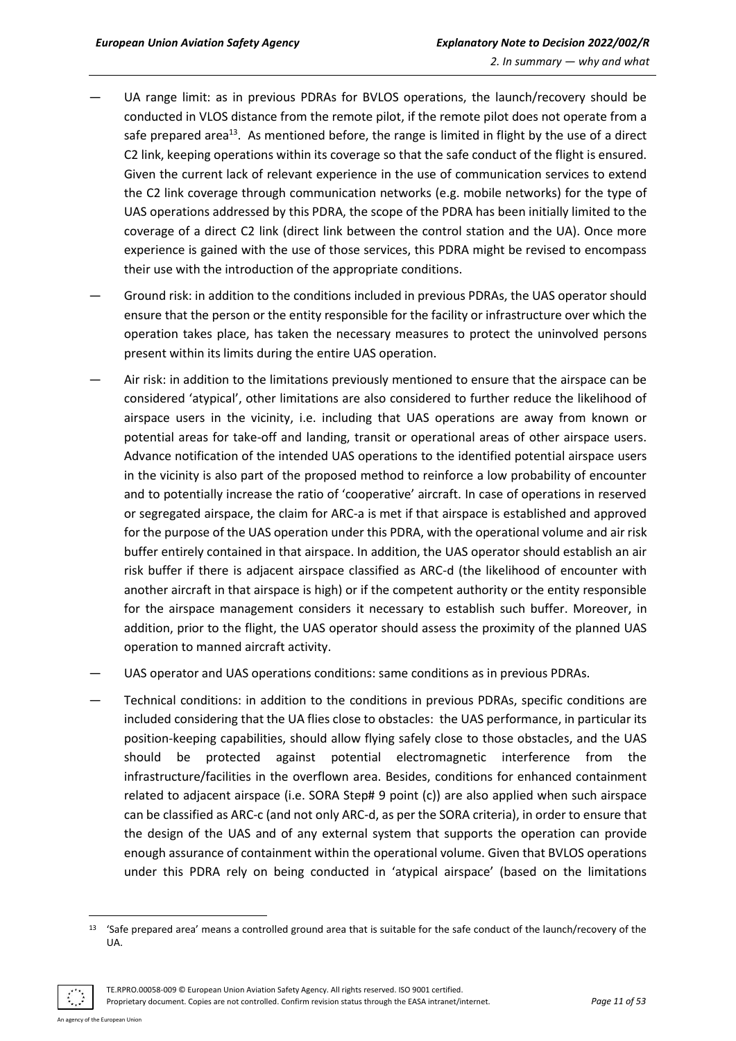- UA range limit: as in previous PDRAs for BVLOS operations, the launch/recovery should be conducted in VLOS distance from the remote pilot, if the remote pilot does not operate from a safe prepared area[13]. As mentioned before, the range is limited in flight by the use of a direct C2 link, keeping operations within its coverage so that the safe conduct of the flight is ensured. Given the current lack of relevant experience in the use of communication services to extend the C2 link coverage through communication networks (e.g. mobile networks) for the type of UAS operations addressed by this PDRA, the scope of the PDRA has been initially limited to the coverage of a direct C2 link (direct link between the control station and the UA). Once more experience is gained with the use of those services, this PDRA might be revised to encompass their use with the introduction of the appropriate conditions.
- Ground risk: in addition to the conditions included in previous PDRAs, the UAS operator should ensure that the person or the entity responsible for the facility or infrastructure over which the operation takes place, has taken the necessary measures to protect the uninvolved persons present within its limits during the entire UAS operation.
- Air risk: in addition to the limitations previously mentioned to ensure that the airspace can be considered 'atypical', other limitations are also considered to further reduce the likelihood of airspace users in the vicinity, i.e. including that UAS operations are away from known or potential areas for take-off and landing, transit or operational areas of other airspace users. Advance notification of the intended UAS operations to the identified potential airspace users in the vicinity is also part of the proposed method to reinforce a low probability of encounter and to potentially increase the ratio of 'cooperative' aircraft. In case of operations in reserved or segregated airspace, the claim for ARC-a is met if that airspace is established and approved for the purpose of the UAS operation under this PDRA, with the operational volume and air risk buffer entirely contained in that airspace. In addition, the UAS operator should establish an air risk buffer if there is adjacent airspace classified as ARC-d (the likelihood of encounter with another aircraft in that airspace is high) or if the competent authority or the entity responsible for the airspace management considers it necessary to establish such buffer. Moreover, in addition, prior to the flight, the UAS operator should assess the proximity of the planned UAS operation to manned aircraft activity.
- UAS operator and UAS operations conditions: same conditions as in previous PDRAs.
- Technical conditions: in addition to the conditions in previous PDRAs, specific conditions are included considering that the UA flies close to obstacles: the UAS performance, in particular its position-keeping capabilities, should allow flying safely close to those obstacles, and the UAS should be protected against potential electromagnetic interference from the infrastructure/facilities in the overflown area. Besides, conditions for enhanced containment related to adjacent airspace (i.e. SORA Step# 9 point (c)) are also applied when such airspace can be classified as ARC-c (and not only ARC-d, as per the SORA criteria), in order to ensure that the design of the UAS and of any external system that supports the operation can provide enough assurance of containment within the operational volume. Given that BVLOS operations under this PDRA rely on being conducted in 'atypical airspace' (based on the limitations

[13] 'Safe prepared area' means a controlled ground area that is suitable for the safe conduct of the launch/recovery of the UA.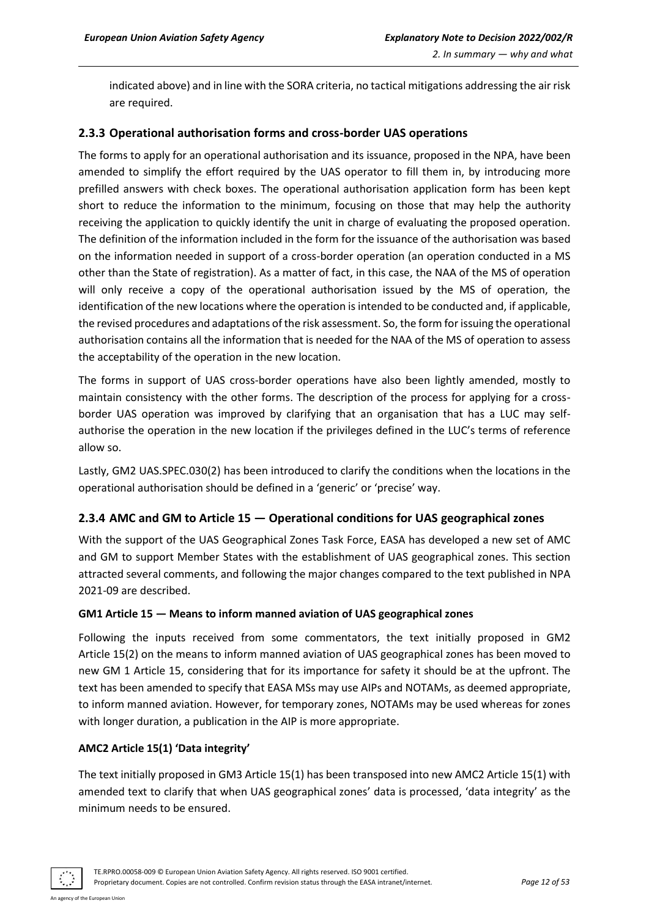indicated above) and in line with the SORA criteria, no tactical mitigations addressing the air risk are required.

### 2.3.3 Operational authorisation forms and cross-border UAS operations

The forms to apply for an operational authorisation and its issuance, proposed in the NPA, have been amended to simplify the effort required by the UAS operator to fill them in, by introducing more prefilled answers with check boxes. The operational authorisation application form has been kept short to reduce the information to the minimum, focusing on those that may help the authority receiving the application to quickly identify the unit in charge of evaluating the proposed operation. The definition of the information included in the form for the issuance of the authorisation was based on the information needed in support of a cross-border operation (an operation conducted in a MS other than the State of registration). As a matter of fact, in this case, the NAA of the MS of operation will only receive a copy of the operational authorisation issued by the MS of operation, the identification of the new locations where the operation is intended to be conducted and, if applicable, the revised procedures and adaptations of the risk assessment. So, the form for issuing the operational authorisation contains all the information that is needed for the NAA of the MS of operation to assess the acceptability of the operation in the new location.

The forms in support of UAS cross-border operations have also been lightly amended, mostly to maintain consistency with the other forms. The description of the process for applying for a cross-border UAS operation was improved by clarifying that an organisation that has a LUC may self-authorise the operation in the new location if the privileges defined in the LUC's terms of reference allow so.

Lastly, GM2 UAS.SPEC.030(2) has been introduced to clarify the conditions when the locations in the operational authorisation should be defined in a 'generic' or 'precise' way.

### 2.3.4 AMC and GM to Article 15 — Operational conditions for UAS geographical zones

With the support of the UAS Geographical Zones Task Force, EASA has developed a new set of AMC and GM to support Member States with the establishment of UAS geographical zones. This section attracted several comments, and following the major changes compared to the text published in NPA 2021-09 are described.

#### GM1 Article 15 — Means to inform manned aviation of UAS geographical zones

Following the inputs received from some commentators, the text initially proposed in GM2 Article 15(2) on the means to inform manned aviation of UAS geographical zones has been moved to new GM 1 Article 15, considering that for its importance for safety it should be at the upfront. The text has been amended to specify that EASA MSs may use AIPs and NOTAMs, as deemed appropriate, to inform manned aviation. However, for temporary zones, NOTAMs may be used whereas for zones with longer duration, a publication in the AIP is more appropriate.

#### AMC2 Article 15(1) 'Data integrity'

The text initially proposed in GM3 Article 15(1) has been transposed into new AMC2 Article 15(1) with amended text to clarify that when UAS geographical zones' data is processed, 'data integrity' as the minimum needs to be ensured.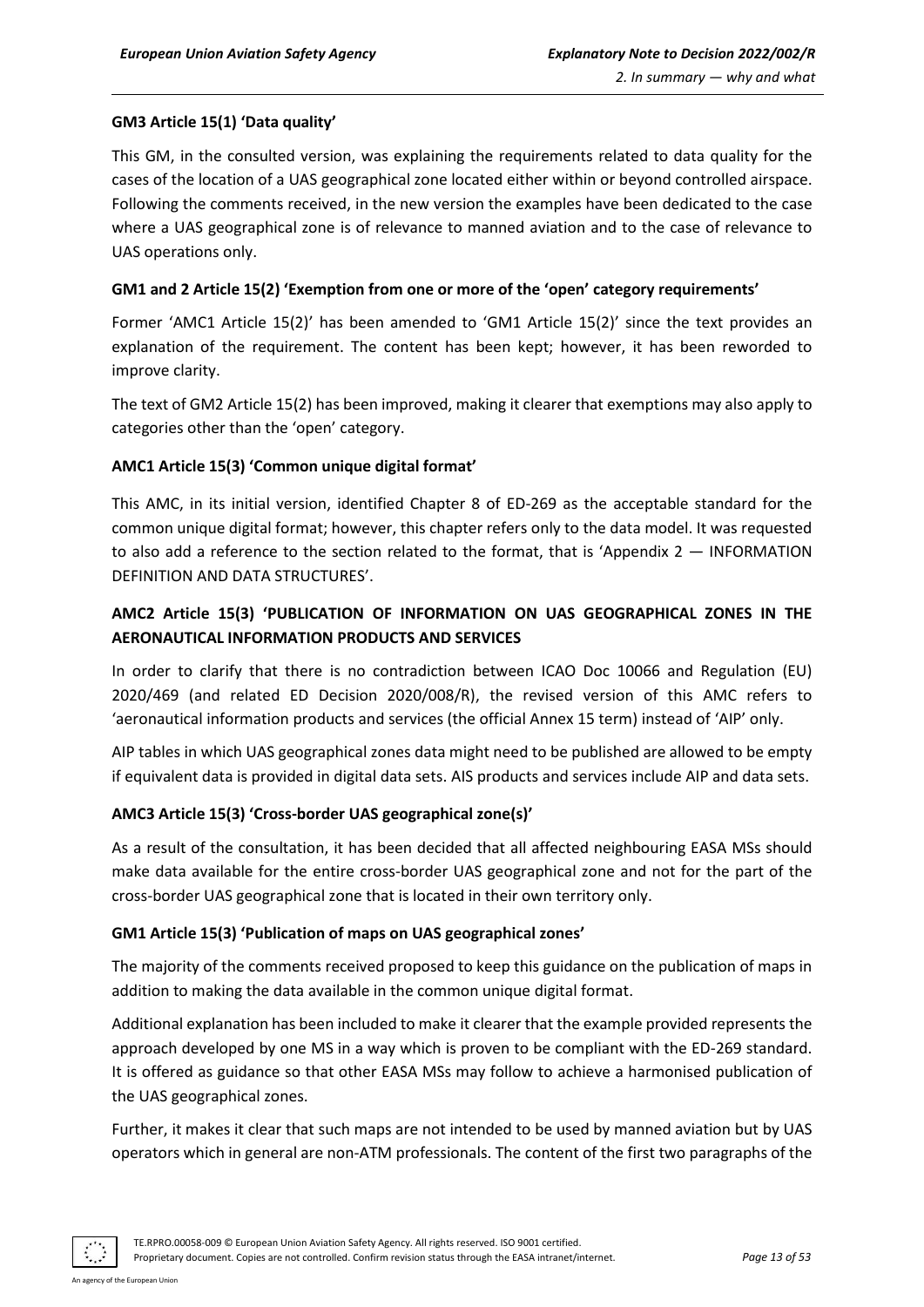**GM3 Article 15(1) 'Data quality'**

This GM, in the consulted version, was explaining the requirements related to data quality for the cases of the location of a UAS geographical zone located either within or beyond controlled airspace. Following the comments received, in the new version the examples have been dedicated to the case where a UAS geographical zone is of relevance to manned aviation and to the case of relevance to UAS operations only.

**GM1 and 2 Article 15(2) 'Exemption from one or more of the 'open' category requirements'**

Former 'AMC1 Article 15(2)' has been amended to 'GM1 Article 15(2)' since the text provides an explanation of the requirement. The content has been kept; however, it has been reworded to improve clarity.

The text of GM2 Article 15(2) has been improved, making it clearer that exemptions may also apply to categories other than the 'open' category.

**AMC1 Article 15(3) 'Common unique digital format'**

This AMC, in its initial version, identified Chapter 8 of ED-269 as the acceptable standard for the common unique digital format; however, this chapter refers only to the data model. It was requested to also add a reference to the section related to the format, that is 'Appendix 2 — INFORMATION DEFINITION AND DATA STRUCTURES'.

**AMC2 Article 15(3) 'PUBLICATION OF INFORMATION ON UAS GEOGRAPHICAL ZONES IN THE AERONAUTICAL INFORMATION PRODUCTS AND SERVICES**

In order to clarify that there is no contradiction between ICAO Doc 10066 and Regulation (EU) 2020/469 (and related ED Decision 2020/008/R), the revised version of this AMC refers to 'aeronautical information products and services (the official Annex 15 term) instead of 'AIP' only.

AIP tables in which UAS geographical zones data might need to be published are allowed to be empty if equivalent data is provided in digital data sets. AIS products and services include AIP and data sets.

**AMC3 Article 15(3) 'Cross-border UAS geographical zone(s)'**

As a result of the consultation, it has been decided that all affected neighbouring EASA MSs should make data available for the entire cross-border UAS geographical zone and not for the part of the cross-border UAS geographical zone that is located in their own territory only.

**GM1 Article 15(3) 'Publication of maps on UAS geographical zones'**

The majority of the comments received proposed to keep this guidance on the publication of maps in addition to making the data available in the common unique digital format.

Additional explanation has been included to make it clearer that the example provided represents the approach developed by one MS in a way which is proven to be compliant with the ED-269 standard. It is offered as guidance so that other EASA MSs may follow to achieve a harmonised publication of the UAS geographical zones.

Further, it makes it clear that such maps are not intended to be used by manned aviation but by UAS operators which in general are non-ATM professionals. The content of the first two paragraphs of the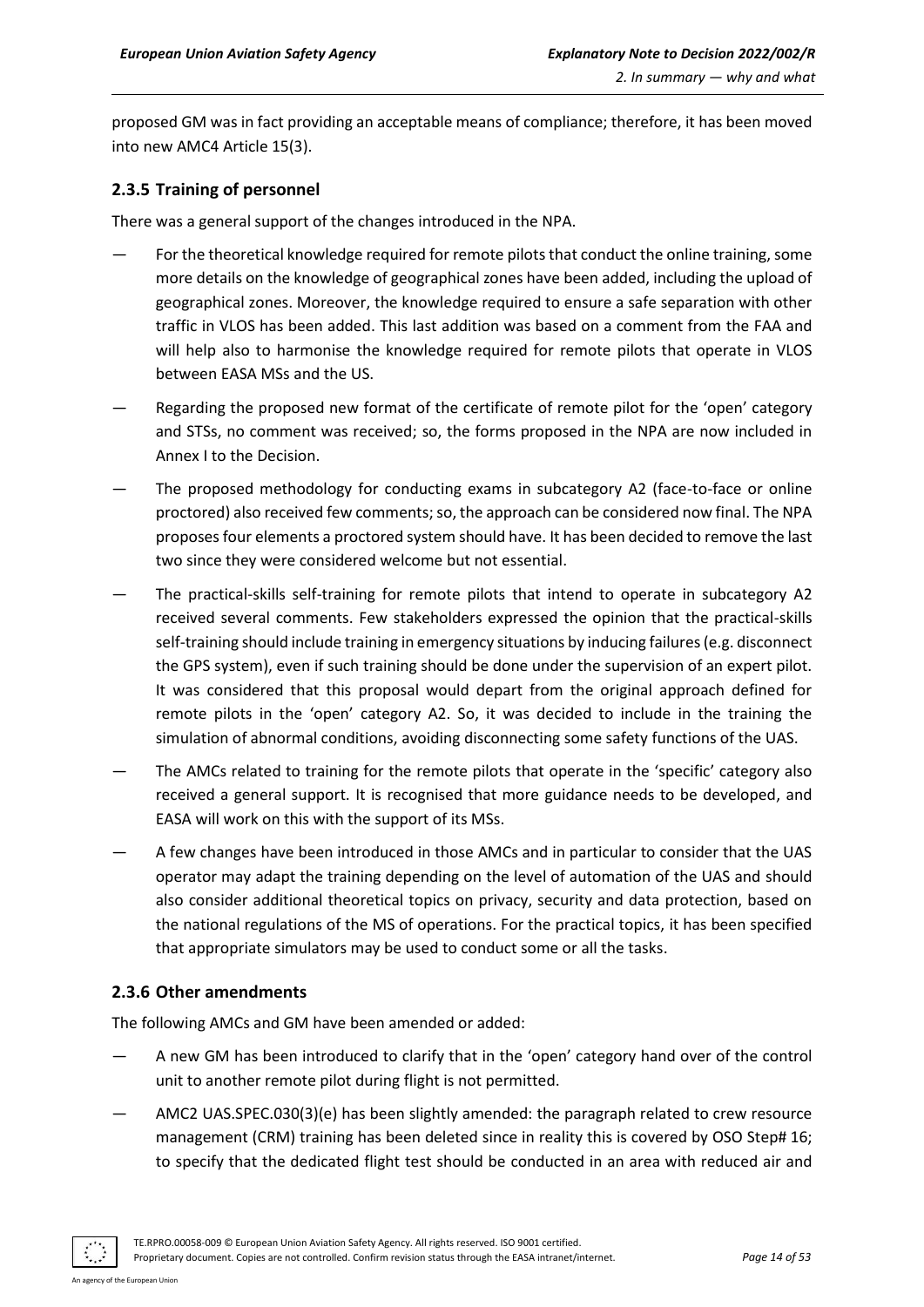proposed GM was in fact providing an acceptable means of compliance; therefore, it has been moved into new AMC4 Article 15(3).

### 2.3.5 Training of personnel

There was a general support of the changes introduced in the NPA.

- For the theoretical knowledge required for remote pilots that conduct the online training, some more details on the knowledge of geographical zones have been added, including the upload of geographical zones. Moreover, the knowledge required to ensure a safe separation with other traffic in VLOS has been added. This last addition was based on a comment from the FAA and will help also to harmonise the knowledge required for remote pilots that operate in VLOS between EASA MSs and the US.
- Regarding the proposed new format of the certificate of remote pilot for the 'open' category and STSs, no comment was received; so, the forms proposed in the NPA are now included in Annex I to the Decision.
- The proposed methodology for conducting exams in subcategory A2 (face-to-face or online proctored) also received few comments; so, the approach can be considered now final. The NPA proposes four elements a proctored system should have. It has been decided to remove the last two since they were considered welcome but not essential.
- The practical-skills self-training for remote pilots that intend to operate in subcategory A2 received several comments. Few stakeholders expressed the opinion that the practical-skills self-training should include training in emergency situations by inducing failures (e.g. disconnect the GPS system), even if such training should be done under the supervision of an expert pilot. It was considered that this proposal would depart from the original approach defined for remote pilots in the 'open' category A2. So, it was decided to include in the training the simulation of abnormal conditions, avoiding disconnecting some safety functions of the UAS.
- The AMCs related to training for the remote pilots that operate in the 'specific' category also received a general support. It is recognised that more guidance needs to be developed, and EASA will work on this with the support of its MSs.
- A few changes have been introduced in those AMCs and in particular to consider that the UAS operator may adapt the training depending on the level of automation of the UAS and should also consider additional theoretical topics on privacy, security and data protection, based on the national regulations of the MS of operations. For the practical topics, it has been specified that appropriate simulators may be used to conduct some or all the tasks.

### 2.3.6 Other amendments

The following AMCs and GM have been amended or added:

- A new GM has been introduced to clarify that in the 'open' category hand over of the control unit to another remote pilot during flight is not permitted.
- AMC2 UAS.SPEC.030(3)(e) has been slightly amended: the paragraph related to crew resource management (CRM) training has been deleted since in reality this is covered by OSO Step# 16; to specify that the dedicated flight test should be conducted in an area with reduced air and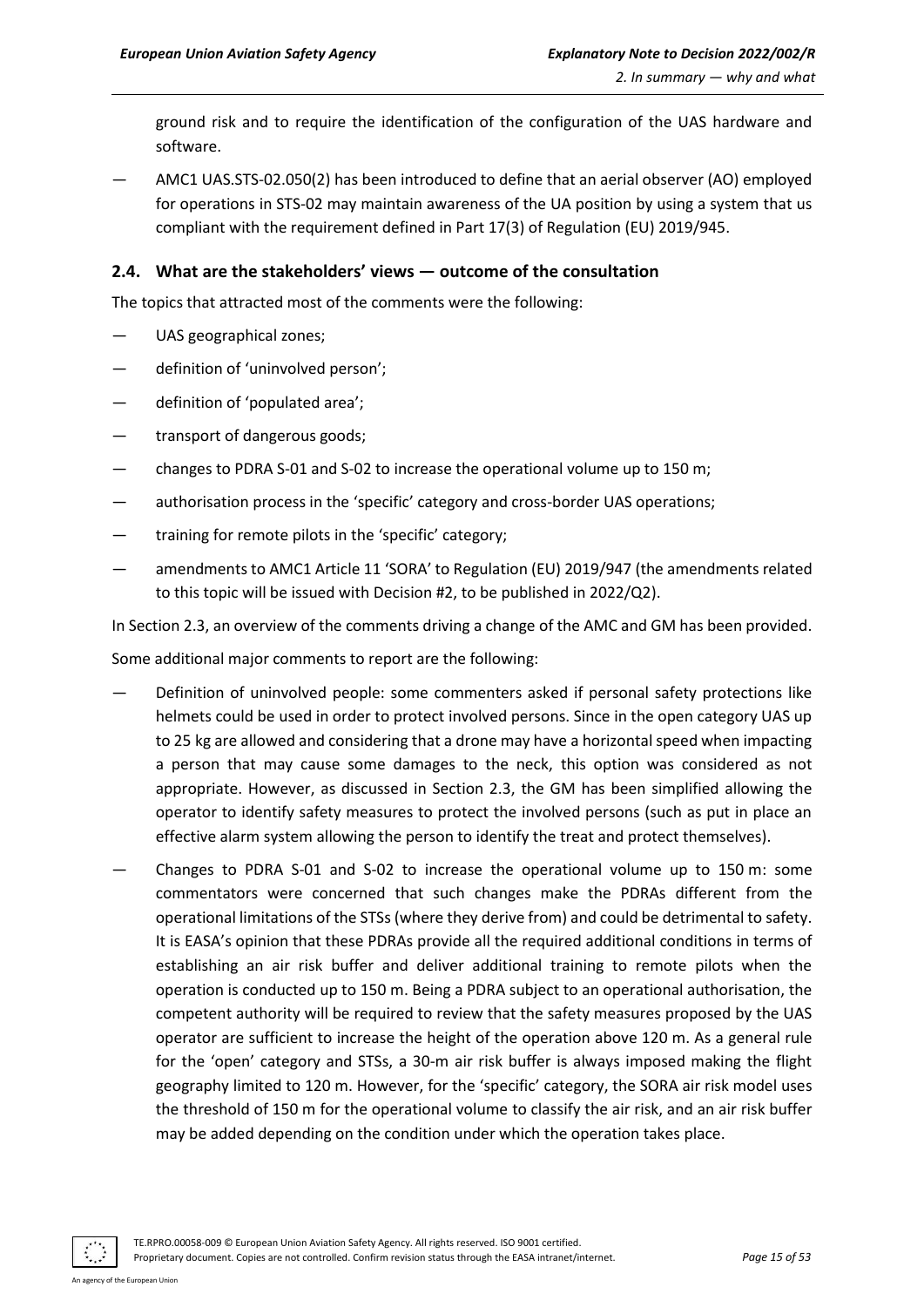ground risk and to require the identification of the configuration of the UAS hardware and software.

— AMC1 UAS.STS-02.050(2) has been introduced to define that an aerial observer (AO) employed for operations in STS-02 may maintain awareness of the UA position by using a system that us compliant with the requirement defined in Part 17(3) of Regulation (EU) 2019/945.

### 2.4. What are the stakeholders' views — outcome of the consultation

The topics that attracted most of the comments were the following:

— UAS geographical zones;

— definition of 'uninvolved person';

— definition of 'populated area';

— transport of dangerous goods;

— changes to PDRA S-01 and S-02 to increase the operational volume up to 150 m;

— authorisation process in the 'specific' category and cross-border UAS operations;

— training for remote pilots in the 'specific' category;

— amendments to AMC1 Article 11 'SORA' to Regulation (EU) 2019/947 (the amendments related to this topic will be issued with Decision #2, to be published in 2022/Q2).

In Section 2.3, an overview of the comments driving a change of the AMC and GM has been provided.

Some additional major comments to report are the following:

— Definition of uninvolved people: some commenters asked if personal safety protections like helmets could be used in order to protect involved persons. Since in the open category UAS up to 25 kg are allowed and considering that a drone may have a horizontal speed when impacting a person that may cause some damages to the neck, this option was considered as not appropriate. However, as discussed in Section 2.3, the GM has been simplified allowing the operator to identify safety measures to protect the involved persons (such as put in place an effective alarm system allowing the person to identify the treat and protect themselves).

— Changes to PDRA S-01 and S-02 to increase the operational volume up to 150 m: some commentators were concerned that such changes make the PDRAs different from the operational limitations of the STSs (where they derive from) and could be detrimental to safety. It is EASA's opinion that these PDRAs provide all the required additional conditions in terms of establishing an air risk buffer and deliver additional training to remote pilots when the operation is conducted up to 150 m. Being a PDRA subject to an operational authorisation, the competent authority will be required to review that the safety measures proposed by the UAS operator are sufficient to increase the height of the operation above 120 m. As a general rule for the 'open' category and STSs, a 30-m air risk buffer is always imposed making the flight geography limited to 120 m. However, for the 'specific' category, the SORA air risk model uses the threshold of 150 m for the operational volume to classify the air risk, and an air risk buffer may be added depending on the condition under which the operation takes place.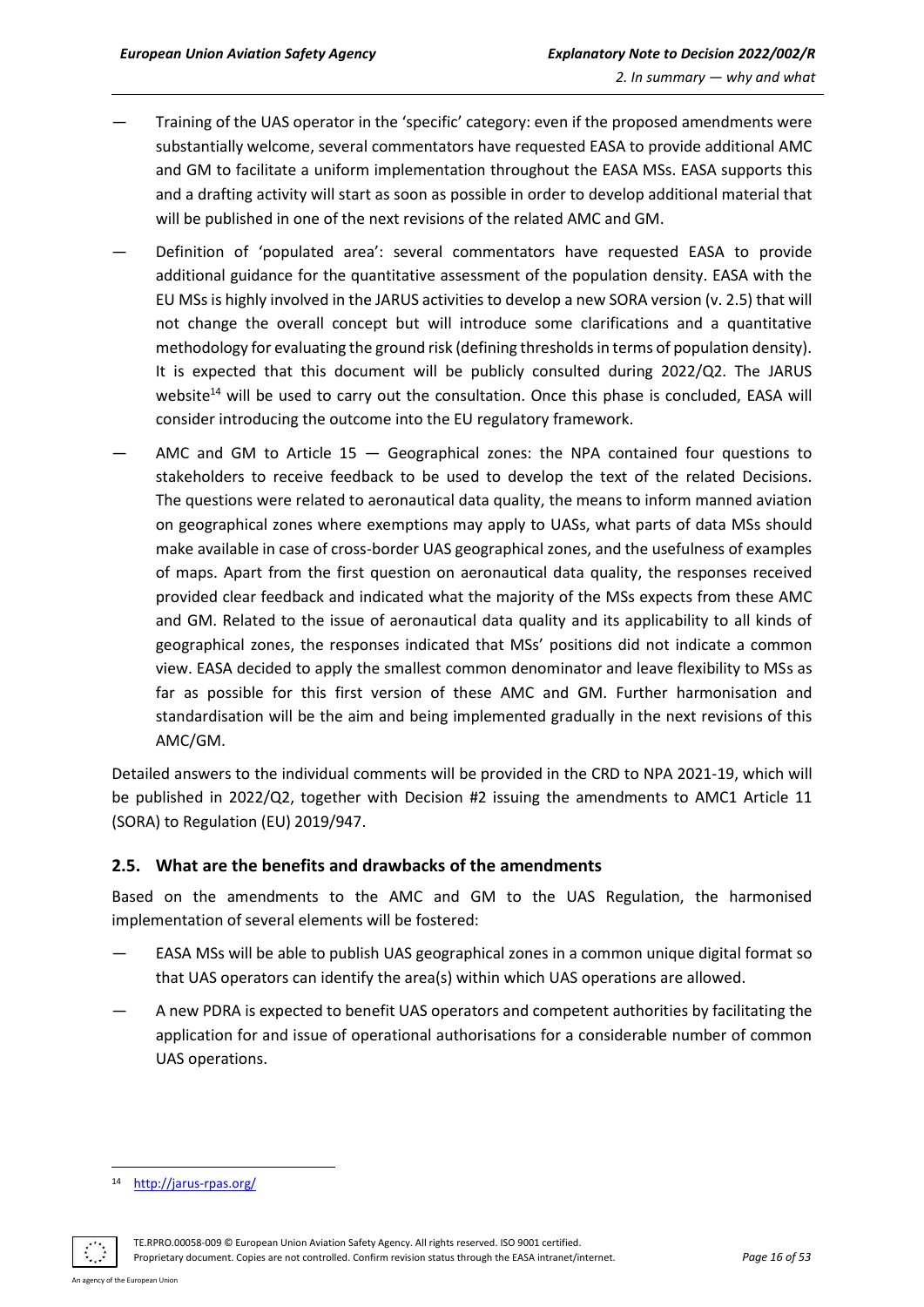- Training of the UAS operator in the 'specific' category: even if the proposed amendments were substantially welcome, several commentators have requested EASA to provide additional AMC and GM to facilitate a uniform implementation throughout the EASA MSs. EASA supports this and a drafting activity will start as soon as possible in order to develop additional material that will be published in one of the next revisions of the related AMC and GM.
- Definition of 'populated area': several commentators have requested EASA to provide additional guidance for the quantitative assessment of the population density. EASA with the EU MSs is highly involved in the JARUS activities to develop a new SORA version (v. 2.5) that will not change the overall concept but will introduce some clarifications and a quantitative methodology for evaluating the ground risk (defining thresholds in terms of population density). It is expected that this document will be publicly consulted during 2022/Q2. The JARUS website[14] will be used to carry out the consultation. Once this phase is concluded, EASA will consider introducing the outcome into the EU regulatory framework.
- AMC and GM to Article 15 — Geographical zones: the NPA contained four questions to stakeholders to receive feedback to be used to develop the text of the related Decisions. The questions were related to aeronautical data quality, the means to inform manned aviation on geographical zones where exemptions may apply to UASs, what parts of data MSs should make available in case of cross-border UAS geographical zones, and the usefulness of examples of maps. Apart from the first question on aeronautical data quality, the responses received provided clear feedback and indicated what the majority of the MSs expects from these AMC and GM. Related to the issue of aeronautical data quality and its applicability to all kinds of geographical zones, the responses indicated that MSs' positions did not indicate a common view. EASA decided to apply the smallest common denominator and leave flexibility to MSs as far as possible for this first version of these AMC and GM. Further harmonisation and standardisation will be the aim and being implemented gradually in the next revisions of this AMC/GM.

Detailed answers to the individual comments will be provided in the CRD to NPA 2021-19, which will be published in 2022/Q2, together with Decision #2 issuing the amendments to AMC1 Article 11 (SORA) to Regulation (EU) 2019/947.

## 2.5. What are the benefits and drawbacks of the amendments

Based on the amendments to the AMC and GM to the UAS Regulation, the harmonised implementation of several elements will be fostered:

- EASA MSs will be able to publish UAS geographical zones in a common unique digital format so that UAS operators can identify the area(s) within which UAS operations are allowed.
- A new PDRA is expected to benefit UAS operators and competent authorities by facilitating the application for and issue of operational authorisations for a considerable number of common UAS operations.

[14] http://jarus-rpas.org/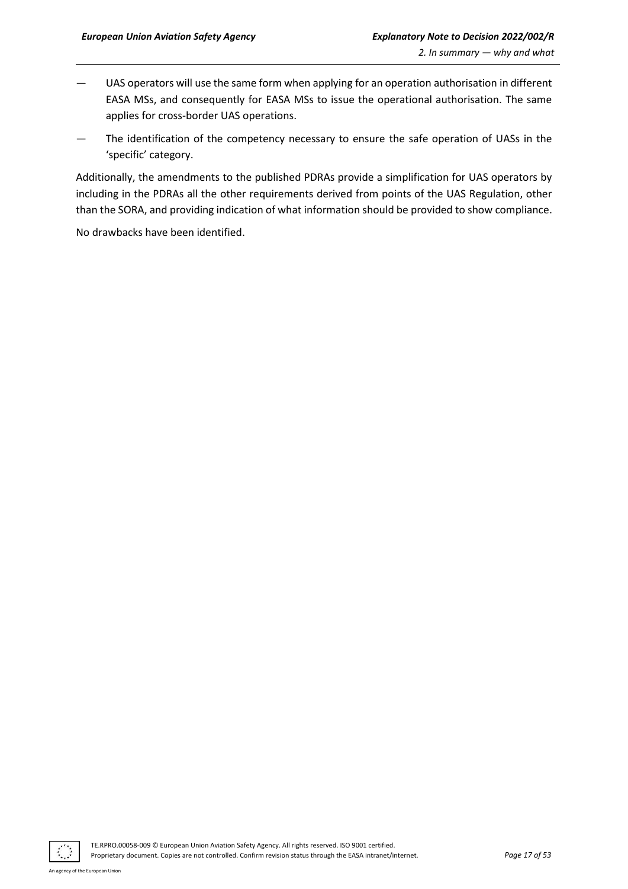- UAS operators will use the same form when applying for an operation authorisation in different EASA MSs, and consequently for EASA MSs to issue the operational authorisation. The same applies for cross-border UAS operations.
- The identification of the competency necessary to ensure the safe operation of UASs in the 'specific' category.

Additionally, the amendments to the published PDRAs provide a simplification for UAS operators by including in the PDRAs all the other requirements derived from points of the UAS Regulation, other than the SORA, and providing indication of what information should be provided to show compliance.

No drawbacks have been identified.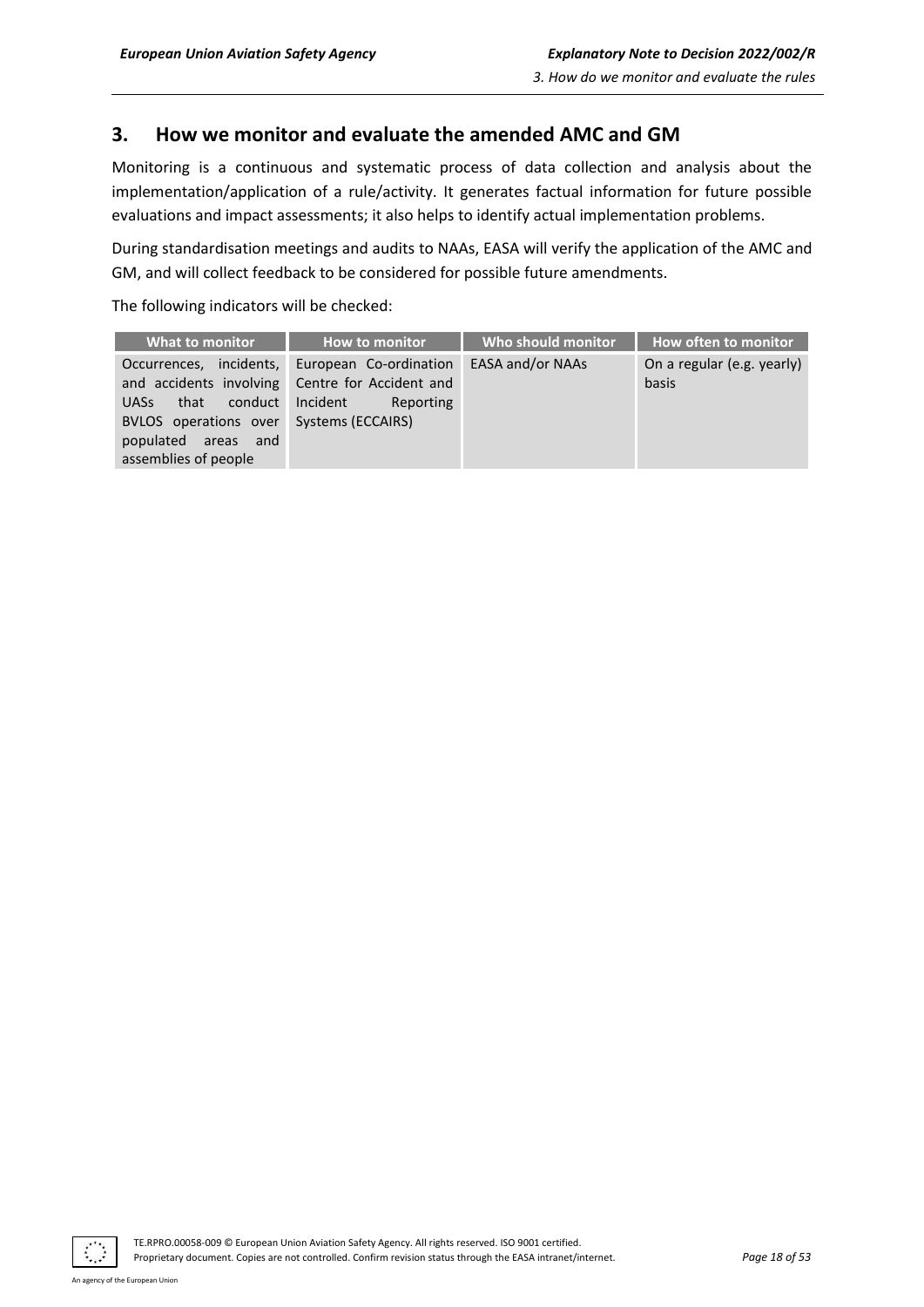## 3. How we monitor and evaluate the amended AMC and GM

Monitoring is a continuous and systematic process of data collection and analysis about the implementation/application of a rule/activity. It generates factual information for future possible evaluations and impact assessments; it also helps to identify actual implementation problems.

During standardisation meetings and audits to NAAs, EASA will verify the application of the AMC and GM, and will collect feedback to be considered for possible future amendments.

The following indicators will be checked:

| What to monitor | How to monitor | Who should monitor | How often to monitor |
|---|---|---|---|
| Occurrences, incidents, and accidents involving UASs that conduct BVLOS operations over populated areas and assemblies of people | European Co-ordination Centre for Accident and Incident Reporting Systems (ECCAIRS) | EASA and/or NAAs | On a regular (e.g. yearly) basis |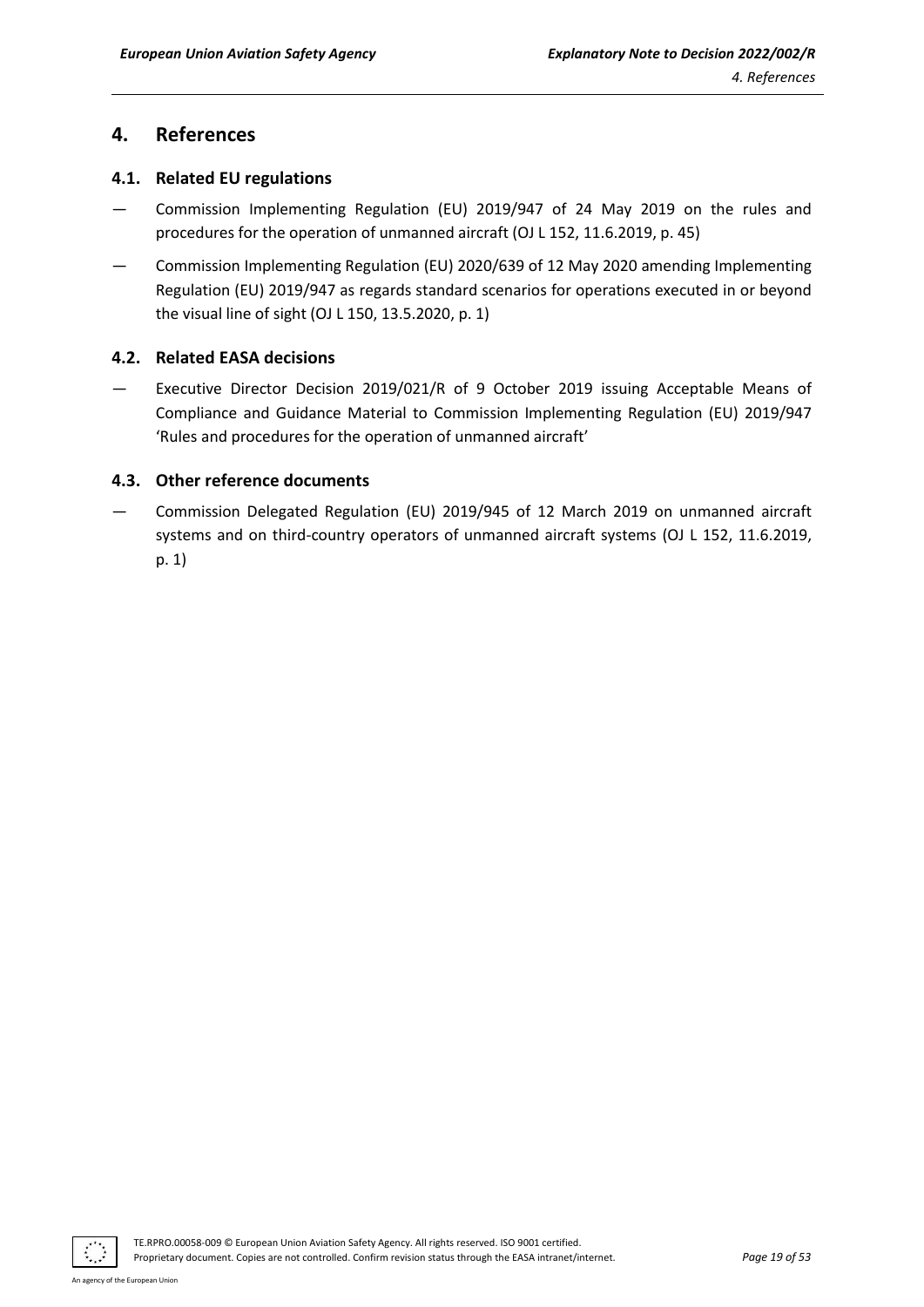# 4. References

## 4.1. Related EU regulations

— Commission Implementing Regulation (EU) 2019/947 of 24 May 2019 on the rules and procedures for the operation of unmanned aircraft (OJ L 152, 11.6.2019, p. 45)

— Commission Implementing Regulation (EU) 2020/639 of 12 May 2020 amending Implementing Regulation (EU) 2019/947 as regards standard scenarios for operations executed in or beyond the visual line of sight (OJ L 150, 13.5.2020, p. 1)

## 4.2. Related EASA decisions

— Executive Director Decision 2019/021/R of 9 October 2019 issuing Acceptable Means of Compliance and Guidance Material to Commission Implementing Regulation (EU) 2019/947 'Rules and procedures for the operation of unmanned aircraft'

## 4.3. Other reference documents

— Commission Delegated Regulation (EU) 2019/945 of 12 March 2019 on unmanned aircraft systems and on third-country operators of unmanned aircraft systems (OJ L 152, 11.6.2019, p. 1)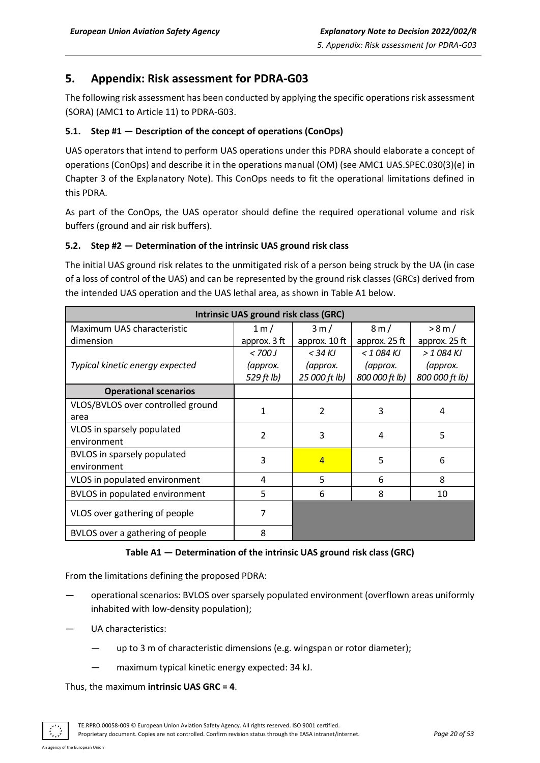## 5. Appendix: Risk assessment for PDRA-G03

The following risk assessment has been conducted by applying the specific operations risk assessment (SORA) (AMC1 to Article 11) to PDRA-G03.

### 5.1. Step #1 — Description of the concept of operations (ConOps)

UAS operators that intend to perform UAS operations under this PDRA should elaborate a concept of operations (ConOps) and describe it in the operations manual (OM) (see AMC1 UAS.SPEC.030(3)(e) in Chapter 3 of the Explanatory Note). This ConOps needs to fit the operational limitations defined in this PDRA.

As part of the ConOps, the UAS operator should define the required operational volume and risk buffers (ground and air risk buffers).

### 5.2. Step #2 — Determination of the intrinsic UAS ground risk class

The initial UAS ground risk relates to the unmitigated risk of a person being struck by the UA (in case of a loss of control of the UAS) and can be represented by the ground risk classes (GRCs) derived from the intended UAS operation and the UAS lethal area, as shown in Table A1 below.

| Intrinsic UAS ground risk class (GRC) | | | | |
|---|---|---|---|---|
| Maximum UAS characteristic dimension | 1 m / approx. 3 ft | 3 m / approx. 10 ft | 8 m / approx. 25 ft | > 8 m / approx. 25 ft |
| *Typical kinetic energy expected* | *< 700 J (approx. 529 ft lb)* | *< 34 KJ (approx. 25 000 ft lb)* | *< 1 084 KJ (approx. 800 000 ft lb)* | *> 1 084 KJ (approx. 800 000 ft lb)* |
| **Operational scenarios** | | | | |
| VLOS/BVLOS over controlled ground area | 1 | 2 | 3 | 4 |
| VLOS in sparsely populated environment | 2 | 3 | 4 | 5 |
| BVLOS in sparsely populated environment | 3 | 4 | 5 | 6 |
| VLOS in populated environment | 4 | 5 | 6 | 8 |
| BVLOS in populated environment | 5 | 6 | 8 | 10 |
| VLOS over gathering of people | 7 | | | |
| BVLOS over a gathering of people | 8 | | | |

**Table A1 — Determination of the intrinsic UAS ground risk class (GRC)**

From the limitations defining the proposed PDRA:

— operational scenarios: BVLOS over sparsely populated environment (overflown areas uniformly inhabited with low-density population);

— UA characteristics:

 — up to 3 m of characteristic dimensions (e.g. wingspan or rotor diameter);

 — maximum typical kinetic energy expected: 34 kJ.

Thus, the maximum **intrinsic UAS GRC = 4**.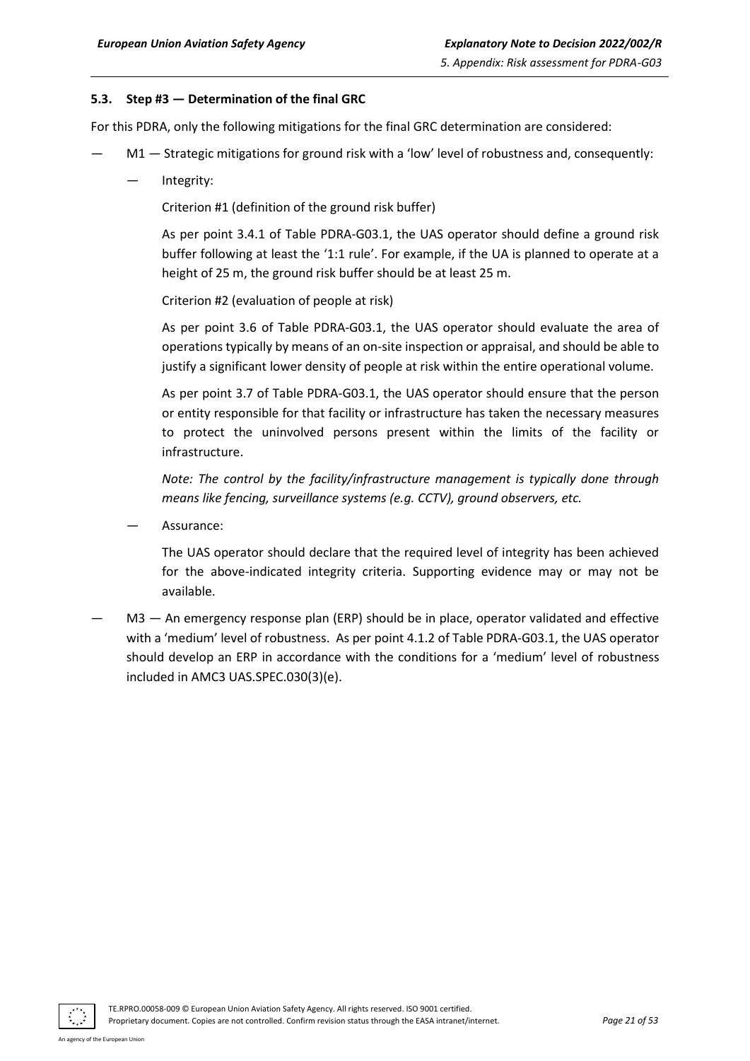### 5.3. Step #3 — Determination of the final GRC

For this PDRA, only the following mitigations for the final GRC determination are considered:

— M1 — Strategic mitigations for ground risk with a 'low' level of robustness and, consequently:

  — Integrity:

    Criterion #1 (definition of the ground risk buffer)

    As per point 3.4.1 of Table PDRA-G03.1, the UAS operator should define a ground risk buffer following at least the '1:1 rule'. For example, if the UA is planned to operate at a height of 25 m, the ground risk buffer should be at least 25 m.

    Criterion #2 (evaluation of people at risk)

    As per point 3.6 of Table PDRA-G03.1, the UAS operator should evaluate the area of operations typically by means of an on-site inspection or appraisal, and should be able to justify a significant lower density of people at risk within the entire operational volume.

    As per point 3.7 of Table PDRA-G03.1, the UAS operator should ensure that the person or entity responsible for that facility or infrastructure has taken the necessary measures to protect the uninvolved persons present within the limits of the facility or infrastructure.

    *Note: The control by the facility/infrastructure management is typically done through means like fencing, surveillance systems (e.g. CCTV), ground observers, etc.*

  — Assurance:

    The UAS operator should declare that the required level of integrity has been achieved for the above-indicated integrity criteria. Supporting evidence may or may not be available.

— M3 — An emergency response plan (ERP) should be in place, operator validated and effective with a 'medium' level of robustness. As per point 4.1.2 of Table PDRA-G03.1, the UAS operator should develop an ERP in accordance with the conditions for a 'medium' level of robustness included in AMC3 UAS.SPEC.030(3)(e).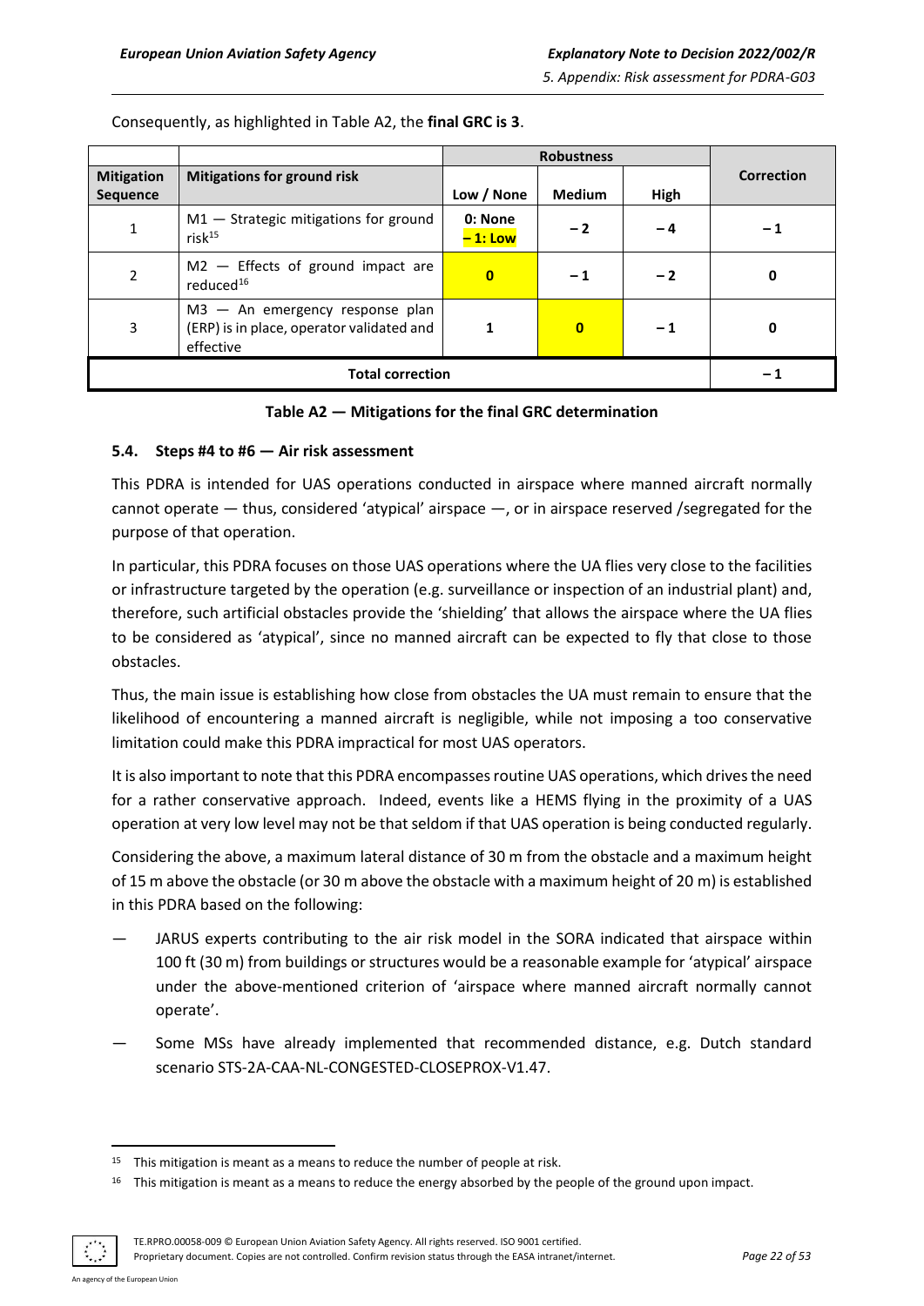Consequently, as highlighted in Table A2, the **final GRC is 3**.

| Mitigation Sequence | Mitigations for ground risk | Robustness | | | Correction |
|---|---|---|---|---|---|
| | | Low / None | Medium | High | |
| 1 | M1 — Strategic mitigations for ground risk[15] | 0: None<br>**– 1: Low** | – 2 | – 4 | – 1 |
| 2 | M2 — Effects of ground impact are reduced[16] | **0** | – 1 | – 2 | 0 |
| 3 | M3 — An emergency response plan (ERP) is in place, operator validated and effective | 1 | **0** | – 1 | 0 |
| **Total correction** | | | | | **– 1** |

**Table A2 — Mitigations for the final GRC determination**

### 5.4. Steps #4 to #6 — Air risk assessment

This PDRA is intended for UAS operations conducted in airspace where manned aircraft normally cannot operate — thus, considered 'atypical' airspace —, or in airspace reserved /segregated for the purpose of that operation.

In particular, this PDRA focuses on those UAS operations where the UA flies very close to the facilities or infrastructure targeted by the operation (e.g. surveillance or inspection of an industrial plant) and, therefore, such artificial obstacles provide the 'shielding' that allows the airspace where the UA flies to be considered as 'atypical', since no manned aircraft can be expected to fly that close to those obstacles.

Thus, the main issue is establishing how close from obstacles the UA must remain to ensure that the likelihood of encountering a manned aircraft is negligible, while not imposing a too conservative limitation could make this PDRA impractical for most UAS operators.

It is also important to note that this PDRA encompasses routine UAS operations, which drives the need for a rather conservative approach. Indeed, events like a HEMS flying in the proximity of a UAS operation at very low level may not be that seldom if that UAS operation is being conducted regularly.

Considering the above, a maximum lateral distance of 30 m from the obstacle and a maximum height of 15 m above the obstacle (or 30 m above the obstacle with a maximum height of 20 m) is established in this PDRA based on the following:

- JARUS experts contributing to the air risk model in the SORA indicated that airspace within 100 ft (30 m) from buildings or structures would be a reasonable example for 'atypical' airspace under the above-mentioned criterion of 'airspace where manned aircraft normally cannot operate'.
- Some MSs have already implemented that recommended distance, e.g. Dutch standard scenario STS-2A-CAA-NL-CONGESTED-CLOSEPROX-V1.47.

---

[15] This mitigation is meant as a means to reduce the number of people at risk.

[16] This mitigation is meant as a means to reduce the energy absorbed by the people of the ground upon impact.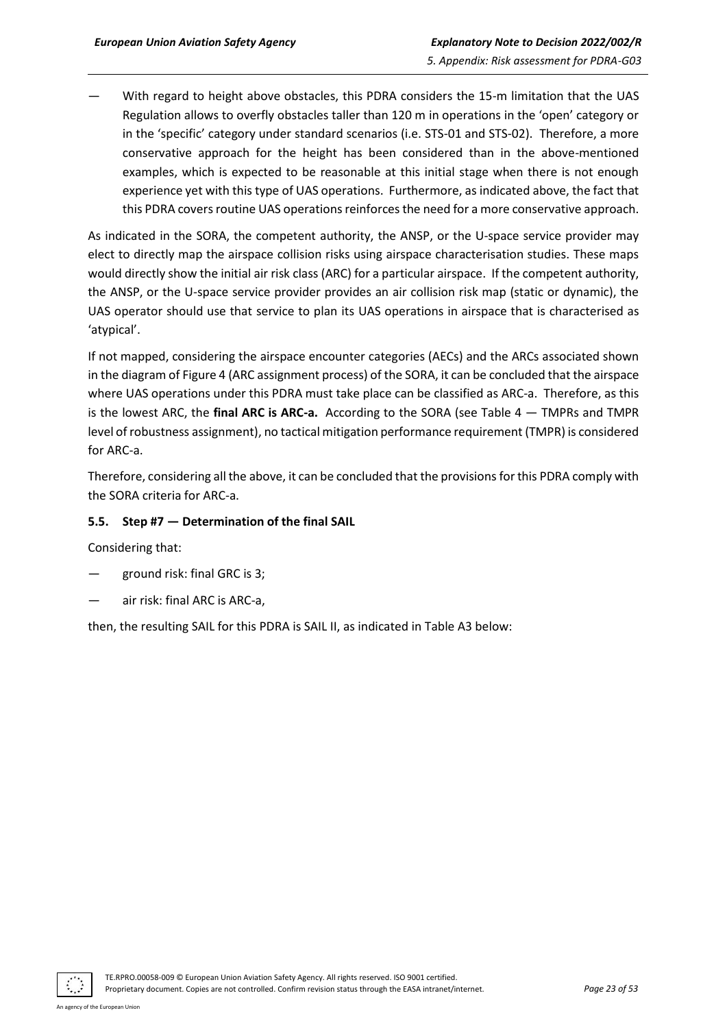— With regard to height above obstacles, this PDRA considers the 15-m limitation that the UAS Regulation allows to overfly obstacles taller than 120 m in operations in the 'open' category or in the 'specific' category under standard scenarios (i.e. STS-01 and STS-02). Therefore, a more conservative approach for the height has been considered than in the above-mentioned examples, which is expected to be reasonable at this initial stage when there is not enough experience yet with this type of UAS operations. Furthermore, as indicated above, the fact that this PDRA covers routine UAS operations reinforces the need for a more conservative approach.

As indicated in the SORA, the competent authority, the ANSP, or the U-space service provider may elect to directly map the airspace collision risks using airspace characterisation studies. These maps would directly show the initial air risk class (ARC) for a particular airspace. If the competent authority, the ANSP, or the U-space service provider provides an air collision risk map (static or dynamic), the UAS operator should use that service to plan its UAS operations in airspace that is characterised as 'atypical'.

If not mapped, considering the airspace encounter categories (AECs) and the ARCs associated shown in the diagram of Figure 4 (ARC assignment process) of the SORA, it can be concluded that the airspace where UAS operations under this PDRA must take place can be classified as ARC-a. Therefore, as this is the lowest ARC, the **final ARC is ARC-a.** According to the SORA (see Table 4 — TMPRs and TMPR level of robustness assignment), no tactical mitigation performance requirement (TMPR) is considered for ARC-a.

Therefore, considering all the above, it can be concluded that the provisions for this PDRA comply with the SORA criteria for ARC-a.

### 5.5. Step #7 — Determination of the final SAIL

Considering that:

— ground risk: final GRC is 3;

— air risk: final ARC is ARC-a,

then, the resulting SAIL for this PDRA is SAIL II, as indicated in Table A3 below: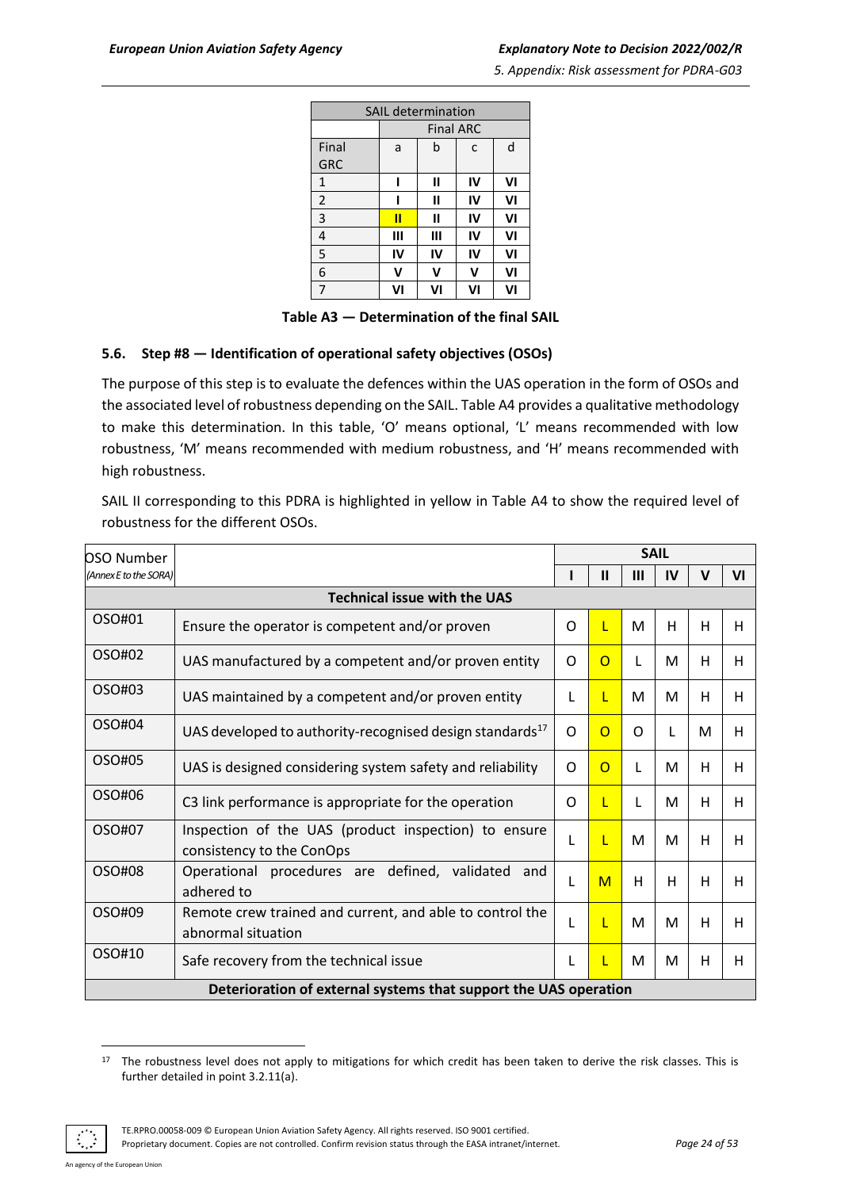| SAIL determination | | | | |
|---|---|---|---|---|
| | Final ARC | | | |
| Final GRC | a | b | c | d |
| 1 | **I** | **II** | **IV** | **VI** |
| 2 | **I** | **II** | **IV** | **VI** |
| 3 | **II** | **II** | **IV** | **VI** |
| 4 | **III** | **III** | **IV** | **VI** |
| 5 | **IV** | **IV** | **IV** | **VI** |
| 6 | **V** | **V** | **V** | **VI** |
| 7 | **VI** | **VI** | **VI** | **VI** |

**Table A3 — Determination of the final SAIL**

### 5.6. Step #8 — Identification of operational safety objectives (OSOs)

The purpose of this step is to evaluate the defences within the UAS operation in the form of OSOs and the associated level of robustness depending on the SAIL. Table A4 provides a qualitative methodology to make this determination. In this table, 'O' means optional, 'L' means recommended with low robustness, 'M' means recommended with medium robustness, and 'H' means recommended with high robustness.

SAIL II corresponding to this PDRA is highlighted in yellow in Table A4 to show the required level of robustness for the different OSOs.

| OSO Number *(Annex E to the SORA)* | | SAIL | | | | | |
|---|---|---|---|---|---|---|---|
| | | **I** | **II** | **III** | **IV** | **V** | **VI** |
| **Technical issue with the UAS** | | | | | | | |
| OSO#01 | Ensure the operator is competent and/or proven | O | L | M | H | H | H |
| OSO#02 | UAS manufactured by a competent and/or proven entity | O | O | L | M | H | H |
| OSO#03 | UAS maintained by a competent and/or proven entity | L | L | M | M | H | H |
| OSO#04 | UAS developed to authority-recognised design standards[17] | O | O | O | L | M | H |
| OSO#05 | UAS is designed considering system safety and reliability | O | O | L | M | H | H |
| OSO#06 | C3 link performance is appropriate for the operation | O | L | L | M | H | H |
| OSO#07 | Inspection of the UAS (product inspection) to ensure consistency to the ConOps | L | L | M | M | H | H |
| OSO#08 | Operational procedures are defined, validated and adhered to | L | M | H | H | H | H |
| OSO#09 | Remote crew trained and current, and able to control the abnormal situation | L | L | M | M | H | H |
| OSO#10 | Safe recovery from the technical issue | L | L | M | M | H | H |
| **Deterioration of external systems that support the UAS operation** | | | | | | | |

[17] The robustness level does not apply to mitigations for which credit has been taken to derive the risk classes. This is further detailed in point 3.2.11(a).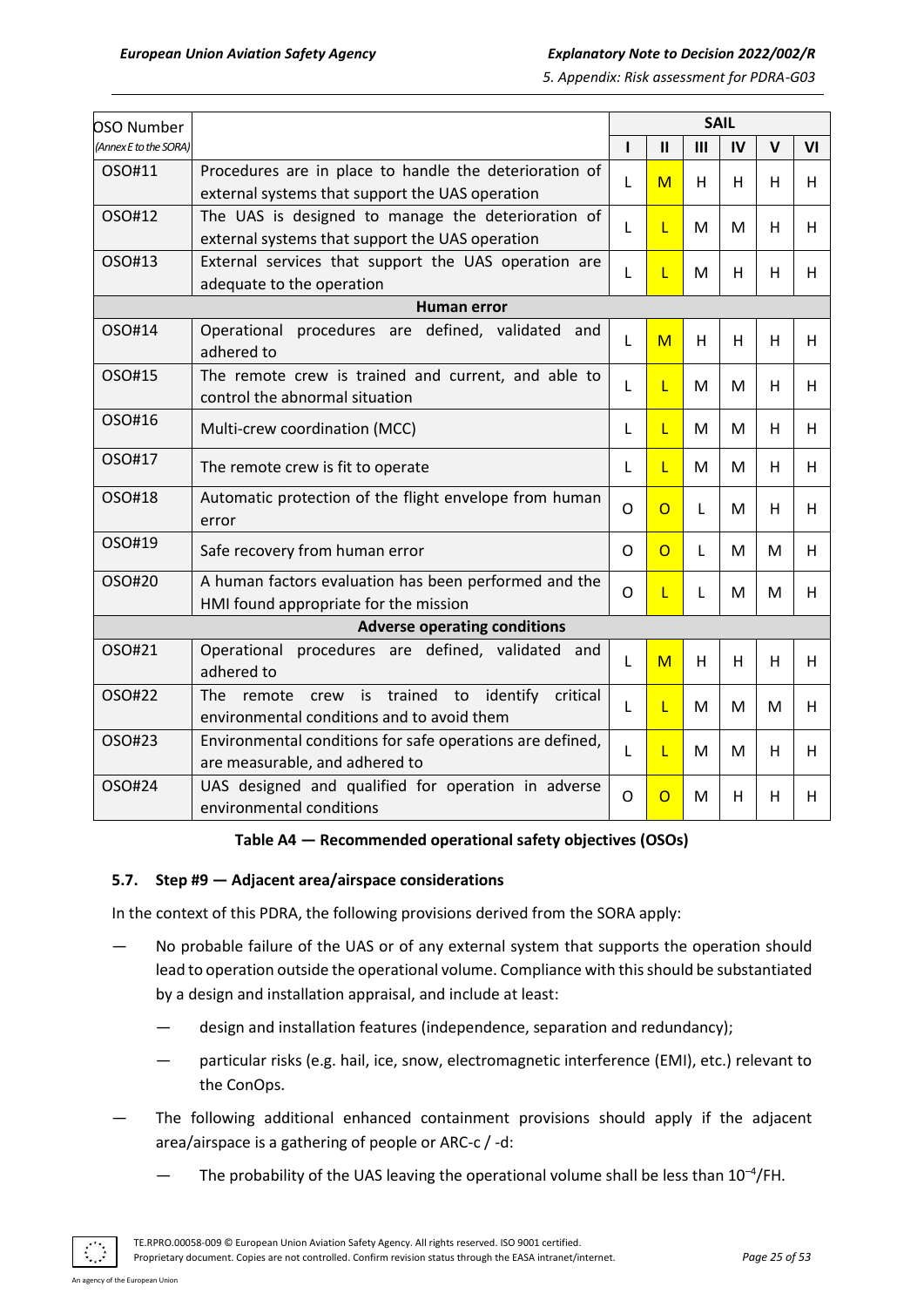| OSO Number *(Annex E to the SORA)* | | SAIL | | | | | |
|---|---|---|---|---|---|---|---|
| | | I | II | III | IV | V | VI |
| OSO#11 | Procedures are in place to handle the deterioration of external systems that support the UAS operation | L | M | H | H | H | H |
| OSO#12 | The UAS is designed to manage the deterioration of external systems that support the UAS operation | L | L | M | M | H | H |
| OSO#13 | External services that support the UAS operation are adequate to the operation | L | L | M | H | H | H |
| **Human error** | | | | | | | |
| OSO#14 | Operational procedures are defined, validated and adhered to | L | M | H | H | H | H |
| OSO#15 | The remote crew is trained and current, and able to control the abnormal situation | L | L | M | M | H | H |
| OSO#16 | Multi-crew coordination (MCC) | L | L | M | M | H | H |
| OSO#17 | The remote crew is fit to operate | L | L | M | M | H | H |
| OSO#18 | Automatic protection of the flight envelope from human error | O | O | L | M | H | H |
| OSO#19 | Safe recovery from human error | O | O | L | M | M | H |
| OSO#20 | A human factors evaluation has been performed and the HMI found appropriate for the mission | O | L | L | M | M | H |
| **Adverse operating conditions** | | | | | | | |
| OSO#21 | Operational procedures are defined, validated and adhered to | L | M | H | H | H | H |
| OSO#22 | The remote crew is trained to identify critical environmental conditions and to avoid them | L | L | M | M | M | H |
| OSO#23 | Environmental conditions for safe operations are defined, are measurable, and adhered to | L | L | M | M | H | H |
| OSO#24 | UAS designed and qualified for operation in adverse environmental conditions | O | O | M | H | H | H |

**Table A4 — Recommended operational safety objectives (OSOs)**

### 5.7. Step #9 — Adjacent area/airspace considerations

In the context of this PDRA, the following provisions derived from the SORA apply:

— No probable failure of the UAS or of any external system that supports the operation should lead to operation outside the operational volume. Compliance with this should be substantiated by a design and installation appraisal, and include at least:

 — design and installation features (independence, separation and redundancy);

 — particular risks (e.g. hail, ice, snow, electromagnetic interference (EMI), etc.) relevant to the ConOps.

— The following additional enhanced containment provisions should apply if the adjacent area/airspace is a gathering of people or ARC-c / -d:

 — The probability of the UAS leaving the operational volume shall be less than $10^{-4}$/FH.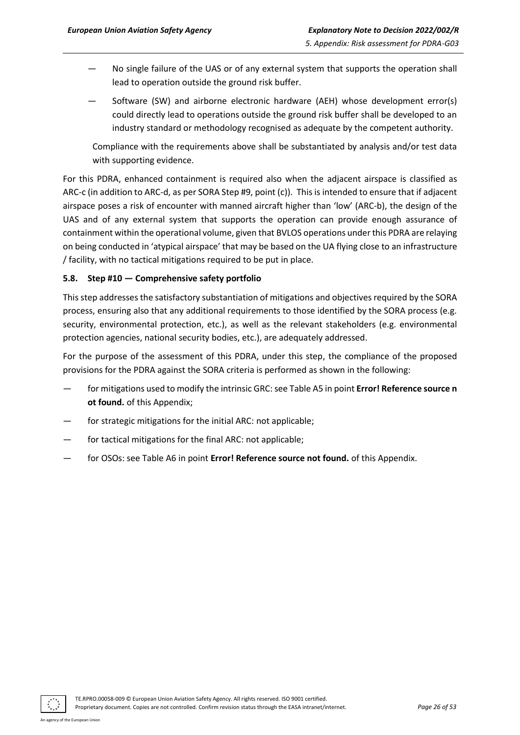- No single failure of the UAS or of any external system that supports the operation shall lead to operation outside the ground risk buffer.
- Software (SW) and airborne electronic hardware (AEH) whose development error(s) could directly lead to operations outside the ground risk buffer shall be developed to an industry standard or methodology recognised as adequate by the competent authority.

Compliance with the requirements above shall be substantiated by analysis and/or test data with supporting evidence.

For this PDRA, enhanced containment is required also when the adjacent airspace is classified as ARC-c (in addition to ARC-d, as per SORA Step #9, point (c)). This is intended to ensure that if adjacent airspace poses a risk of encounter with manned aircraft higher than 'low' (ARC-b), the design of the UAS and of any external system that supports the operation can provide enough assurance of containment within the operational volume, given that BVLOS operations under this PDRA are relaying on being conducted in 'atypical airspace' that may be based on the UA flying close to an infrastructure / facility, with no tactical mitigations required to be put in place.

### 5.8. Step #10 — Comprehensive safety portfolio

This step addresses the satisfactory substantiation of mitigations and objectives required by the SORA process, ensuring also that any additional requirements to those identified by the SORA process (e.g. security, environmental protection, etc.), as well as the relevant stakeholders (e.g. environmental protection agencies, national security bodies, etc.), are adequately addressed.

For the purpose of the assessment of this PDRA, under this step, the compliance of the proposed provisions for the PDRA against the SORA criteria is performed as shown in the following:

- for mitigations used to modify the intrinsic GRC: see Table A5 in point **Error! Reference source not found.** of this Appendix;
- for strategic mitigations for the initial ARC: not applicable;
- for tactical mitigations for the final ARC: not applicable;
- for OSOs: see Table A6 in point **Error! Reference source not found.** of this Appendix.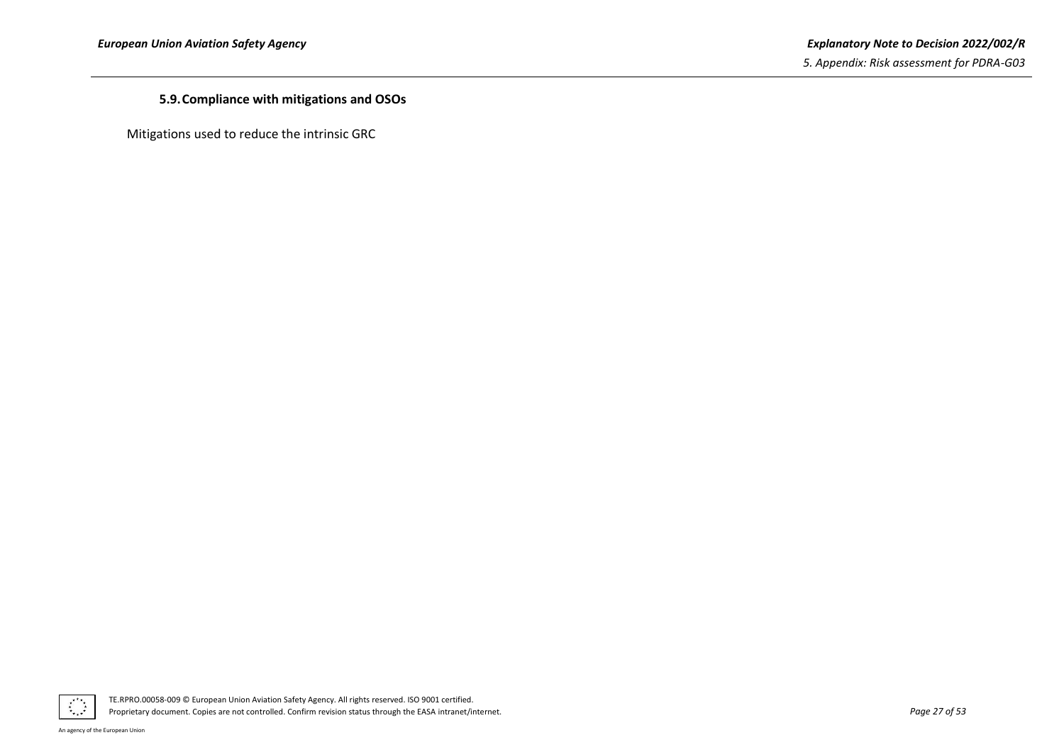### 5.9. Compliance with mitigations and OSOs

Mitigations used to reduce the intrinsic GRC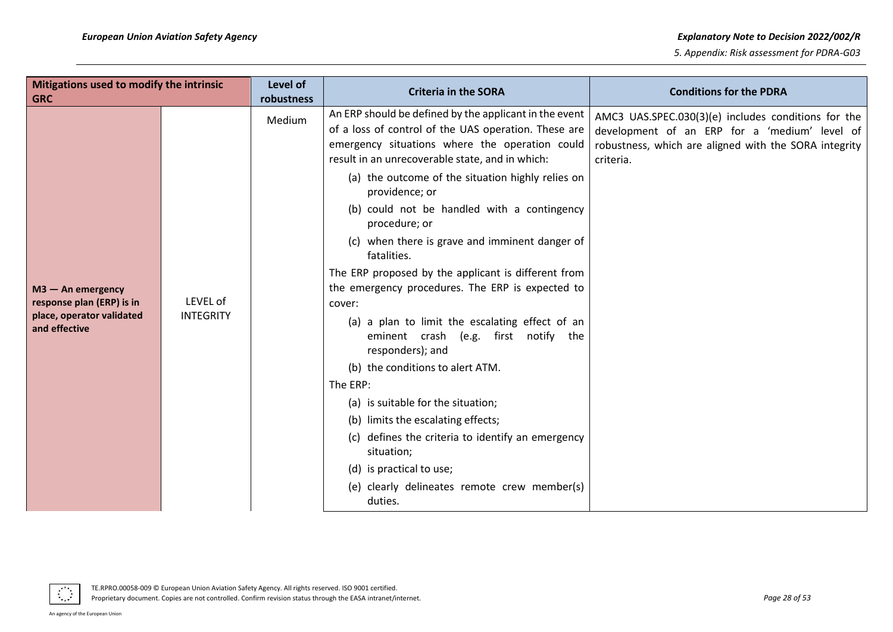| Mitigations used to modify the intrinsic GRC | | Level of robustness | Criteria in the SORA | Conditions for the PDRA |
|---|---|---|---|---|
| **M3 — An emergency response plan (ERP) is in place, operator validated and effective** | LEVEL of INTEGRITY | Medium | An ERP should be defined by the applicant in the event of a loss of control of the UAS operation. These are emergency situations where the operation could result in an unrecoverable state, and in which:<br>(a) the outcome of the situation highly relies on providence; or<br>(b) could not be handled with a contingency procedure; or<br>(c) when there is grave and imminent danger of fatalities.<br>The ERP proposed by the applicant is different from the emergency procedures. The ERP is expected to cover:<br>(a) a plan to limit the escalating effect of an eminent crash (e.g. first notify the responders); and<br>(b) the conditions to alert ATM.<br>The ERP:<br>(a) is suitable for the situation;<br>(b) limits the escalating effects;<br>(c) defines the criteria to identify an emergency situation;<br>(d) is practical to use;<br>(e) clearly delineates remote crew member(s) duties. | AMC3 UAS.SPEC.030(3)(e) includes conditions for the development of an ERP for a 'medium' level of robustness, which are aligned with the SORA integrity criteria. |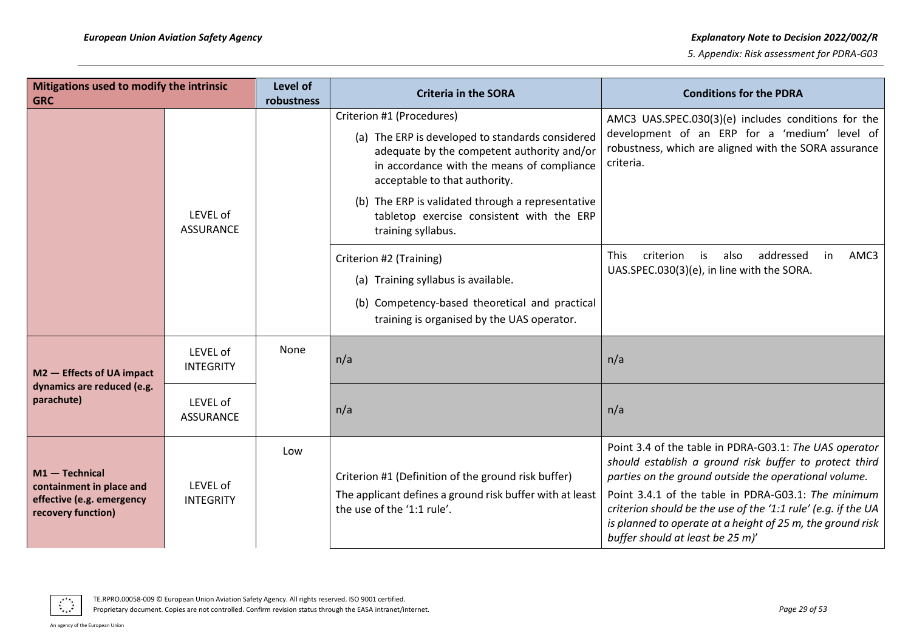| Mitigations used to modify the intrinsic GRC | | Level of robustness | Criteria in the SORA | Conditions for the PDRA |
|---|---|---|---|---|
| | LEVEL of ASSURANCE | | Criterion #1 (Procedures)<br>(a) The ERP is developed to standards considered adequate by the competent authority and/or in accordance with the means of compliance acceptable to that authority.<br>(b) The ERP is validated through a representative tabletop exercise consistent with the ERP training syllabus. | AMC3 UAS.SPEC.030(3)(e) includes conditions for the development of an ERP for a 'medium' level of robustness, which are aligned with the SORA assurance criteria. |
| | | | Criterion #2 (Training)<br>(a) Training syllabus is available.<br>(b) Competency-based theoretical and practical training is organised by the UAS operator. | This criterion is also addressed in AMC3 UAS.SPEC.030(3)(e), in line with the SORA. |
| **M2 — Effects of UA impact dynamics are reduced (e.g. parachute)** | LEVEL of INTEGRITY | None | n/a | n/a |
| | LEVEL of ASSURANCE | | n/a | n/a |
| **M1 — Technical containment in place and effective (e.g. emergency recovery function)** | LEVEL of INTEGRITY | Low | Criterion #1 (Definition of the ground risk buffer)<br>The applicant defines a ground risk buffer with at least the use of the '1:1 rule'. | Point 3.4 of the table in PDRA-G03.1: *The UAS operator should establish a ground risk buffer to protect third parties on the ground outside the operational volume.*<br>Point 3.4.1 of the table in PDRA-G03.1: *The minimum criterion should be the use of the '1:1 rule' (e.g. if the UA is planned to operate at a height of 25 m, the ground risk buffer should at least be 25 m)*' |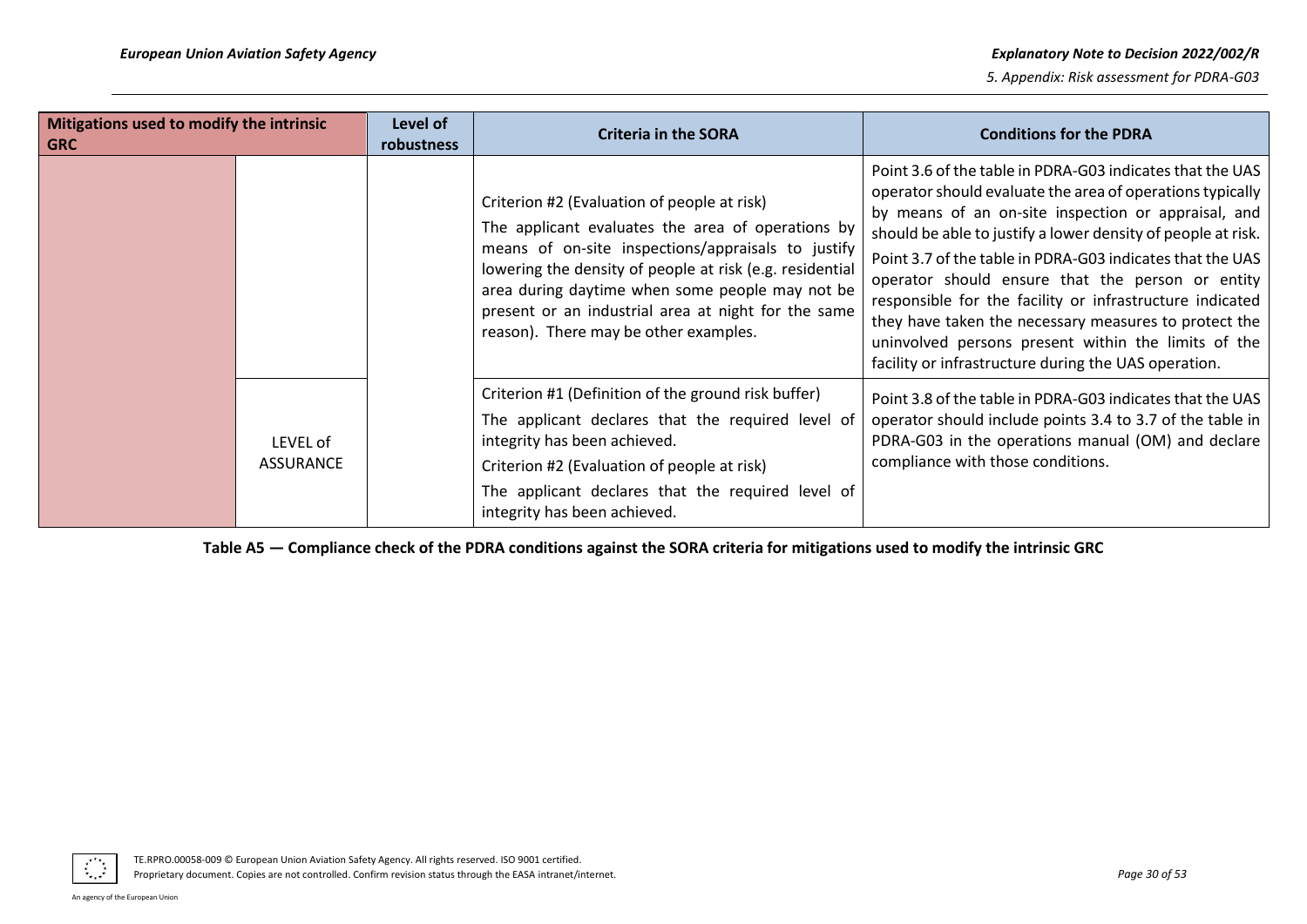| Mitigations used to modify the intrinsic GRC | | Level of robustness | Criteria in the SORA | Conditions for the PDRA |
|---|---|---|---|---|
| | | | Criterion #2 (Evaluation of people at risk)<br>The applicant evaluates the area of operations by means of on-site inspections/appraisals to justify lowering the density of people at risk (e.g. residential area during daytime when some people may not be present or an industrial area at night for the same reason). There may be other examples. | Point 3.6 of the table in PDRA-G03 indicates that the UAS operator should evaluate the area of operations typically by means of an on-site inspection or appraisal, and should be able to justify a lower density of people at risk.<br>Point 3.7 of the table in PDRA-G03 indicates that the UAS operator should ensure that the person or entity responsible for the facility or infrastructure indicated they have taken the necessary measures to protect the uninvolved persons present within the limits of the facility or infrastructure during the UAS operation. |
| | LEVEL of ASSURANCE | | Criterion #1 (Definition of the ground risk buffer)<br>The applicant declares that the required level of integrity has been achieved.<br>Criterion #2 (Evaluation of people at risk)<br>The applicant declares that the required level of integrity has been achieved. | Point 3.8 of the table in PDRA-G03 indicates that the UAS operator should include points 3.4 to 3.7 of the table in PDRA-G03 in the operations manual (OM) and declare compliance with those conditions. |

**Table A5 — Compliance check of the PDRA conditions against the SORA criteria for mitigations used to modify the intrinsic GRC**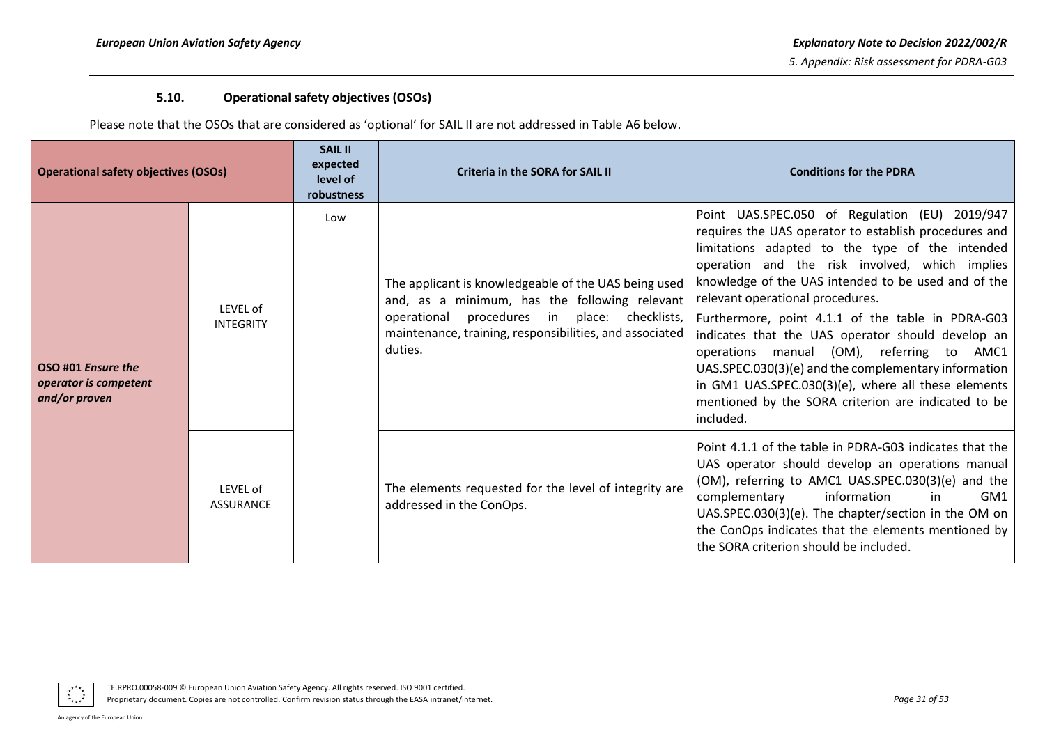### 5.10. Operational safety objectives (OSOs)

Please note that the OSOs that are considered as 'optional' for SAIL II are not addressed in Table A6 below.

| Operational safety objectives (OSOs) | | SAIL II expected level of robustness | Criteria in the SORA for SAIL II | Conditions for the PDRA |
|---|---|---|---|---|
| OSO #01 *Ensure the operator is competent and/or proven* | LEVEL of INTEGRITY | Low | The applicant is knowledgeable of the UAS being used and, as a minimum, has the following relevant operational procedures in place: checklists, maintenance, training, responsibilities, and associated duties. | Point UAS.SPEC.050 of Regulation (EU) 2019/947 requires the UAS operator to establish procedures and limitations adapted to the type of the intended operation and the risk involved, which implies knowledge of the UAS intended to be used and of the relevant operational procedures.<br>Furthermore, point 4.1.1 of the table in PDRA-G03 indicates that the UAS operator should develop an operations manual (OM), referring to AMC1 UAS.SPEC.030(3)(e) and the complementary information in GM1 UAS.SPEC.030(3)(e), where all these elements mentioned by the SORA criterion are indicated to be included. |
| | LEVEL of ASSURANCE | | The elements requested for the level of integrity are addressed in the ConOps. | Point 4.1.1 of the table in PDRA-G03 indicates that the UAS operator should develop an operations manual (OM), referring to AMC1 UAS.SPEC.030(3)(e) and the complementary information in GM1 UAS.SPEC.030(3)(e). The chapter/section in the OM on the ConOps indicates that the elements mentioned by the SORA criterion should be included. |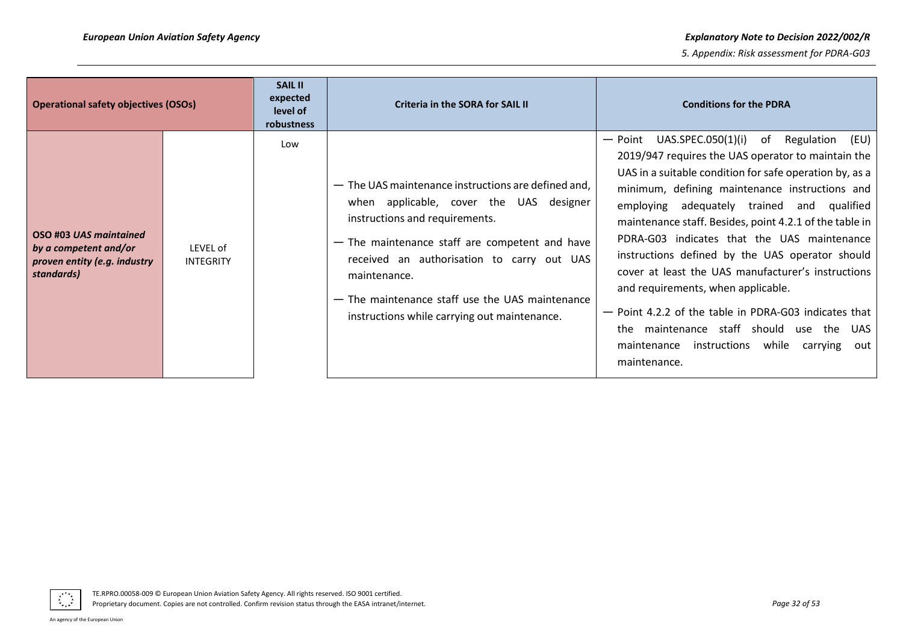| Operational safety objectives (OSOs) | | SAIL II expected level of robustness | Criteria in the SORA for SAIL II | Conditions for the PDRA |
|---|---|---|---|---|
| **OSO #03** ***UAS maintained by a competent and/or proven entity (e.g. industry standards)*** | LEVEL of INTEGRITY | Low | — The UAS maintenance instructions are defined and, when applicable, cover the UAS designer instructions and requirements.<br>— The maintenance staff are competent and have received an authorisation to carry out UAS maintenance.<br>— The maintenance staff use the UAS maintenance instructions while carrying out maintenance. | — Point UAS.SPEC.050(1)(i) of Regulation (EU) 2019/947 requires the UAS operator to maintain the UAS in a suitable condition for safe operation by, as a minimum, defining maintenance instructions and employing adequately trained and qualified maintenance staff. Besides, point 4.2.1 of the table in PDRA-G03 indicates that the UAS maintenance instructions defined by the UAS operator should cover at least the UAS manufacturer's instructions and requirements, when applicable.<br>— Point 4.2.2 of the table in PDRA-G03 indicates that the maintenance staff should use the UAS maintenance instructions while carrying out maintenance. |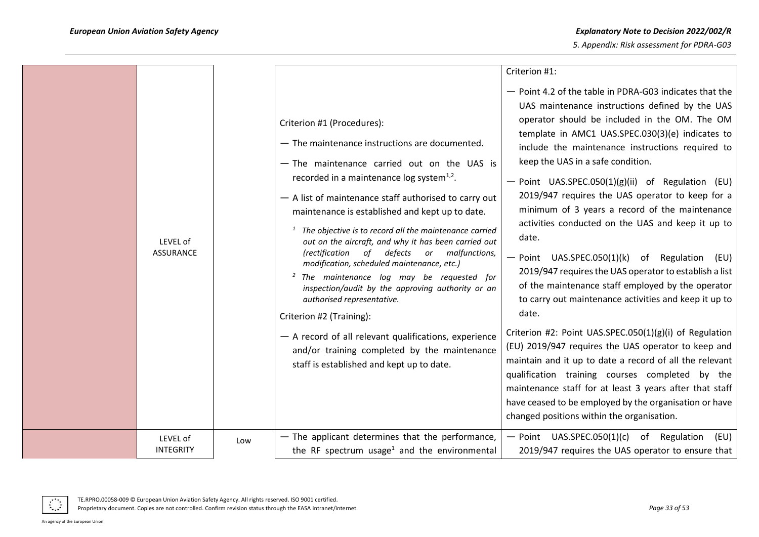| | | | | |
|---|---|---|---|---|
| | LEVEL of ASSURANCE | | Criterion #1 (Procedures):<br>— The maintenance instructions are documented.<br>— The maintenance carried out on the UAS is recorded in a maintenance log system[1,2].<br>— A list of maintenance staff authorised to carry out maintenance is established and kept up to date.<br>*[1] The objective is to record all the maintenance carried out on the aircraft, and why it has been carried out (rectification of defects or malfunctions, modification, scheduled maintenance, etc.)*<br>*[2] The maintenance log may be requested for inspection/audit by the approving authority or an authorised representative.*<br>Criterion #2 (Training):<br>— A record of all relevant qualifications, experience and/or training completed by the maintenance staff is established and kept up to date. | Criterion #1:<br>— Point 4.2 of the table in PDRA-G03 indicates that the UAS maintenance instructions defined by the UAS operator should be included in the OM. The OM template in AMC1 UAS.SPEC.030(3)(e) indicates to include the maintenance instructions required to keep the UAS in a safe condition.<br>— Point UAS.SPEC.050(1)(g)(ii) of Regulation (EU) 2019/947 requires the UAS operator to keep for a minimum of 3 years a record of the maintenance activities conducted on the UAS and keep it up to date.<br>— Point UAS.SPEC.050(1)(k) of Regulation (EU) 2019/947 requires the UAS operator to establish a list of the maintenance staff employed by the operator to carry out maintenance activities and keep it up to date.<br>Criterion #2: Point UAS.SPEC.050(1)(g)(i) of Regulation (EU) 2019/947 requires the UAS operator to keep and maintain and it up to date a record of all the relevant qualification training courses completed by the maintenance staff for at least 3 years after that staff have ceased to be employed by the organisation or have changed positions within the organisation. |
| | LEVEL of INTEGRITY | Low | — The applicant determines that the performance, the RF spectrum usage[1] and the environmental | — Point UAS.SPEC.050(1)(c) of Regulation (EU) 2019/947 requires the UAS operator to ensure that |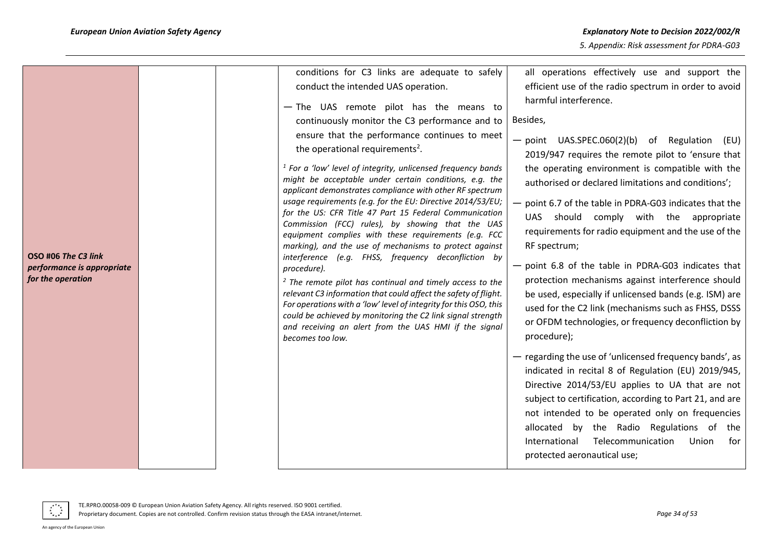| | | | | |
|---|---|---|---|---|
| **OSO #06** ***The C3 link performance is appropriate for the operation*** | | | conditions for C3 links are adequate to safely conduct the intended UAS operation.<br><br>— The UAS remote pilot has the means to continuously monitor the C3 performance and to ensure that the performance continues to meet the operational requirements[2].<br><br>*[1] For a 'low' level of integrity, unlicensed frequency bands might be acceptable under certain conditions, e.g. the applicant demonstrates compliance with other RF spectrum usage requirements (e.g. for the EU: Directive 2014/53/EU; for the US: CFR Title 47 Part 15 Federal Communication Commission (FCC) rules), by showing that the UAS equipment complies with these requirements (e.g. FCC marking), and the use of mechanisms to protect against interference (e.g. FHSS, frequency deconfliction by procedure).*<br><br>*[2] The remote pilot has continual and timely access to the relevant C3 information that could affect the safety of flight. For operations with a 'low' level of integrity for this OSO, this could be achieved by monitoring the C2 link signal strength and receiving an alert from the UAS HMI if the signal becomes too low.* | all operations effectively use and support the efficient use of the radio spectrum in order to avoid harmful interference.<br><br>Besides,<br><br>— point UAS.SPEC.060(2)(b) of Regulation (EU) 2019/947 requires the remote pilot to 'ensure that the operating environment is compatible with the authorised or declared limitations and conditions';<br><br>— point 6.7 of the table in PDRA-G03 indicates that the UAS should comply with the appropriate requirements for radio equipment and the use of the RF spectrum;<br><br>— point 6.8 of the table in PDRA-G03 indicates that protection mechanisms against interference should be used, especially if unlicensed bands (e.g. ISM) are used for the C2 link (mechanisms such as FHSS, DSSS or OFDM technologies, or frequency deconfliction by procedure);<br><br>— regarding the use of 'unlicensed frequency bands', as indicated in recital 8 of Regulation (EU) 2019/945, Directive 2014/53/EU applies to UA that are not subject to certification, according to Part 21, and are not intended to be operated only on frequencies allocated by the Radio Regulations of the International Telecommunication Union for protected aeronautical use; |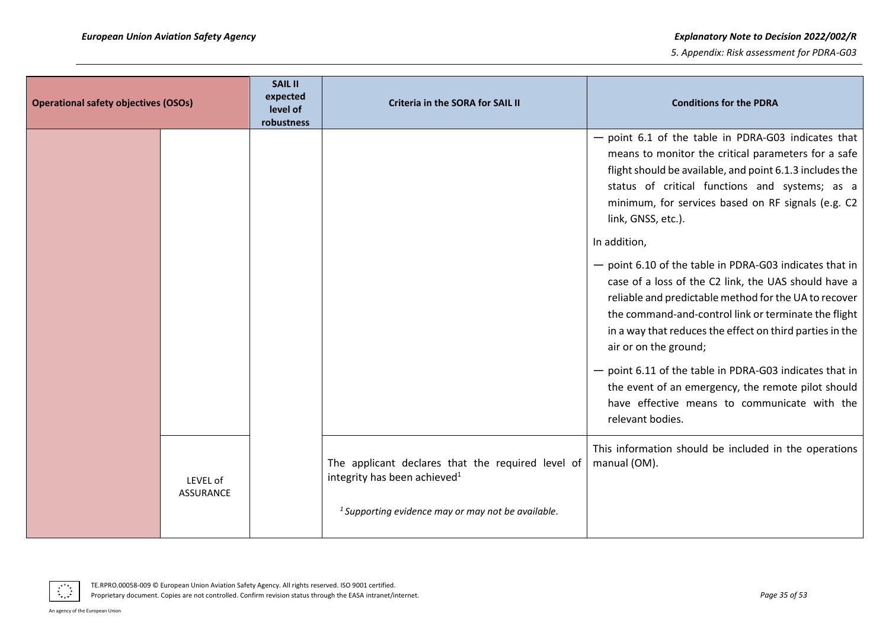| Operational safety objectives (OSOs) | | SAIL II expected level of robustness | Criteria in the SORA for SAIL II | Conditions for the PDRA |
|---|---|---|---|---|
| | | | | — point 6.1 of the table in PDRA-G03 indicates that means to monitor the critical parameters for a safe flight should be available, and point 6.1.3 includes the status of critical functions and systems; as a minimum, for services based on RF signals (e.g. C2 link, GNSS, etc.).<br><br>In addition,<br><br>— point 6.10 of the table in PDRA-G03 indicates that in case of a loss of the C2 link, the UAS should have a reliable and predictable method for the UA to recover the command-and-control link or terminate the flight in a way that reduces the effect on third parties in the air or on the ground;<br><br>— point 6.11 of the table in PDRA-G03 indicates that in the event of an emergency, the remote pilot should have effective means to communicate with the relevant bodies. |
| | LEVEL of ASSURANCE | | The applicant declares that the required level of integrity has been achieved[1]<br><br>*[1] Supporting evidence may or may not be available.* | This information should be included in the operations manual (OM). |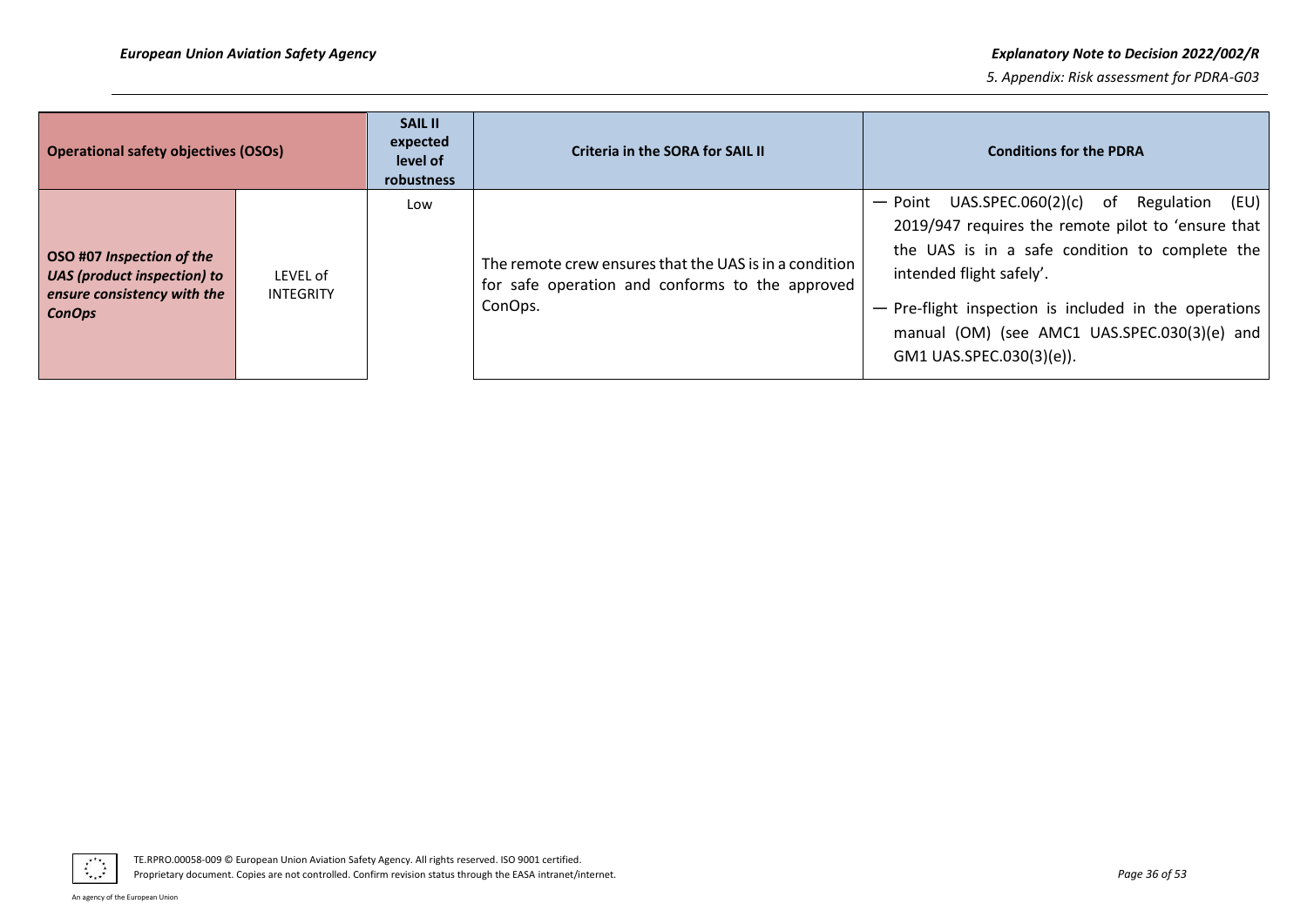| Operational safety objectives (OSOs) | | SAIL II expected level of robustness | Criteria in the SORA for SAIL II | Conditions for the PDRA |
|---|---|---|---|---|
| **OSO #07 *Inspection of the UAS (product inspection) to ensure consistency with the ConOps*** | LEVEL of INTEGRITY | Low | The remote crew ensures that the UAS is in a condition for safe operation and conforms to the approved ConOps. | — Point UAS.SPEC.060(2)(c) of Regulation (EU) 2019/947 requires the remote pilot to 'ensure that the UAS is in a safe condition to complete the intended flight safely'.<br>— Pre-flight inspection is included in the operations manual (OM) (see AMC1 UAS.SPEC.030(3)(e) and GM1 UAS.SPEC.030(3)(e)). |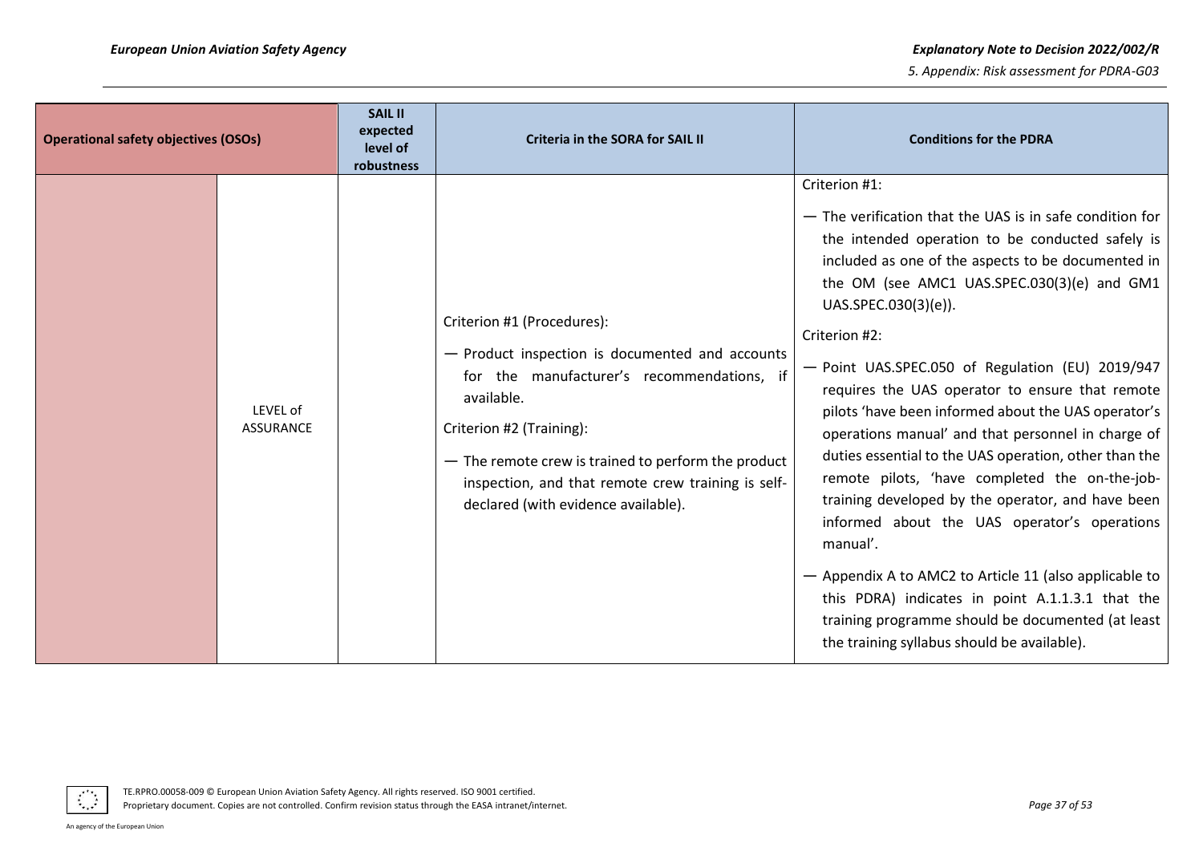| Operational safety objectives (OSOs) | | SAIL II expected level of robustness | Criteria in the SORA for SAIL II | Conditions for the PDRA |
|---|---|---|---|---|
| | LEVEL of ASSURANCE | | Criterion #1 (Procedures):<br>— Product inspection is documented and accounts for the manufacturer's recommendations, if available.<br>Criterion #2 (Training):<br>— The remote crew is trained to perform the product inspection, and that remote crew training is self-declared (with evidence available). | Criterion #1:<br>— The verification that the UAS is in safe condition for the intended operation to be conducted safely is included as one of the aspects to be documented in the OM (see AMC1 UAS.SPEC.030(3)(e) and GM1 UAS.SPEC.030(3)(e)).<br>Criterion #2:<br>— Point UAS.SPEC.050 of Regulation (EU) 2019/947 requires the UAS operator to ensure that remote pilots 'have been informed about the UAS operator's operations manual' and that personnel in charge of duties essential to the UAS operation, other than the remote pilots, 'have completed the on-the-job-training developed by the operator, and have been informed about the UAS operator's operations manual'.<br>— Appendix A to AMC2 to Article 11 (also applicable to this PDRA) indicates in point A.1.1.3.1 that the training programme should be documented (at least the training syllabus should be available). |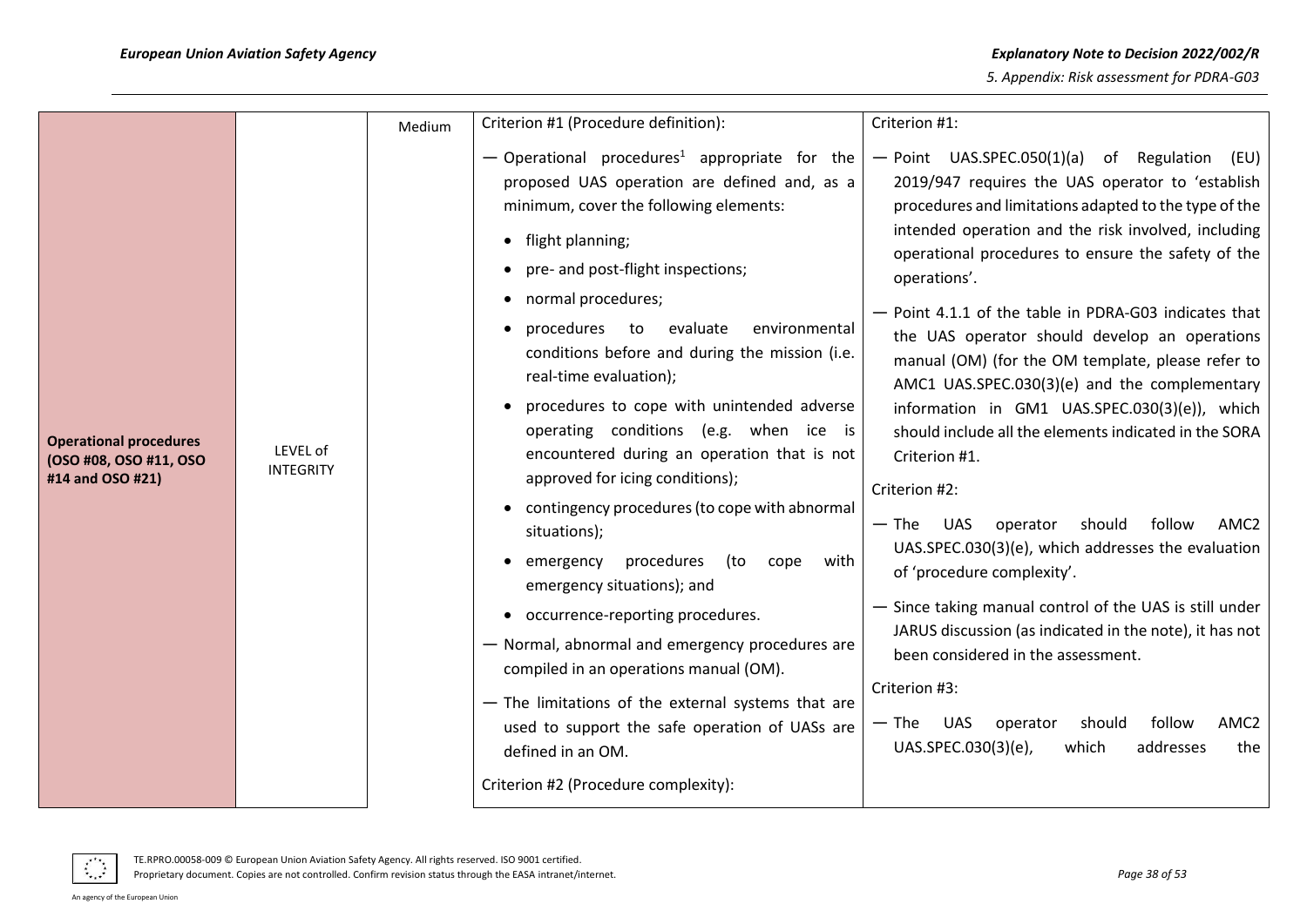| | | | | |
|---|---|---|---|---|
| **Operational procedures (OSO #08, OSO #11, OSO #14 and OSO #21)** | LEVEL of INTEGRITY | Medium | Criterion #1 (Procedure definition):<br><br>— Operational procedures[1] appropriate for the proposed UAS operation are defined and, as a minimum, cover the following elements:<br><br>• flight planning;<br>• pre- and post-flight inspections;<br>• normal procedures;<br>• procedures to evaluate environmental conditions before and during the mission (i.e. real-time evaluation);<br>• procedures to cope with unintended adverse operating conditions (e.g. when ice is encountered during an operation that is not approved for icing conditions);<br>• contingency procedures (to cope with abnormal situations);<br>• emergency procedures (to cope with emergency situations); and<br>• occurrence-reporting procedures.<br><br>— Normal, abnormal and emergency procedures are compiled in an operations manual (OM).<br><br>— The limitations of the external systems that are used to support the safe operation of UASs are defined in an OM.<br><br>Criterion #2 (Procedure complexity): | Criterion #1:<br><br>— Point UAS.SPEC.050(1)(a) of Regulation (EU) 2019/947 requires the UAS operator to 'establish procedures and limitations adapted to the type of the intended operation and the risk involved, including operational procedures to ensure the safety of the operations'.<br><br>— Point 4.1.1 of the table in PDRA-G03 indicates that the UAS operator should develop an operations manual (OM) (for the OM template, please refer to AMC1 UAS.SPEC.030(3)(e) and the complementary information in GM1 UAS.SPEC.030(3)(e)), which should include all the elements indicated in the SORA Criterion #1.<br><br>Criterion #2:<br><br>— The UAS operator should follow AMC2 UAS.SPEC.030(3)(e), which addresses the evaluation of 'procedure complexity'.<br><br>— Since taking manual control of the UAS is still under JARUS discussion (as indicated in the note), it has not been considered in the assessment.<br><br>Criterion #3:<br><br>— The UAS operator should follow AMC2 UAS.SPEC.030(3)(e), which addresses the |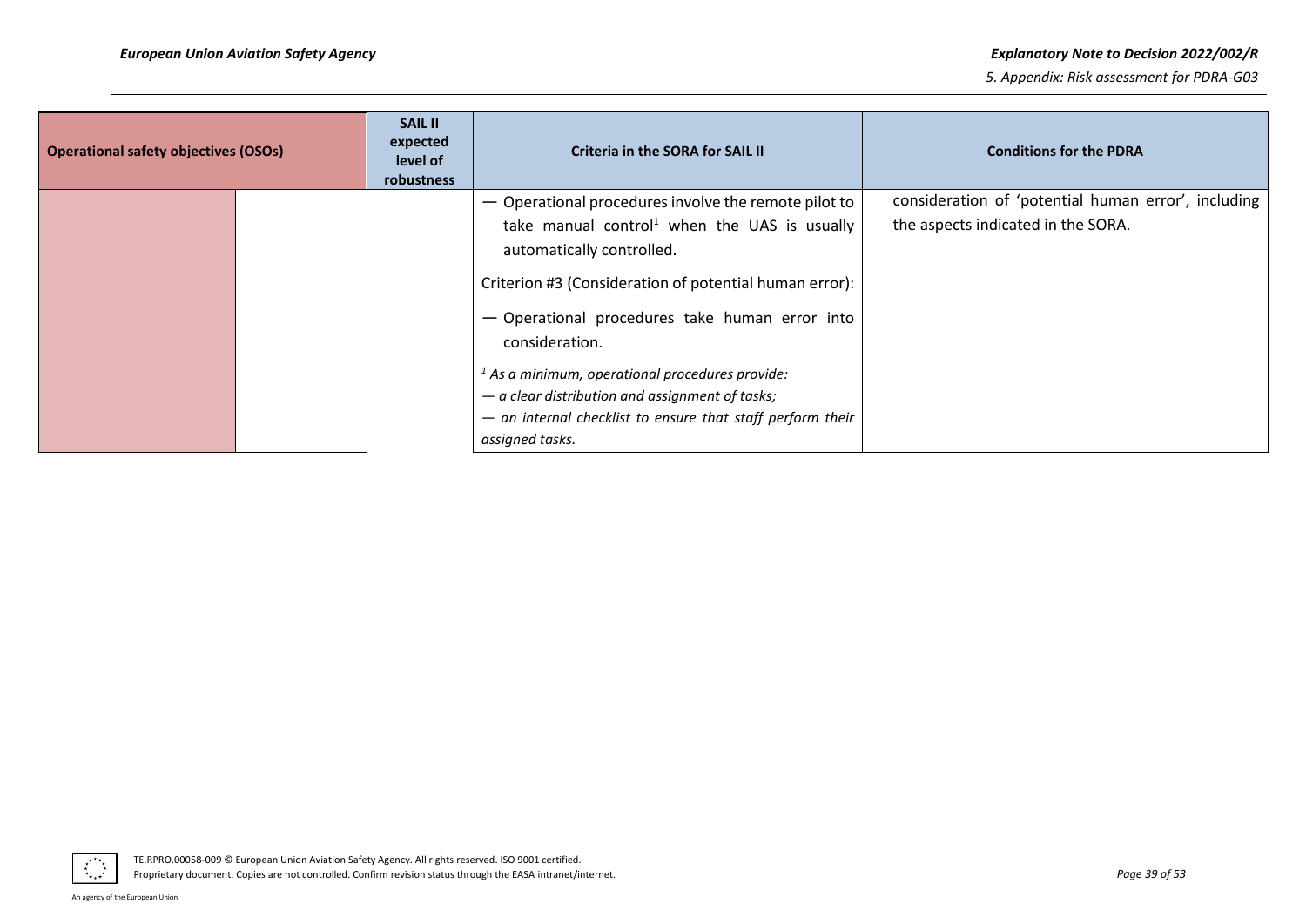| Operational safety objectives (OSOs) | | SAIL II expected level of robustness | Criteria in the SORA for SAIL II | Conditions for the PDRA |
|---|---|---|---|---|
| | | | — Operational procedures involve the remote pilot to take manual control[1] when the UAS is usually automatically controlled.<br><br>Criterion #3 (Consideration of potential human error):<br><br>— Operational procedures take human error into consideration.<br><br>*[1] As a minimum, operational procedures provide:*<br>*— a clear distribution and assignment of tasks;*<br>*— an internal checklist to ensure that staff perform their assigned tasks.* | consideration of 'potential human error', including the aspects indicated in the SORA. |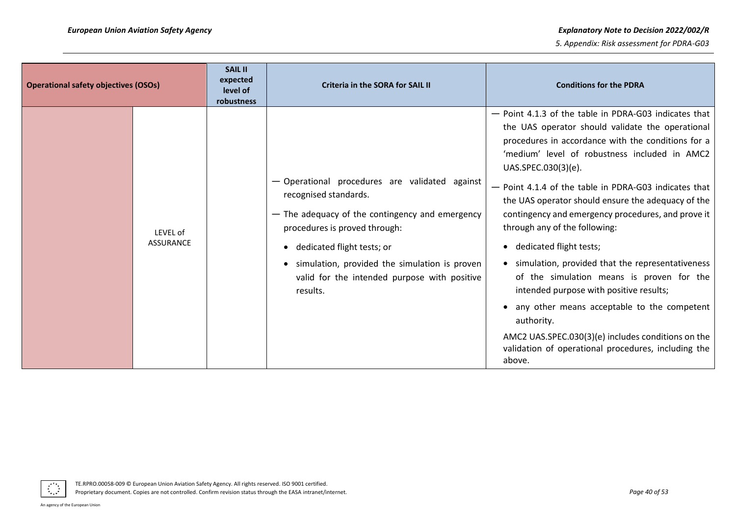| Operational safety objectives (OSOs) | | SAIL II expected level of robustness | Criteria in the SORA for SAIL II | Conditions for the PDRA |
|---|---|---|---|---|
| | LEVEL of ASSURANCE | | — Operational procedures are validated against recognised standards.<br>— The adequacy of the contingency and emergency procedures is proved through:<br>• dedicated flight tests; or<br>• simulation, provided the simulation is proven valid for the intended purpose with positive results. | — Point 4.1.3 of the table in PDRA-G03 indicates that the UAS operator should validate the operational procedures in accordance with the conditions for a 'medium' level of robustness included in AMC2 UAS.SPEC.030(3)(e).<br>— Point 4.1.4 of the table in PDRA-G03 indicates that the UAS operator should ensure the adequacy of the contingency and emergency procedures, and prove it through any of the following:<br>• dedicated flight tests;<br>• simulation, provided that the representativeness of the simulation means is proven for the intended purpose with positive results;<br>• any other means acceptable to the competent authority.<br>AMC2 UAS.SPEC.030(3)(e) includes conditions on the validation of operational procedures, including the above. |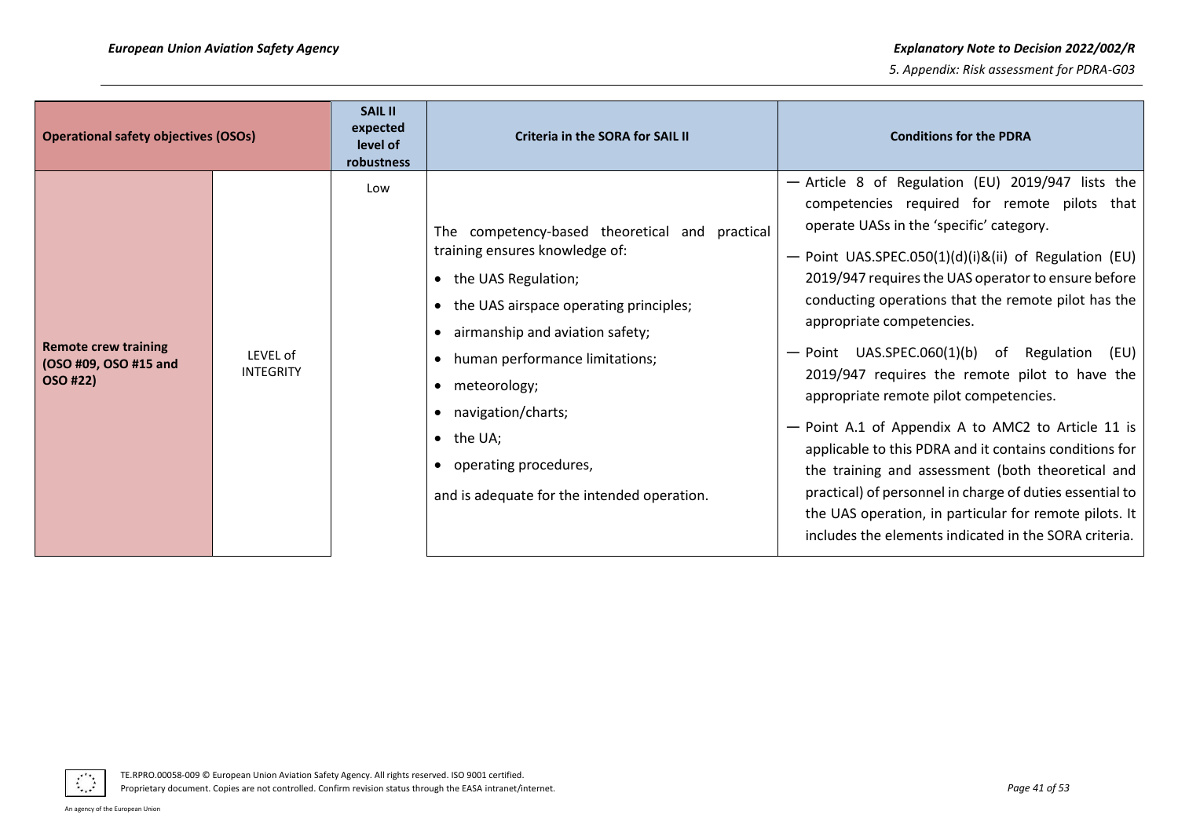| Operational safety objectives (OSOs) | | SAIL II expected level of robustness | Criteria in the SORA for SAIL II | Conditions for the PDRA |
|---|---|---|---|---|
| **Remote crew training (OSO #09, OSO #15 and OSO #22)** | LEVEL of INTEGRITY | Low | The competency-based theoretical and practical training ensures knowledge of:<br>• the UAS Regulation;<br>• the UAS airspace operating principles;<br>• airmanship and aviation safety;<br>• human performance limitations;<br>• meteorology;<br>• navigation/charts;<br>• the UA;<br>• operating procedures,<br><br>and is adequate for the intended operation. | — Article 8 of Regulation (EU) 2019/947 lists the competencies required for remote pilots that operate UASs in the 'specific' category.<br>— Point UAS.SPEC.050(1)(d)(i)&(ii) of Regulation (EU) 2019/947 requires the UAS operator to ensure before conducting operations that the remote pilot has the appropriate competencies.<br>— Point UAS.SPEC.060(1)(b) of Regulation (EU) 2019/947 requires the remote pilot to have the appropriate remote pilot competencies.<br>— Point A.1 of Appendix A to AMC2 to Article 11 is applicable to this PDRA and it contains conditions for the training and assessment (both theoretical and practical) of personnel in charge of duties essential to the UAS operation, in particular for remote pilots. It includes the elements indicated in the SORA criteria. |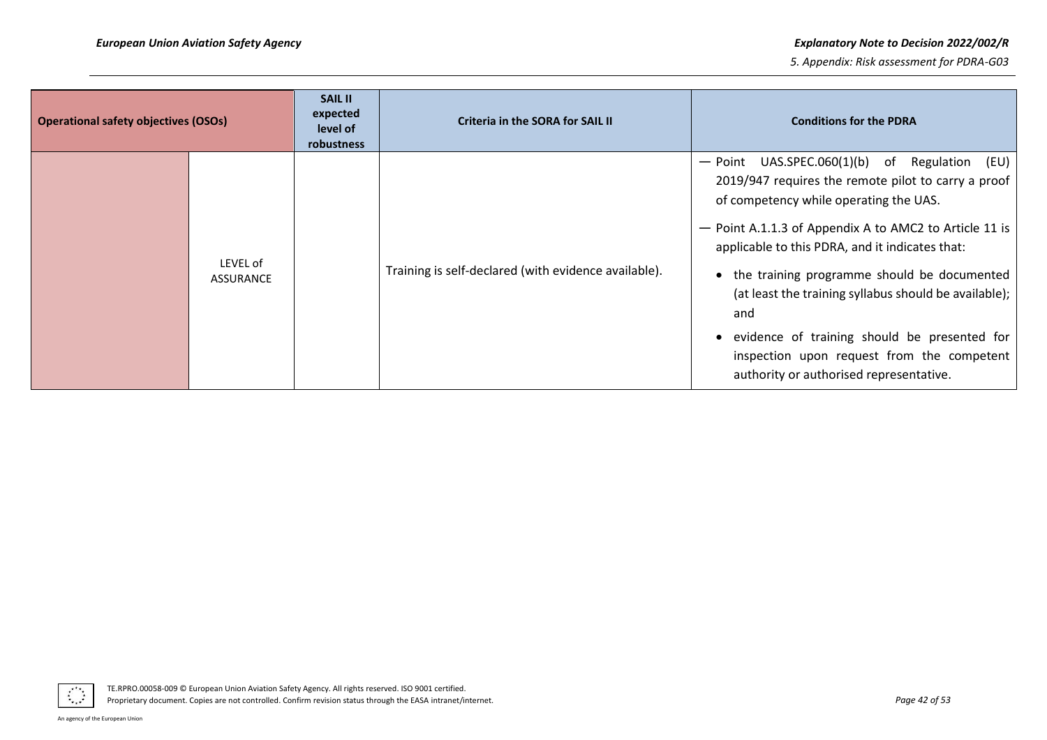| Operational safety objectives (OSOs) | | SAIL II expected level of robustness | Criteria in the SORA for SAIL II | Conditions for the PDRA |
|---|---|---|---|---|
| | LEVEL of ASSURANCE | | Training is self-declared (with evidence available). | — Point UAS.SPEC.060(1)(b) of Regulation (EU) 2019/947 requires the remote pilot to carry a proof of competency while operating the UAS.<br>— Point A.1.1.3 of Appendix A to AMC2 to Article 11 is applicable to this PDRA, and it indicates that:<br>• the training programme should be documented (at least the training syllabus should be available); and<br>• evidence of training should be presented for inspection upon request from the competent authority or authorised representative. |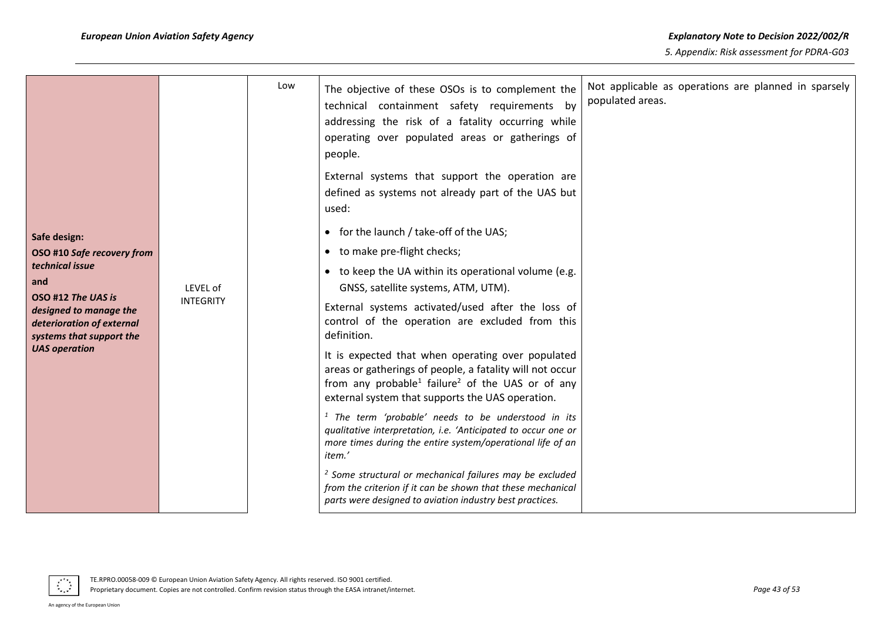| | | | | |
|---|---|---|---|---|
| **Safe design:** **OSO #10** ***Safe recovery from technical issue*** **and** **OSO #12** ***The UAS is designed to manage the deterioration of external systems that support the UAS operation*** | LEVEL of INTEGRITY | Low | The objective of these OSOs is to complement the technical containment safety requirements by addressing the risk of a fatality occurring while operating over populated areas or gatherings of people.<br><br>External systems that support the operation are defined as systems not already part of the UAS but used:<br><br>• for the launch / take-off of the UAS;<br>• to make pre-flight checks;<br>• to keep the UA within its operational volume (e.g. GNSS, satellite systems, ATM, UTM).<br><br>External systems activated/used after the loss of control of the operation are excluded from this definition.<br><br>It is expected that when operating over populated areas or gatherings of people, a fatality will not occur from any probable[1] failure[2] of the UAS or of any external system that supports the UAS operation.<br><br>*[1] The term 'probable' needs to be understood in its qualitative interpretation, i.e. 'Anticipated to occur one or more times during the entire system/operational life of an item.'*<br><br>*[2] Some structural or mechanical failures may be excluded from the criterion if it can be shown that these mechanical parts were designed to aviation industry best practices.* | Not applicable as operations are planned in sparsely populated areas. |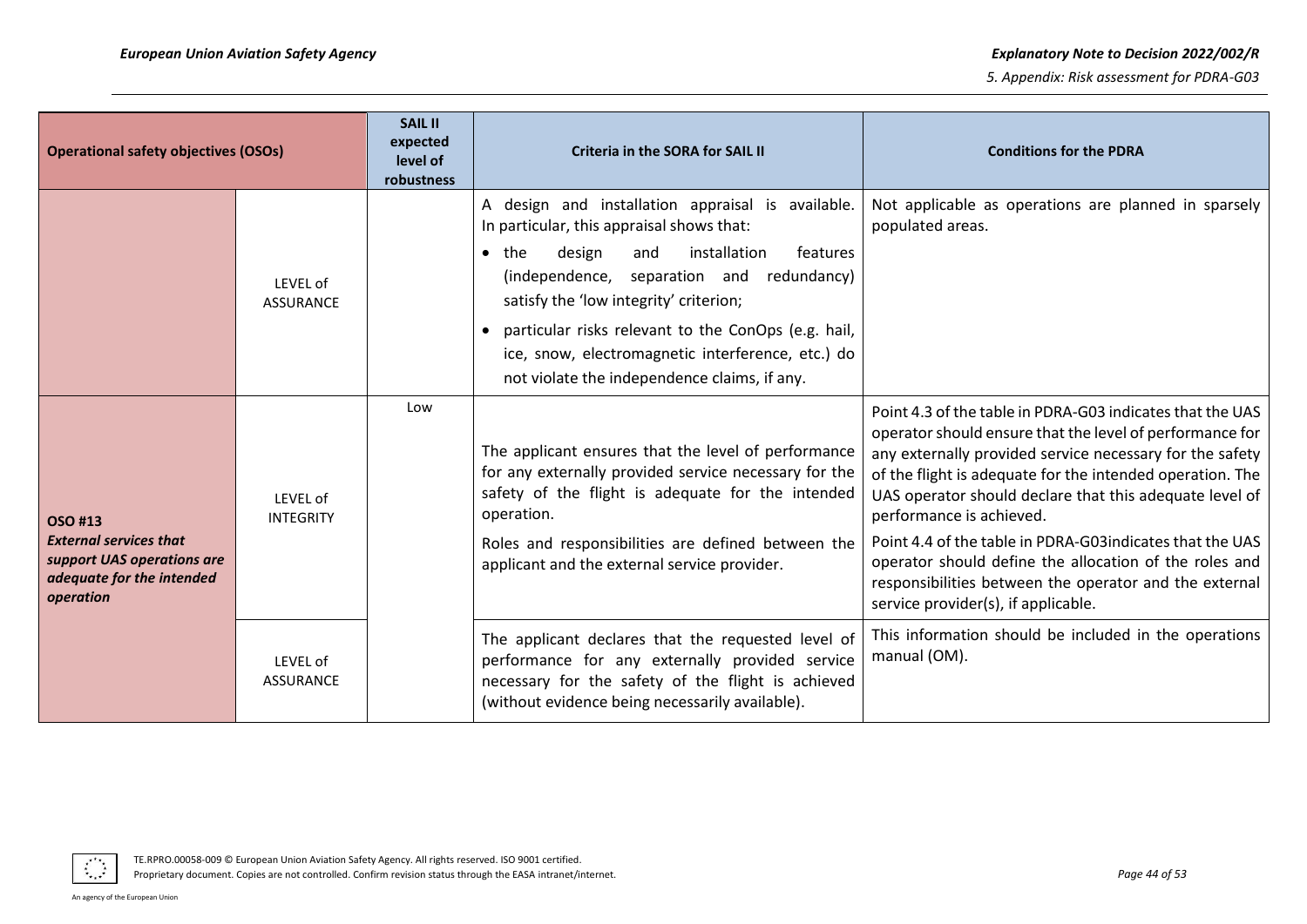| Operational safety objectives (OSOs) | | SAIL II expected level of robustness | Criteria in the SORA for SAIL II | Conditions for the PDRA |
|---|---|---|---|---|
| | LEVEL of ASSURANCE | | A design and installation appraisal is available. In particular, this appraisal shows that:<br>• the design and installation features (independence, separation and redundancy) satisfy the 'low integrity' criterion;<br>• particular risks relevant to the ConOps (e.g. hail, ice, snow, electromagnetic interference, etc.) do not violate the independence claims, if any. | Not applicable as operations are planned in sparsely populated areas. |
| **OSO #13**<br>***External services that support UAS operations are adequate for the intended operation*** | LEVEL of INTEGRITY | Low | The applicant ensures that the level of performance for any externally provided service necessary for the safety of the flight is adequate for the intended operation.<br>Roles and responsibilities are defined between the applicant and the external service provider. | Point 4.3 of the table in PDRA-G03 indicates that the UAS operator should ensure that the level of performance for any externally provided service necessary for the safety of the flight is adequate for the intended operation. The UAS operator should declare that this adequate level of performance is achieved.<br>Point 4.4 of the table in PDRA-G03indicates that the UAS operator should define the allocation of the roles and responsibilities between the operator and the external service provider(s), if applicable. |
| | LEVEL of ASSURANCE | | The applicant declares that the requested level of performance for any externally provided service necessary for the safety of the flight is achieved (without evidence being necessarily available). | This information should be included in the operations manual (OM). |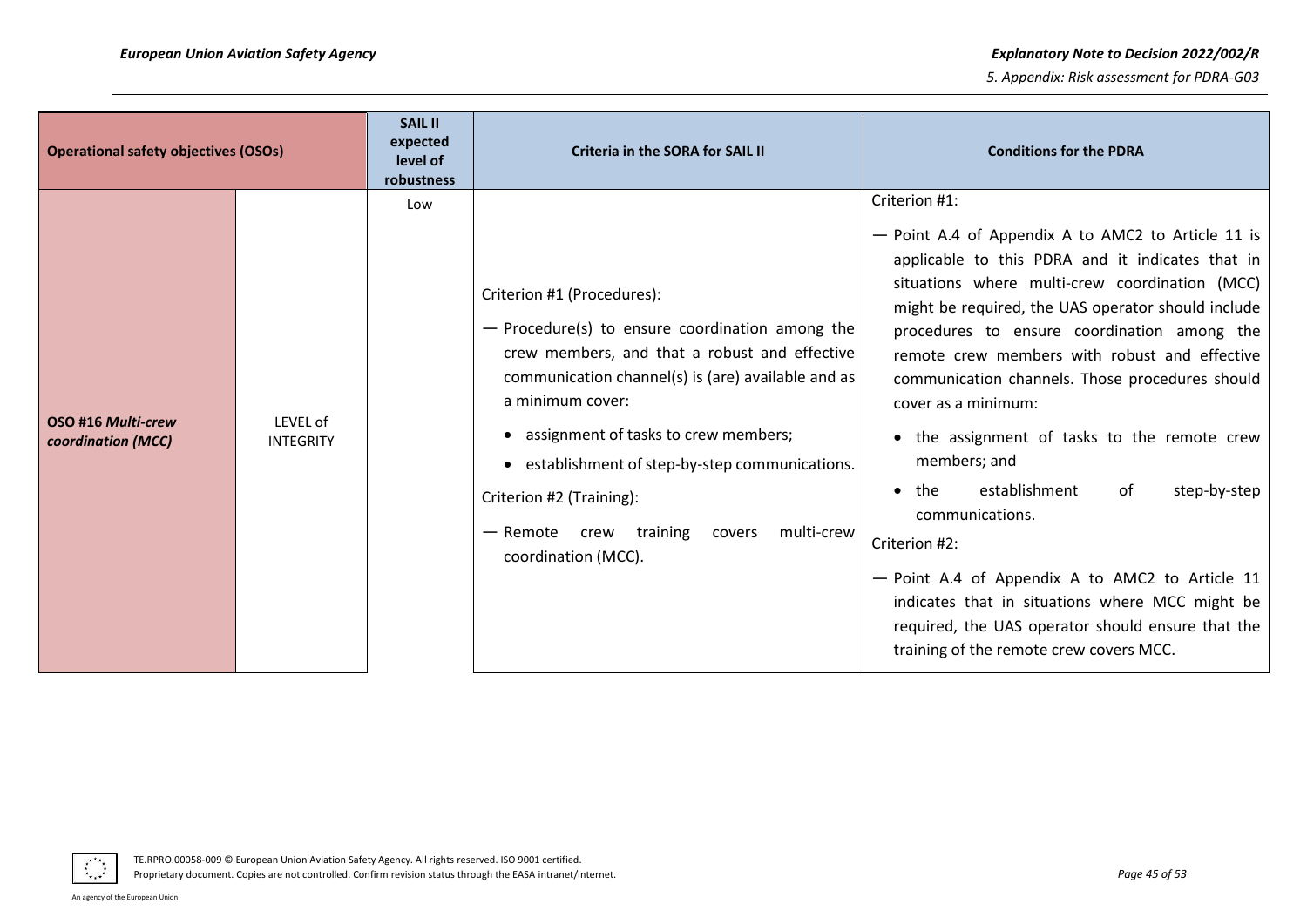| Operational safety objectives (OSOs) | | SAIL II expected level of robustness | Criteria in the SORA for SAIL II | Conditions for the PDRA |
|---|---|---|---|---|
| **OSO #16 *Multi-crew coordination (MCC)*** | LEVEL of INTEGRITY | Low | Criterion #1 (Procedures):<br>— Procedure(s) to ensure coordination among the crew members, and that a robust and effective communication channel(s) is (are) available and as a minimum cover:<br>• assignment of tasks to crew members;<br>• establishment of step-by-step communications.<br>Criterion #2 (Training):<br>— Remote crew training covers multi-crew coordination (MCC). | Criterion #1:<br>— Point A.4 of Appendix A to AMC2 to Article 11 is applicable to this PDRA and it indicates that in situations where multi-crew coordination (MCC) might be required, the UAS operator should include procedures to ensure coordination among the remote crew members with robust and effective communication channels. Those procedures should cover as a minimum:<br>• the assignment of tasks to the remote crew members; and<br>• the establishment of step-by-step communications.<br>Criterion #2:<br>— Point A.4 of Appendix A to AMC2 to Article 11 indicates that in situations where MCC might be required, the UAS operator should ensure that the training of the remote crew covers MCC. |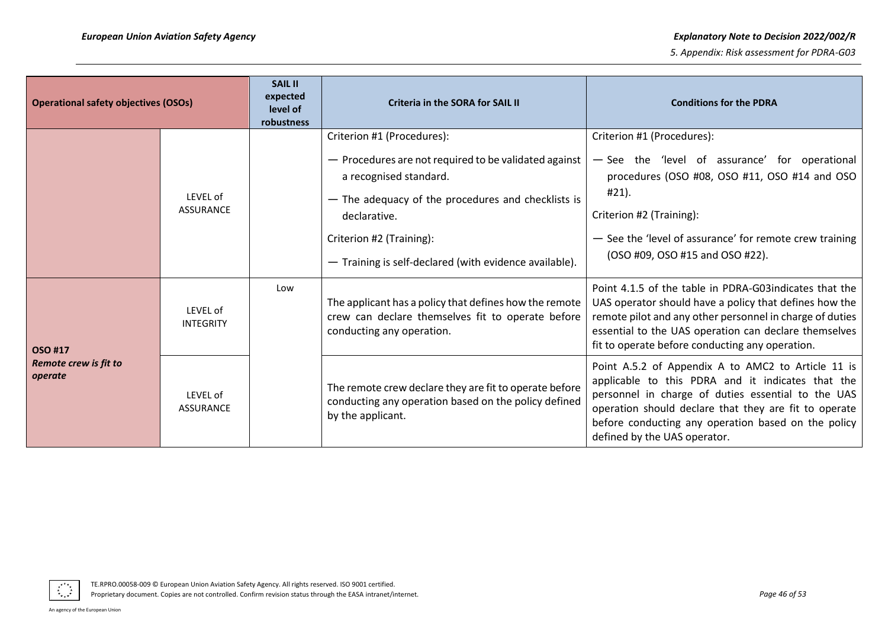| Operational safety objectives (OSOs) | | SAIL II expected level of robustness | Criteria in the SORA for SAIL II | Conditions for the PDRA |
|---|---|---|---|---|
| | LEVEL of ASSURANCE | | Criterion #1 (Procedures):<br>— Procedures are not required to be validated against a recognised standard.<br>— The adequacy of the procedures and checklists is declarative.<br>Criterion #2 (Training):<br>— Training is self-declared (with evidence available). | Criterion #1 (Procedures):<br>— See the 'level of assurance' for operational procedures (OSO #08, OSO #11, OSO #14 and OSO #21).<br>Criterion #2 (Training):<br>— See the 'level of assurance' for remote crew training (OSO #09, OSO #15 and OSO #22). |
| **OSO #17**<br>***Remote crew is fit to operate*** | LEVEL of INTEGRITY | Low | The applicant has a policy that defines how the remote crew can declare themselves fit to operate before conducting any operation. | Point 4.1.5 of the table in PDRA-G03indicates that the UAS operator should have a policy that defines how the remote pilot and any other personnel in charge of duties essential to the UAS operation can declare themselves fit to operate before conducting any operation. |
| | LEVEL of ASSURANCE | | The remote crew declare they are fit to operate before conducting any operation based on the policy defined by the applicant. | Point A.5.2 of Appendix A to AMC2 to Article 11 is applicable to this PDRA and it indicates that the personnel in charge of duties essential to the UAS operation should declare that they are fit to operate before conducting any operation based on the policy defined by the UAS operator. |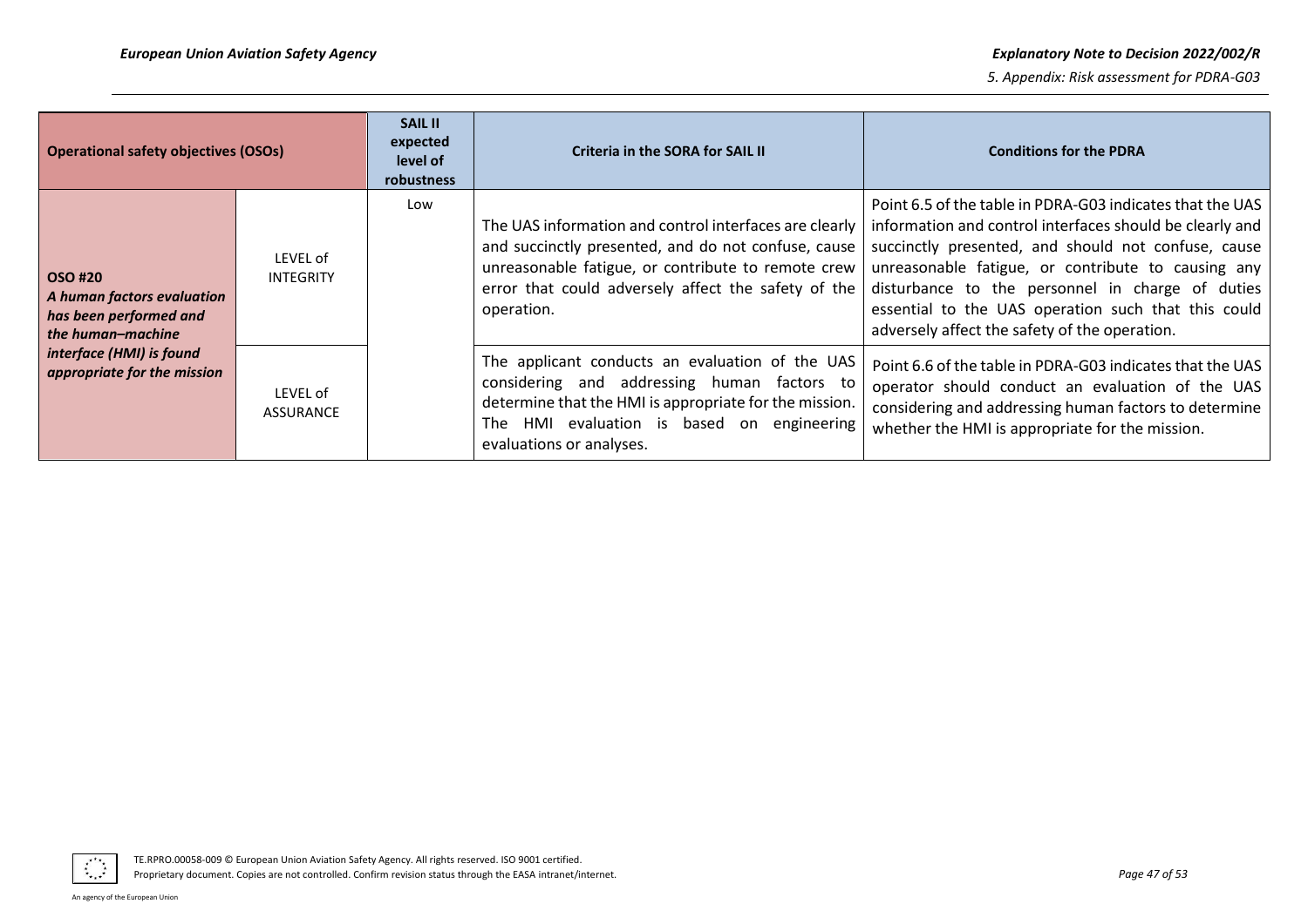| Operational safety objectives (OSOs) | | SAIL II expected level of robustness | Criteria in the SORA for SAIL II | Conditions for the PDRA |
|---|---|---|---|---|
| **OSO #20** ***A human factors evaluation has been performed and the human–machine interface (HMI) is found appropriate for the mission*** | LEVEL of INTEGRITY | Low | The UAS information and control interfaces are clearly and succinctly presented, and do not confuse, cause unreasonable fatigue, or contribute to remote crew error that could adversely affect the safety of the operation. | Point 6.5 of the table in PDRA-G03 indicates that the UAS information and control interfaces should be clearly and succinctly presented, and should not confuse, cause unreasonable fatigue, or contribute to causing any disturbance to the personnel in charge of duties essential to the UAS operation such that this could adversely affect the safety of the operation. |
| | LEVEL of ASSURANCE | | The applicant conducts an evaluation of the UAS considering and addressing human factors to determine that the HMI is appropriate for the mission. The HMI evaluation is based on engineering evaluations or analyses. | Point 6.6 of the table in PDRA-G03 indicates that the UAS operator should conduct an evaluation of the UAS considering and addressing human factors to determine whether the HMI is appropriate for the mission. |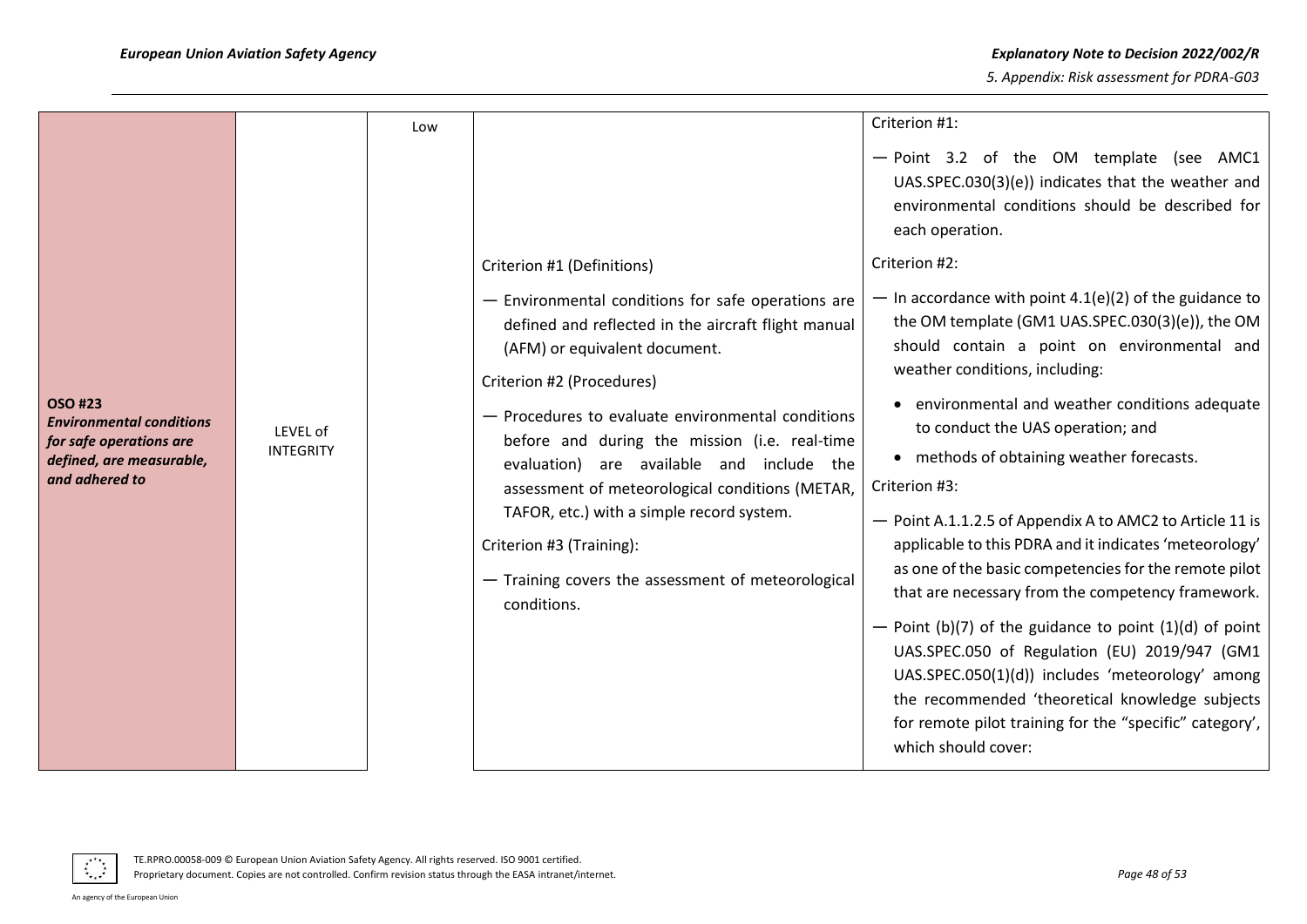| | | | | |
|---|---|---|---|---|
| ***OSO #23 Environmental conditions for safe operations are defined, are measurable, and adhered to*** | LEVEL of INTEGRITY | Low | Criterion #1 (Definitions)<br><br>— Environmental conditions for safe operations are defined and reflected in the aircraft flight manual (AFM) or equivalent document.<br><br>Criterion #2 (Procedures)<br><br>— Procedures to evaluate environmental conditions before and during the mission (i.e. real-time evaluation) are available and include the assessment of meteorological conditions (METAR, TAFOR, etc.) with a simple record system.<br><br>Criterion #3 (Training):<br><br>— Training covers the assessment of meteorological conditions. | Criterion #1:<br><br>— Point 3.2 of the OM template (see AMC1 UAS.SPEC.030(3)(e)) indicates that the weather and environmental conditions should be described for each operation.<br><br>Criterion #2:<br><br>— In accordance with point 4.1(e)(2) of the guidance to the OM template (GM1 UAS.SPEC.030(3)(e)), the OM should contain a point on environmental and weather conditions, including:<br><br>• environmental and weather conditions adequate to conduct the UAS operation; and<br>• methods of obtaining weather forecasts.<br><br>Criterion #3:<br><br>— Point A.1.1.2.5 of Appendix A to AMC2 to Article 11 is applicable to this PDRA and it indicates 'meteorology' as one of the basic competencies for the remote pilot that are necessary from the competency framework.<br><br>— Point (b)(7) of the guidance to point (1)(d) of point UAS.SPEC.050 of Regulation (EU) 2019/947 (GM1 UAS.SPEC.050(1)(d)) includes 'meteorology' among the recommended 'theoretical knowledge subjects for remote pilot training for the "specific" category', which should cover: |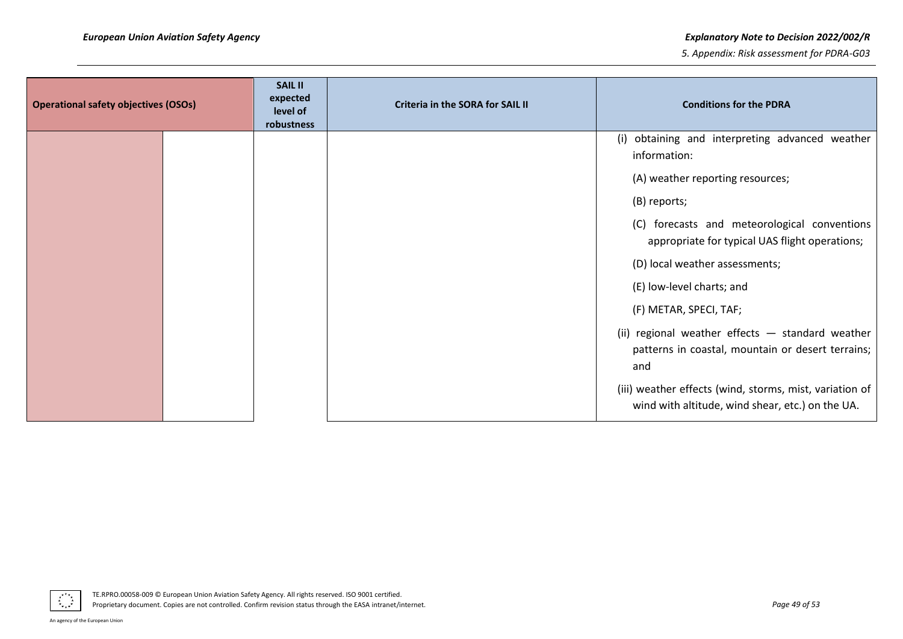| Operational safety objectives (OSOs) | | SAIL II expected level of robustness | Criteria in the SORA for SAIL II | Conditions for the PDRA |
|---|---|---|---|---|
| | | | | (i) obtaining and interpreting advanced weather information:<br>(A) weather reporting resources;<br>(B) reports;<br>(C) forecasts and meteorological conventions appropriate for typical UAS flight operations;<br>(D) local weather assessments;<br>(E) low-level charts; and<br>(F) METAR, SPECI, TAF;<br>(ii) regional weather effects — standard weather patterns in coastal, mountain or desert terrains; and<br>(iii) weather effects (wind, storms, mist, variation of wind with altitude, wind shear, etc.) on the UA. |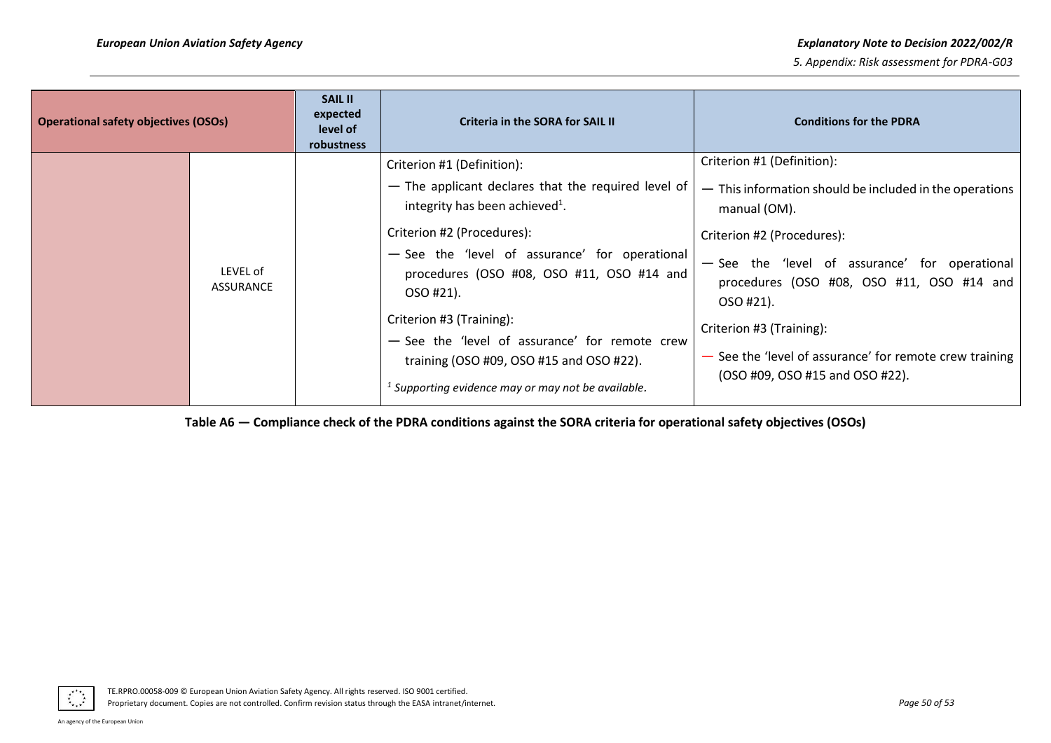| Operational safety objectives (OSOs) | | SAIL II expected level of robustness | Criteria in the SORA for SAIL II | Conditions for the PDRA |
|---|---|---|---|---|
| | LEVEL of ASSURANCE | | Criterion #1 (Definition):<br>— The applicant declares that the required level of integrity has been achieved[1].<br>Criterion #2 (Procedures):<br>— See the 'level of assurance' for operational procedures (OSO #08, OSO #11, OSO #14 and OSO #21).<br>Criterion #3 (Training):<br>— See the 'level of assurance' for remote crew training (OSO #09, OSO #15 and OSO #22).<br>[1] *Supporting evidence may or may not be available.* | Criterion #1 (Definition):<br>— This information should be included in the operations manual (OM).<br>Criterion #2 (Procedures):<br>— See the 'level of assurance' for operational procedures (OSO #08, OSO #11, OSO #14 and OSO #21).<br>Criterion #3 (Training):<br>— See the 'level of assurance' for remote crew training (OSO #09, OSO #15 and OSO #22). |

**Table A6 — Compliance check of the PDRA conditions against the SORA criteria for operational safety objectives (OSOs)**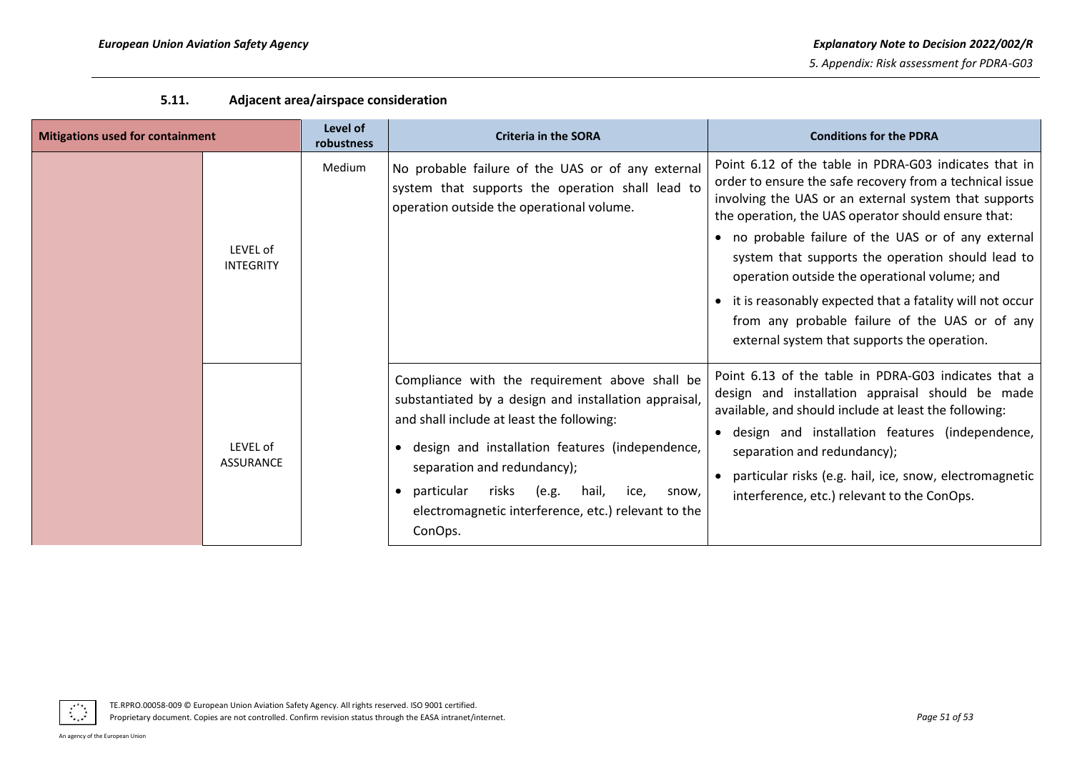### 5.11. Adjacent area/airspace consideration

| Mitigations used for containment | | Level of robustness | Criteria in the SORA | Conditions for the PDRA |
|---|---|---|---|---|
| | LEVEL of INTEGRITY | Medium | No probable failure of the UAS or of any external system that supports the operation shall lead to operation outside the operational volume. | Point 6.12 of the table in PDRA-G03 indicates that in order to ensure the safe recovery from a technical issue involving the UAS or an external system that supports the operation, the UAS operator should ensure that:<br>• no probable failure of the UAS or of any external system that supports the operation should lead to operation outside the operational volume; and<br>• it is reasonably expected that a fatality will not occur from any probable failure of the UAS or of any external system that supports the operation. |
| | LEVEL of ASSURANCE | | Compliance with the requirement above shall be substantiated by a design and installation appraisal, and shall include at least the following:<br>• design and installation features (independence, separation and redundancy);<br>• particular risks (e.g. hail, ice, snow, electromagnetic interference, etc.) relevant to the ConOps. | Point 6.13 of the table in PDRA-G03 indicates that a design and installation appraisal should be made available, and should include at least the following:<br>• design and installation features (independence, separation and redundancy);<br>• particular risks (e.g. hail, ice, snow, electromagnetic interference, etc.) relevant to the ConOps. |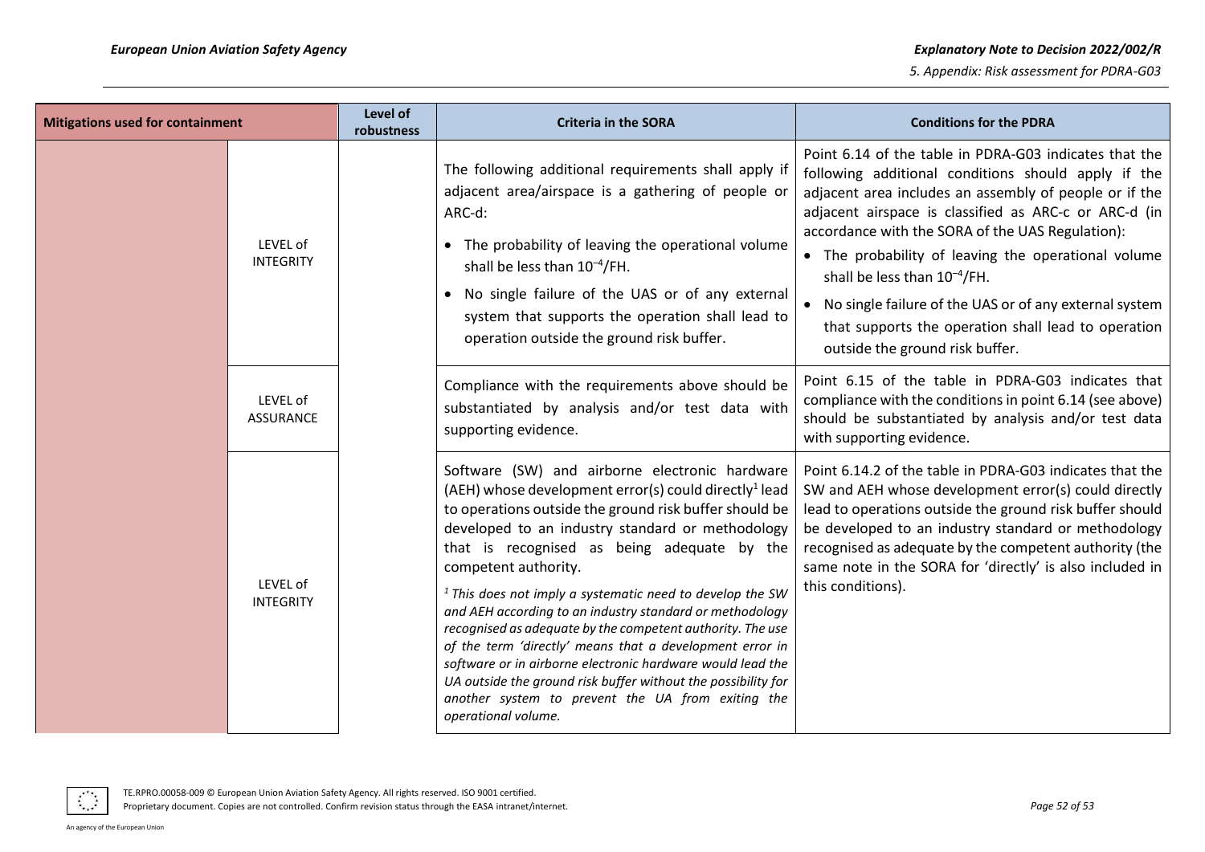| Mitigations used for containment | | Level of robustness | Criteria in the SORA | Conditions for the PDRA |
|---|---|---|---|---|
| | LEVEL of INTEGRITY | | The following additional requirements shall apply if adjacent area/airspace is a gathering of people or ARC-d:<br>• The probability of leaving the operational volume shall be less than $10^{-4}$/FH.<br>• No single failure of the UAS or of any external system that supports the operation shall lead to operation outside the ground risk buffer. | Point 6.14 of the table in PDRA-G03 indicates that the following additional conditions should apply if the adjacent area includes an assembly of people or if the adjacent airspace is classified as ARC-c or ARC-d (in accordance with the SORA of the UAS Regulation):<br>• The probability of leaving the operational volume shall be less than $10^{-4}$/FH.<br>• No single failure of the UAS or of any external system that supports the operation shall lead to operation outside the ground risk buffer. |
| | LEVEL of ASSURANCE | | Compliance with the requirements above should be substantiated by analysis and/or test data with supporting evidence. | Point 6.15 of the table in PDRA-G03 indicates that compliance with the conditions in point 6.14 (see above) should be substantiated by analysis and/or test data with supporting evidence. |
| | LEVEL of INTEGRITY | | Software (SW) and airborne electronic hardware (AEH) whose development error(s) could directly[1] lead to operations outside the ground risk buffer should be developed to an industry standard or methodology that is recognised as being adequate by the competent authority.<br>*[1] This does not imply a systematic need to develop the SW and AEH according to an industry standard or methodology recognised as adequate by the competent authority. The use of the term 'directly' means that a development error in software or in airborne electronic hardware would lead the UA outside the ground risk buffer without the possibility for another system to prevent the UA from exiting the operational volume.* | Point 6.14.2 of the table in PDRA-G03 indicates that the SW and AEH whose development error(s) could directly lead to operations outside the ground risk buffer should be developed to an industry standard or methodology recognised as adequate by the competent authority (the same note in the SORA for 'directly' is also included in this conditions). |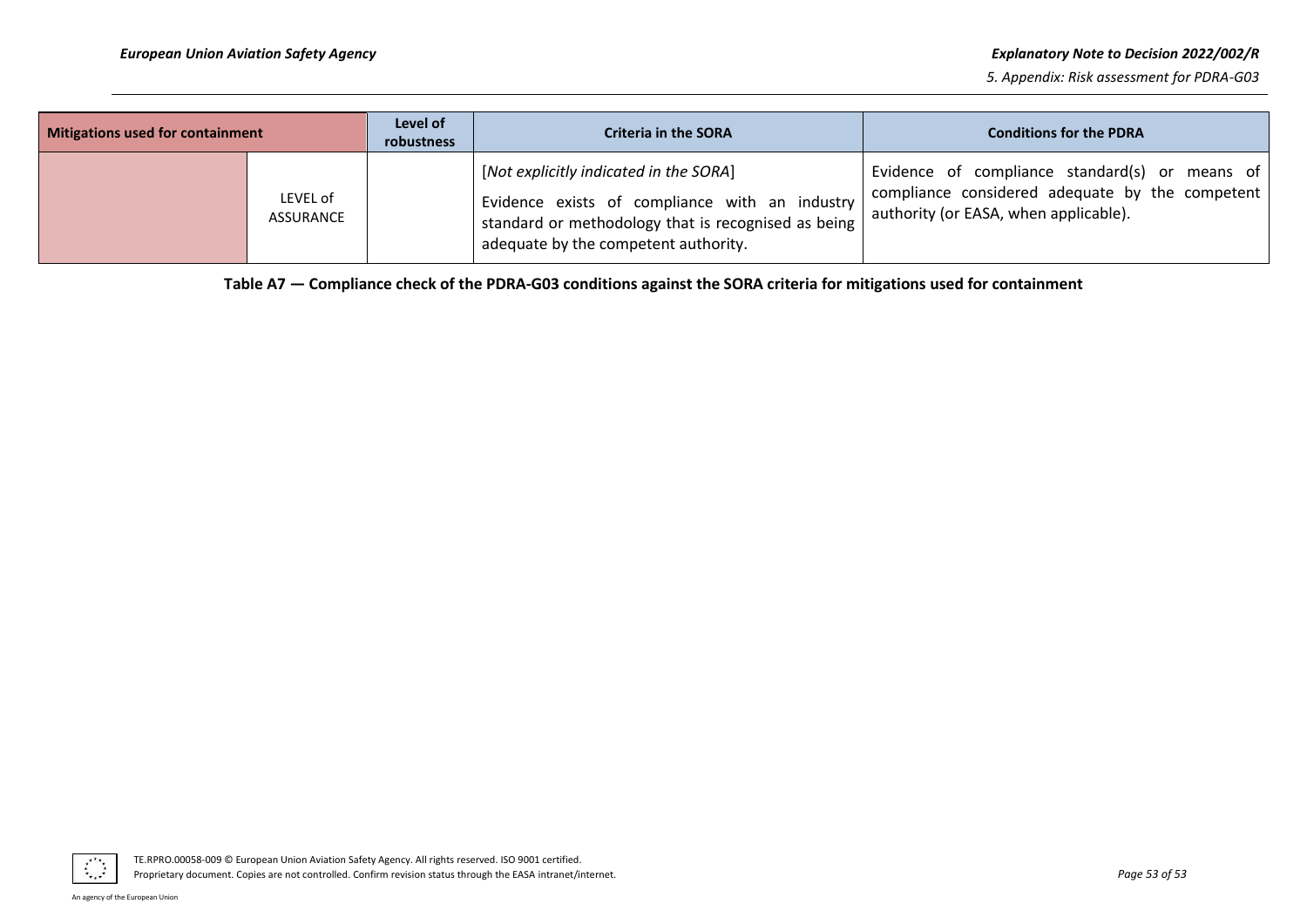| Mitigations used for containment | | Level of robustness | Criteria in the SORA | Conditions for the PDRA |
|---|---|---|---|---|
| | LEVEL of ASSURANCE | | [*Not explicitly indicated in the SORA*] Evidence exists of compliance with an industry standard or methodology that is recognised as being adequate by the competent authority. | Evidence of compliance standard(s) or means of compliance considered adequate by the competent authority (or EASA, when applicable). |

**Table A7 — Compliance check of the PDRA-G03 conditions against the SORA criteria for mitigations used for containment**